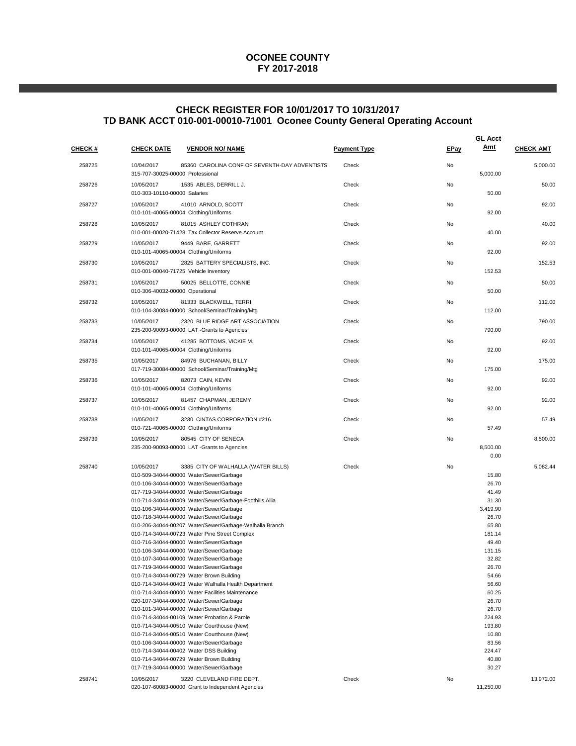# OCONEE COUNTY
# FY 2017-2018

## CHECK REGISTER FOR 10/01/2017 TO 10/31/2017
## TD BANK ACCT 010-001-00010-71001 Oconee County General Operating Account

| CHECK # | CHECK DATE | VENDOR NO/ NAME | Payment Type | EPay | GL Acct Amt | CHECK AMT |
|---|---|---|---|---|---|---|
| 258725 | 10/04/2017 | 85360 CAROLINA CONF OF SEVENTH-DAY ADVENTISTS | Check | No | | 5,000.00 |
| | 315-707-30025-00000 Professional | | | | 5,000.00 | |
| 258726 | 10/05/2017 | 1535 ABLES, DERRILL J. | Check | No | | 50.00 |
| | 010-303-10110-00000 Salaries | | | | 50.00 | |
| 258727 | 10/05/2017 | 41010 ARNOLD, SCOTT | Check | No | | 92.00 |
| | 010-101-40065-00004 Clothing/Uniforms | | | | 92.00 | |
| 258728 | 10/05/2017 | 81015 ASHLEY COTHRAN | Check | No | | 40.00 |
| | 010-001-00020-71428 Tax Collector Reserve Account | | | | 40.00 | |
| 258729 | 10/05/2017 | 9449 BARE, GARRETT | Check | No | | 92.00 |
| | 010-101-40065-00004 Clothing/Uniforms | | | | 92.00 | |
| 258730 | 10/05/2017 | 2825 BATTERY SPECIALISTS, INC. | Check | No | | 152.53 |
| | 010-001-00040-71725 Vehicle Inventory | | | | 152.53 | |
| 258731 | 10/05/2017 | 50025 BELLOTTE, CONNIE | Check | No | | 50.00 |
| | 010-306-40032-00000 Operational | | | | 50.00 | |
| 258732 | 10/05/2017 | 81333 BLACKWELL, TERRI | Check | No | | 112.00 |
| | 010-104-30084-00000 School/Seminar/Training/Mtg | | | | 112.00 | |
| 258733 | 10/05/2017 | 2320 BLUE RIDGE ART ASSOCIATION | Check | No | | 790.00 |
| | 235-200-90093-00000 LAT -Grants to Agencies | | | | 790.00 | |
| 258734 | 10/05/2017 | 41285 BOTTOMS, VICKIE M. | Check | No | | 92.00 |
| | 010-101-40065-00004 Clothing/Uniforms | | | | 92.00 | |
| 258735 | 10/05/2017 | 84976 BUCHANAN, BILLY | Check | No | | 175.00 |
| | 017-719-30084-00000 School/Seminar/Training/Mtg | | | | 175.00 | |
| 258736 | 10/05/2017 | 82073 CAIN, KEVIN | Check | No | | 92.00 |
| | 010-101-40065-00004 Clothing/Uniforms | | | | 92.00 | |
| 258737 | 10/05/2017 | 81457 CHAPMAN, JEREMY | Check | No | | 92.00 |
| | 010-101-40065-00004 Clothing/Uniforms | | | | 92.00 | |
| 258738 | 10/05/2017 | 3230 CINTAS CORPORATION #216 | Check | No | | 57.49 |
| | 010-721-40065-00000 Clothing/Uniforms | | | | 57.49 | |
| 258739 | 10/05/2017 | 80545 CITY OF SENECA | Check | No | | 8,500.00 |
| | 235-200-90093-00000 LAT -Grants to Agencies | | | | 8,500.00 | |
| | | | | | 0.00 | |
| 258740 | 10/05/2017 | 3385 CITY OF WALHALLA (WATER BILLS) | Check | No | | 5,082.44 |
| | 010-509-34044-00000 Water/Sewer/Garbage | | | | 15.80 | |
| | 010-106-34044-00000 Water/Sewer/Garbage | | | | 26.70 | |
| | 017-719-34044-00000 Water/Sewer/Garbage | | | | 41.49 | |
| | 010-714-34044-00409 Water/Sewer/Garbage-Foothills Allia | | | | 31.30 | |
| | 010-106-34044-00000 Water/Sewer/Garbage | | | | 3,419.90 | |
| | 010-718-34044-00000 Water/Sewer/Garbage | | | | 26.70 | |
| | 010-206-34044-00207 Water/Sewer/Garbage-Walhalla Branch | | | | 65.80 | |
| | 010-714-34044-00723 Water Pine Street Complex | | | | 181.14 | |
| | 010-716-34044-00000 Water/Sewer/Garbage | | | | 49.40 | |
| | 010-106-34044-00000 Water/Sewer/Garbage | | | | 131.15 | |
| | 010-107-34044-00000 Water/Sewer/Garbage | | | | 32.82 | |
| | 017-719-34044-00000 Water/Sewer/Garbage | | | | 26.70 | |
| | 010-714-34044-00729 Water Brown Building | | | | 54.66 | |
| | 010-714-34044-00403 Water Walhalla Health Department | | | | 56.60 | |
| | 010-714-34044-00000 Water Facilities Maintenance | | | | 60.25 | |
| | 020-107-34044-00000 Water/Sewer/Garbage | | | | 26.70 | |
| | 010-101-34044-00000 Water/Sewer/Garbage | | | | 26.70 | |
| | 010-714-34044-00109 Water Probation & Parole | | | | 224.93 | |
| | 010-714-34044-00510 Water Courthouse (New) | | | | 193.80 | |
| | 010-714-34044-00510 Water Courthouse (New) | | | | 10.80 | |
| | 010-106-34044-00000 Water/Sewer/Garbage | | | | 83.56 | |
| | 010-714-34044-00402 Water DSS Building | | | | 224.47 | |
| | 010-714-34044-00729 Water Brown Building | | | | 40.80 | |
| | 017-719-34044-00000 Water/Sewer/Garbage | | | | 30.27 | |
| 258741 | 10/05/2017 | 3220 CLEVELAND FIRE DEPT. | Check | No | | 13,972.00 |
| | 020-107-60083-00000 Grant to Independent Agencies | | | | 11,250.00 | |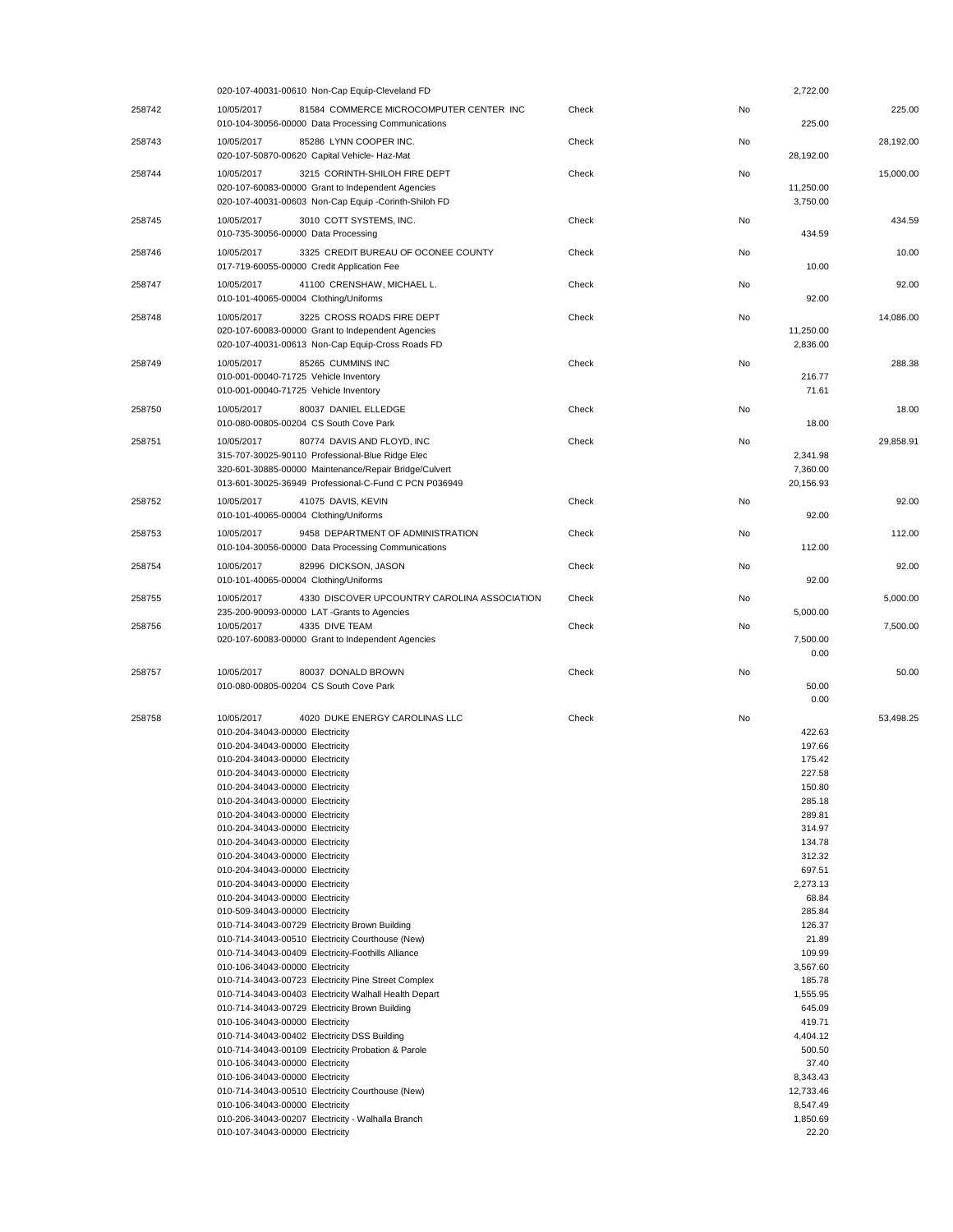| Check # | Date / Vendor / Account | Type | Void | Amount | Total |
|---|---|---|---|---|---|
| | 020-107-40031-00610 Non-Cap Equip-Cleveland FD | | | 2,722.00 | |
| 258742 | 10/05/2017 81584 COMMERCE MICROCOMPUTER CENTER INC | Check | No | | 225.00 |
| | 010-104-30056-00000 Data Processing Communications | | | 225.00 | |
| 258743 | 10/05/2017 85286 LYNN COOPER INC. | Check | No | | 28,192.00 |
| | 020-107-50870-00620 Capital Vehicle- Haz-Mat | | | 28,192.00 | |
| 258744 | 10/05/2017 3215 CORINTH-SHILOH FIRE DEPT | Check | No | | 15,000.00 |
| | 020-107-60083-00000 Grant to Independent Agencies | | | 11,250.00 | |
| | 020-107-40031-00603 Non-Cap Equip -Corinth-Shiloh FD | | | 3,750.00 | |
| 258745 | 10/05/2017 3010 COTT SYSTEMS, INC. | Check | No | | 434.59 |
| | 010-735-30056-00000 Data Processing | | | 434.59 | |
| 258746 | 10/05/2017 3325 CREDIT BUREAU OF OCONEE COUNTY | Check | No | | 10.00 |
| | 017-719-60055-00000 Credit Application Fee | | | 10.00 | |
| 258747 | 10/05/2017 41100 CRENSHAW, MICHAEL L. | Check | No | | 92.00 |
| | 010-101-40065-00004 Clothing/Uniforms | | | 92.00 | |
| 258748 | 10/05/2017 3225 CROSS ROADS FIRE DEPT | Check | No | | 14,086.00 |
| | 020-107-60083-00000 Grant to Independent Agencies | | | 11,250.00 | |
| | 020-107-40031-00613 Non-Cap Equip-Cross Roads FD | | | 2,836.00 | |
| 258749 | 10/05/2017 85265 CUMMINS INC | Check | No | | 288.38 |
| | 010-001-00040-71725 Vehicle Inventory | | | 216.77 | |
| | 010-001-00040-71725 Vehicle Inventory | | | 71.61 | |
| 258750 | 10/05/2017 80037 DANIEL ELLEDGE | Check | No | | 18.00 |
| | 010-080-00805-00204 CS South Cove Park | | | 18.00 | |
| 258751 | 10/05/2017 80774 DAVIS AND FLOYD, INC | Check | No | | 29,858.91 |
| | 315-707-30025-90110 Professional-Blue Ridge Elec | | | 2,341.98 | |
| | 320-601-30885-00000 Maintenance/Repair Bridge/Culvert | | | 7,360.00 | |
| | 013-601-30025-36949 Professional-C-Fund C PCN P036949 | | | 20,156.93 | |
| 258752 | 10/05/2017 41075 DAVIS, KEVIN | Check | No | | 92.00 |
| | 010-101-40065-00004 Clothing/Uniforms | | | 92.00 | |
| 258753 | 10/05/2017 9458 DEPARTMENT OF ADMINISTRATION | Check | No | | 112.00 |
| | 010-104-30056-00000 Data Processing Communications | | | 112.00 | |
| 258754 | 10/05/2017 82996 DICKSON, JASON | Check | No | | 92.00 |
| | 010-101-40065-00004 Clothing/Uniforms | | | 92.00 | |
| 258755 | 10/05/2017 4330 DISCOVER UPCOUNTRY CAROLINA ASSOCIATION | Check | No | | 5,000.00 |
| | 235-200-90093-00000 LAT -Grants to Agencies | | | 5,000.00 | |
| 258756 | 10/05/2017 4335 DIVE TEAM | Check | No | | 7,500.00 |
| | 020-107-60083-00000 Grant to Independent Agencies | | | 7,500.00 | |
| | | | | 0.00 | |
| 258757 | 10/05/2017 80037 DONALD BROWN | Check | No | | 50.00 |
| | 010-080-00805-00204 CS South Cove Park | | | 50.00 | |
| | | | | 0.00 | |
| 258758 | 10/05/2017 4020 DUKE ENERGY CAROLINAS LLC | Check | No | | 53,498.25 |
| | 010-204-34043-00000 Electricity | | | 422.63 | |
| | 010-204-34043-00000 Electricity | | | 197.66 | |
| | 010-204-34043-00000 Electricity | | | 175.42 | |
| | 010-204-34043-00000 Electricity | | | 227.58 | |
| | 010-204-34043-00000 Electricity | | | 150.80 | |
| | 010-204-34043-00000 Electricity | | | 285.18 | |
| | 010-204-34043-00000 Electricity | | | 289.81 | |
| | 010-204-34043-00000 Electricity | | | 314.97 | |
| | 010-204-34043-00000 Electricity | | | 134.78 | |
| | 010-204-34043-00000 Electricity | | | 312.32 | |
| | 010-204-34043-00000 Electricity | | | 697.51 | |
| | 010-204-34043-00000 Electricity | | | 2,273.13 | |
| | 010-204-34043-00000 Electricity | | | 68.84 | |
| | 010-509-34043-00000 Electricity | | | 285.84 | |
| | 010-714-34043-00729 Electricity Brown Building | | | 126.37 | |
| | 010-714-34043-00510 Electricity Courthouse (New) | | | 21.89 | |
| | 010-714-34043-00409 Electricity-Foothills Alliance | | | 109.99 | |
| | 010-106-34043-00000 Electricity | | | 3,567.60 | |
| | 010-714-34043-00723 Electricity Pine Street Complex | | | 185.78 | |
| | 010-714-34043-00403 Electricity Walhall Health Depart | | | 1,555.95 | |
| | 010-714-34043-00729 Electricity Brown Building | | | 645.09 | |
| | 010-106-34043-00000 Electricity | | | 419.71 | |
| | 010-714-34043-00402 Electricity DSS Building | | | 4,404.12 | |
| | 010-714-34043-00109 Electricity Probation & Parole | | | 500.50 | |
| | 010-106-34043-00000 Electricity | | | 37.40 | |
| | 010-106-34043-00000 Electricity | | | 8,343.43 | |
| | 010-714-34043-00510 Electricity Courthouse (New) | | | 12,733.46 | |
| | 010-106-34043-00000 Electricity | | | 8,547.49 | |
| | 010-206-34043-00207 Electricity - Walhalla Branch | | | 1,850.69 | |
| | 010-107-34043-00000 Electricity | | | 22.20 | |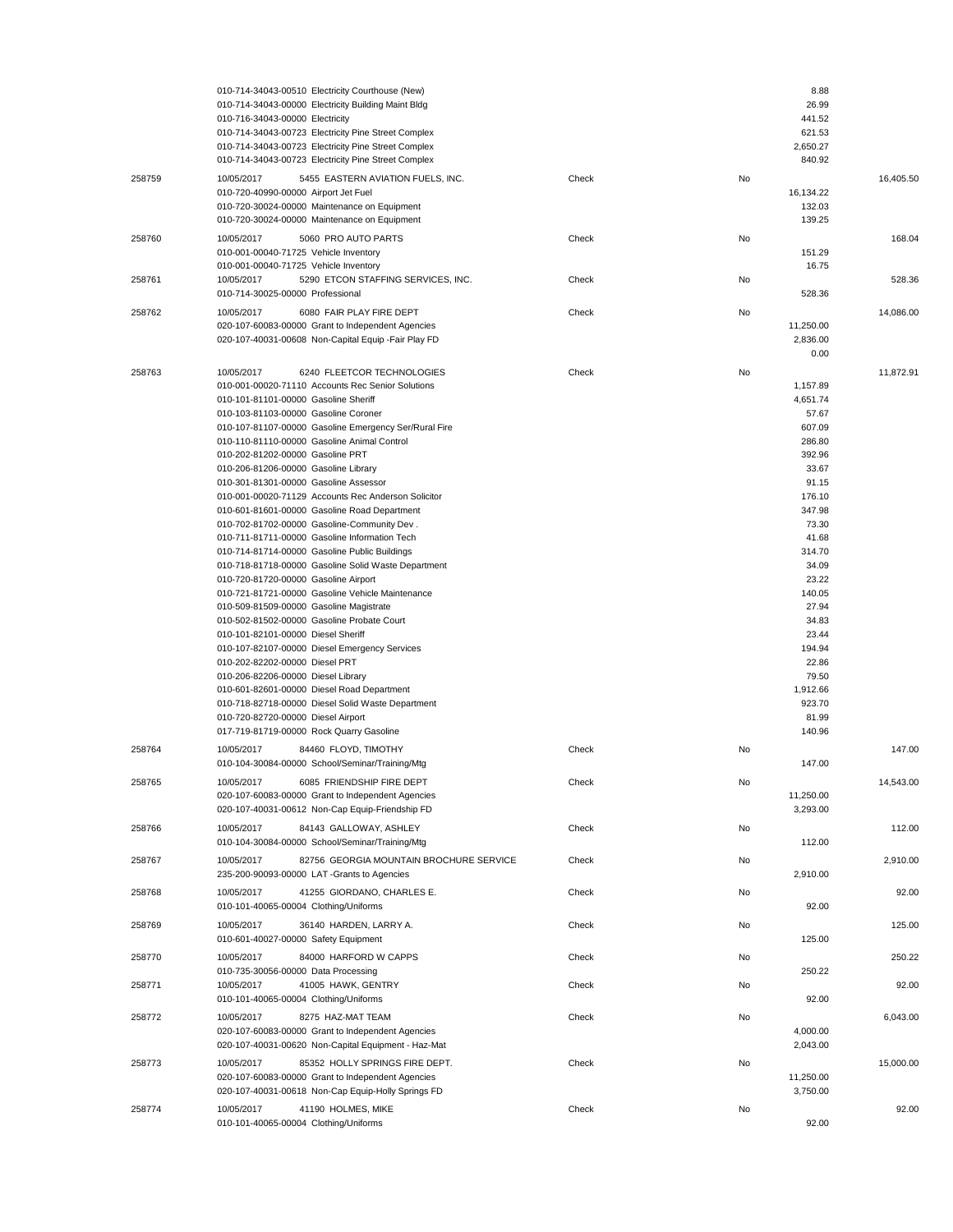| Check # | Date / Vendor / Account | Type | Void | Line Amount | Check Amount |
|---|---|---|---|---|---|
| | 010-714-34043-00510 Electricity Courthouse (New) | | | 8.88 | |
| | 010-714-34043-00000 Electricity Building Maint Bldg | | | 26.99 | |
| | 010-716-34043-00000 Electricity | | | 441.52 | |
| | 010-714-34043-00723 Electricity Pine Street Complex | | | 621.53 | |
| | 010-714-34043-00723 Electricity Pine Street Complex | | | 2,650.27 | |
| | 010-714-34043-00723 Electricity Pine Street Complex | | | 840.92 | |
| 258759 | 10/05/2017 5455 EASTERN AVIATION FUELS, INC. | Check | No | | 16,405.50 |
| | 010-720-40990-00000 Airport Jet Fuel | | | 16,134.22 | |
| | 010-720-30024-00000 Maintenance on Equipment | | | 132.03 | |
| | 010-720-30024-00000 Maintenance on Equipment | | | 139.25 | |
| 258760 | 10/05/2017 5060 PRO AUTO PARTS | Check | No | | 168.04 |
| | 010-001-00040-71725 Vehicle Inventory | | | 151.29 | |
| | 010-001-00040-71725 Vehicle Inventory | | | 16.75 | |
| 258761 | 10/05/2017 5290 ETCON STAFFING SERVICES, INC. | Check | No | | 528.36 |
| | 010-714-30025-00000 Professional | | | 528.36 | |
| 258762 | 10/05/2017 6080 FAIR PLAY FIRE DEPT | Check | No | | 14,086.00 |
| | 020-107-60083-00000 Grant to Independent Agencies | | | 11,250.00 | |
| | 020-107-40031-00608 Non-Capital Equip -Fair Play FD | | | 2,836.00 | |
| | | | | 0.00 | |
| 258763 | 10/05/2017 6240 FLEETCOR TECHNOLOGIES | Check | No | | 11,872.91 |
| | 010-001-00020-71110 Accounts Rec Senior Solutions | | | 1,157.89 | |
| | 010-101-81101-00000 Gasoline Sheriff | | | 4,651.74 | |
| | 010-103-81103-00000 Gasoline Coroner | | | 57.67 | |
| | 010-107-81107-00000 Gasoline Emergency Ser/Rural Fire | | | 607.09 | |
| | 010-110-81110-00000 Gasoline Animal Control | | | 286.80 | |
| | 010-202-81202-00000 Gasoline PRT | | | 392.96 | |
| | 010-206-81206-00000 Gasoline Library | | | 33.67 | |
| | 010-301-81301-00000 Gasoline Assessor | | | 91.15 | |
| | 010-001-00020-71129 Accounts Rec Anderson Solicitor | | | 176.10 | |
| | 010-601-81601-00000 Gasoline Road Department | | | 347.98 | |
| | 010-702-81702-00000 Gasoline-Community Dev . | | | 73.30 | |
| | 010-711-81711-00000 Gasoline Information Tech | | | 41.68 | |
| | 010-714-81714-00000 Gasoline Public Buildings | | | 314.70 | |
| | 010-718-81718-00000 Gasoline Solid Waste Department | | | 34.09 | |
| | 010-720-81720-00000 Gasoline Airport | | | 23.22 | |
| | 010-721-81721-00000 Gasoline Vehicle Maintenance | | | 140.05 | |
| | 010-509-81509-00000 Gasoline Magistrate | | | 27.94 | |
| | 010-502-81502-00000 Gasoline Probate Court | | | 34.83 | |
| | 010-101-82101-00000 Diesel Sheriff | | | 23.44 | |
| | 010-107-82107-00000 Diesel Emergency Services | | | 194.94 | |
| | 010-202-82202-00000 Diesel PRT | | | 22.86 | |
| | 010-206-82206-00000 Diesel Library | | | 79.50 | |
| | 010-601-82601-00000 Diesel Road Department | | | 1,912.66 | |
| | 010-718-82718-00000 Diesel Solid Waste Department | | | 923.70 | |
| | 010-720-82720-00000 Diesel Airport | | | 81.99 | |
| | 017-719-81719-00000 Rock Quarry Gasoline | | | 140.96 | |
| 258764 | 10/05/2017 84460 FLOYD, TIMOTHY | Check | No | | 147.00 |
| | 010-104-30084-00000 School/Seminar/Training/Mtg | | | 147.00 | |
| 258765 | 10/05/2017 6085 FRIENDSHIP FIRE DEPT | Check | No | | 14,543.00 |
| | 020-107-60083-00000 Grant to Independent Agencies | | | 11,250.00 | |
| | 020-107-40031-00612 Non-Cap Equip-Friendship FD | | | 3,293.00 | |
| 258766 | 10/05/2017 84143 GALLOWAY, ASHLEY | Check | No | | 112.00 |
| | 010-104-30084-00000 School/Seminar/Training/Mtg | | | 112.00 | |
| 258767 | 10/05/2017 82756 GEORGIA MOUNTAIN BROCHURE SERVICE | Check | No | | 2,910.00 |
| | 235-200-90093-00000 LAT -Grants to Agencies | | | 2,910.00 | |
| 258768 | 10/05/2017 41255 GIORDANO, CHARLES E. | Check | No | | 92.00 |
| | 010-101-40065-00004 Clothing/Uniforms | | | 92.00 | |
| 258769 | 10/05/2017 36140 HARDEN, LARRY A. | Check | No | | 125.00 |
| | 010-601-40027-00000 Safety Equipment | | | 125.00 | |
| 258770 | 10/05/2017 84000 HARFORD W CAPPS | Check | No | | 250.22 |
| | 010-735-30056-00000 Data Processing | | | 250.22 | |
| 258771 | 10/05/2017 41005 HAWK, GENTRY | Check | No | | 92.00 |
| | 010-101-40065-00004 Clothing/Uniforms | | | 92.00 | |
| 258772 | 10/05/2017 8275 HAZ-MAT TEAM | Check | No | | 6,043.00 |
| | 020-107-60083-00000 Grant to Independent Agencies | | | 4,000.00 | |
| | 020-107-40031-00620 Non-Capital Equipment - Haz-Mat | | | 2,043.00 | |
| 258773 | 10/05/2017 85352 HOLLY SPRINGS FIRE DEPT. | Check | No | | 15,000.00 |
| | 020-107-60083-00000 Grant to Independent Agencies | | | 11,250.00 | |
| | 020-107-40031-00618 Non-Cap Equip-Holly Springs FD | | | 3,750.00 | |
| 258774 | 10/05/2017 41190 HOLMES, MIKE | Check | No | | 92.00 |
| | 010-101-40065-00004 Clothing/Uniforms | | | 92.00 | |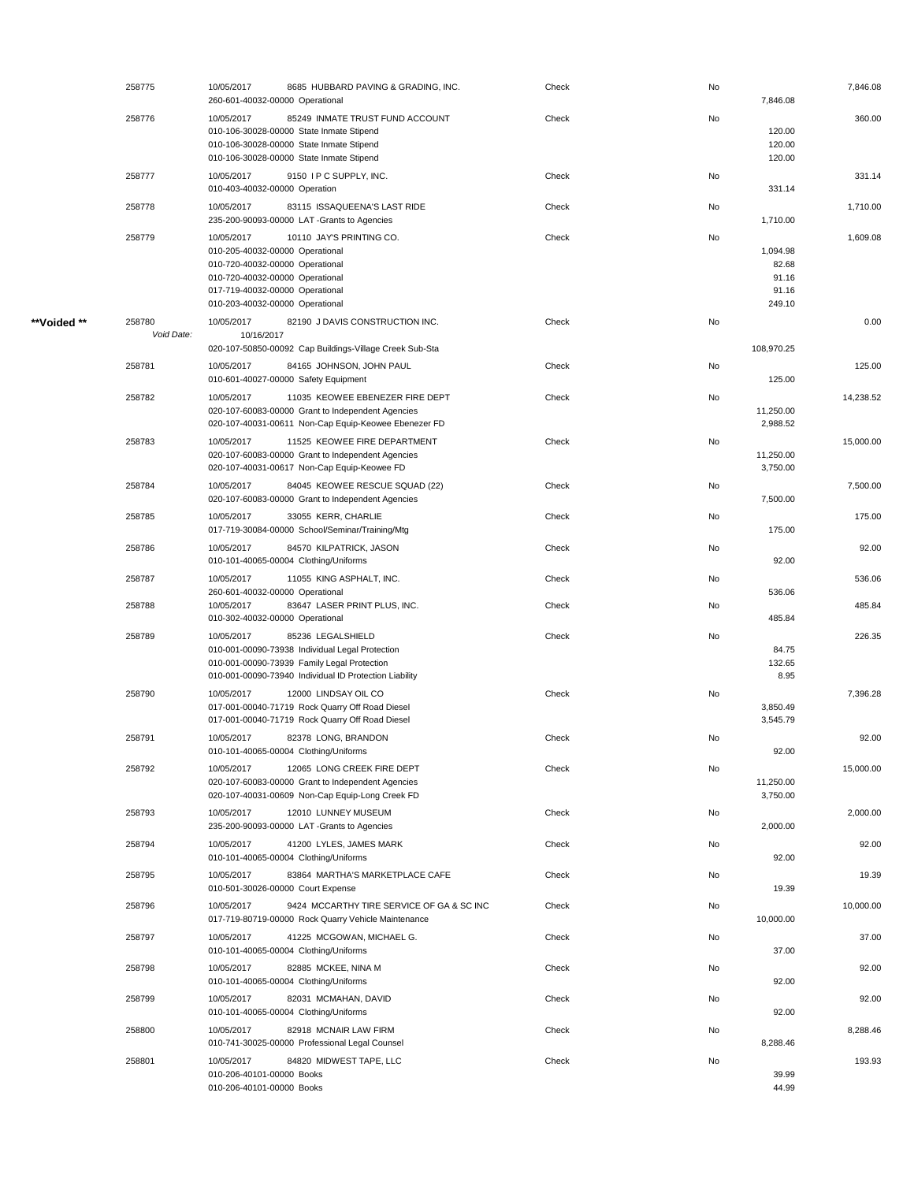| | Check # | Date / Vendor / Account | Type | Void | Line Amount | Check Amount |
|---|---|---|---|---|---|---|
| | 258775 | 10/05/2017 8685 HUBBARD PAVING & GRADING, INC. | Check | No | | 7,846.08 |
| | | 260-601-40032-00000 Operational | | | 7,846.08 | |
| | 258776 | 10/05/2017 85249 INMATE TRUST FUND ACCOUNT | Check | No | | 360.00 |
| | | 010-106-30028-00000 State Inmate Stipend | | | 120.00 | |
| | | 010-106-30028-00000 State Inmate Stipend | | | 120.00 | |
| | | 010-106-30028-00000 State Inmate Stipend | | | 120.00 | |
| | 258777 | 10/05/2017 9150 I P C SUPPLY, INC. | Check | No | | 331.14 |
| | | 010-403-40032-00000 Operation | | | 331.14 | |
| | 258778 | 10/05/2017 83115 ISSAQUEENA'S LAST RIDE | Check | No | | 1,710.00 |
| | | 235-200-90093-00000 LAT -Grants to Agencies | | | 1,710.00 | |
| | 258779 | 10/05/2017 10110 JAY'S PRINTING CO. | Check | No | | 1,609.08 |
| | | 010-205-40032-00000 Operational | | | 1,094.98 | |
| | | 010-720-40032-00000 Operational | | | 82.68 | |
| | | 010-720-40032-00000 Operational | | | 91.16 | |
| | | 017-719-40032-00000 Operational | | | 91.16 | |
| | | 010-203-40032-00000 Operational | | | 249.10 | |
| **Voided ** | 258780 | 10/05/2017 82190 J DAVIS CONSTRUCTION INC. | Check | No | | 0.00 |
| | *Void Date:* | 10/16/2017 | | | | |
| | | 020-107-50850-00092 Cap Buildings-Village Creek Sub-Sta | | | 108,970.25 | |
| | 258781 | 10/05/2017 84165 JOHNSON, JOHN PAUL | Check | No | | 125.00 |
| | | 010-601-40027-00000 Safety Equipment | | | 125.00 | |
| | 258782 | 10/05/2017 11035 KEOWEE EBENEZER FIRE DEPT | Check | No | | 14,238.52 |
| | | 020-107-60083-00000 Grant to Independent Agencies | | | 11,250.00 | |
| | | 020-107-40031-00611 Non-Cap Equip-Keowee Ebenezer FD | | | 2,988.52 | |
| | 258783 | 10/05/2017 11525 KEOWEE FIRE DEPARTMENT | Check | No | | 15,000.00 |
| | | 020-107-60083-00000 Grant to Independent Agencies | | | 11,250.00 | |
| | | 020-107-40031-00617 Non-Cap Equip-Keowee FD | | | 3,750.00 | |
| | 258784 | 10/05/2017 84045 KEOWEE RESCUE SQUAD (22) | Check | No | | 7,500.00 |
| | | 020-107-60083-00000 Grant to Independent Agencies | | | 7,500.00 | |
| | 258785 | 10/05/2017 33055 KERR, CHARLIE | Check | No | | 175.00 |
| | | 017-719-30084-00000 School/Seminar/Training/Mtg | | | 175.00 | |
| | 258786 | 10/05/2017 84570 KILPATRICK, JASON | Check | No | | 92.00 |
| | | 010-101-40065-00004 Clothing/Uniforms | | | 92.00 | |
| | 258787 | 10/05/2017 11055 KING ASPHALT, INC. | Check | No | | 536.06 |
| | | 260-601-40032-00000 Operational | | | 536.06 | |
| | 258788 | 10/05/2017 83647 LASER PRINT PLUS, INC. | Check | No | | 485.84 |
| | | 010-302-40032-00000 Operational | | | 485.84 | |
| | 258789 | 10/05/2017 85236 LEGALSHIELD | Check | No | | 226.35 |
| | | 010-001-00090-73938 Individual Legal Protection | | | 84.75 | |
| | | 010-001-00090-73939 Family Legal Protection | | | 132.65 | |
| | | 010-001-00090-73940 Individual ID Protection Liability | | | 8.95 | |
| | 258790 | 10/05/2017 12000 LINDSAY OIL CO | Check | No | | 7,396.28 |
| | | 017-001-00040-71719 Rock Quarry Off Road Diesel | | | 3,850.49 | |
| | | 017-001-00040-71719 Rock Quarry Off Road Diesel | | | 3,545.79 | |
| | 258791 | 10/05/2017 82378 LONG, BRANDON | Check | No | | 92.00 |
| | | 010-101-40065-00004 Clothing/Uniforms | | | 92.00 | |
| | 258792 | 10/05/2017 12065 LONG CREEK FIRE DEPT | Check | No | | 15,000.00 |
| | | 020-107-60083-00000 Grant to Independent Agencies | | | 11,250.00 | |
| | | 020-107-40031-00609 Non-Cap Equip-Long Creek FD | | | 3,750.00 | |
| | 258793 | 10/05/2017 12010 LUNNEY MUSEUM | Check | No | | 2,000.00 |
| | | 235-200-90093-00000 LAT -Grants to Agencies | | | 2,000.00 | |
| | 258794 | 10/05/2017 41200 LYLES, JAMES MARK | Check | No | | 92.00 |
| | | 010-101-40065-00004 Clothing/Uniforms | | | 92.00 | |
| | 258795 | 10/05/2017 83864 MARTHA'S MARKETPLACE CAFE | Check | No | | 19.39 |
| | | 010-501-30026-00000 Court Expense | | | 19.39 | |
| | 258796 | 10/05/2017 9424 MCCARTHY TIRE SERVICE OF GA & SC INC | Check | No | | 10,000.00 |
| | | 017-719-80719-00000 Rock Quarry Vehicle Maintenance | | | 10,000.00 | |
| | 258797 | 10/05/2017 41225 MCGOWAN, MICHAEL G. | Check | No | | 37.00 |
| | | 010-101-40065-00004 Clothing/Uniforms | | | 37.00 | |
| | 258798 | 10/05/2017 82885 MCKEE, NINA M | Check | No | | 92.00 |
| | | 010-101-40065-00004 Clothing/Uniforms | | | 92.00 | |
| | 258799 | 10/05/2017 82031 MCMAHAN, DAVID | Check | No | | 92.00 |
| | | 010-101-40065-00004 Clothing/Uniforms | | | 92.00 | |
| | 258800 | 10/05/2017 82918 MCNAIR LAW FIRM | Check | No | | 8,288.46 |
| | | 010-741-30025-00000 Professional Legal Counsel | | | 8,288.46 | |
| | 258801 | 10/05/2017 84820 MIDWEST TAPE, LLC | Check | No | | 193.93 |
| | | 010-206-40101-00000 Books | | | 39.99 | |
| | | 010-206-40101-00000 Books | | | 44.99 | |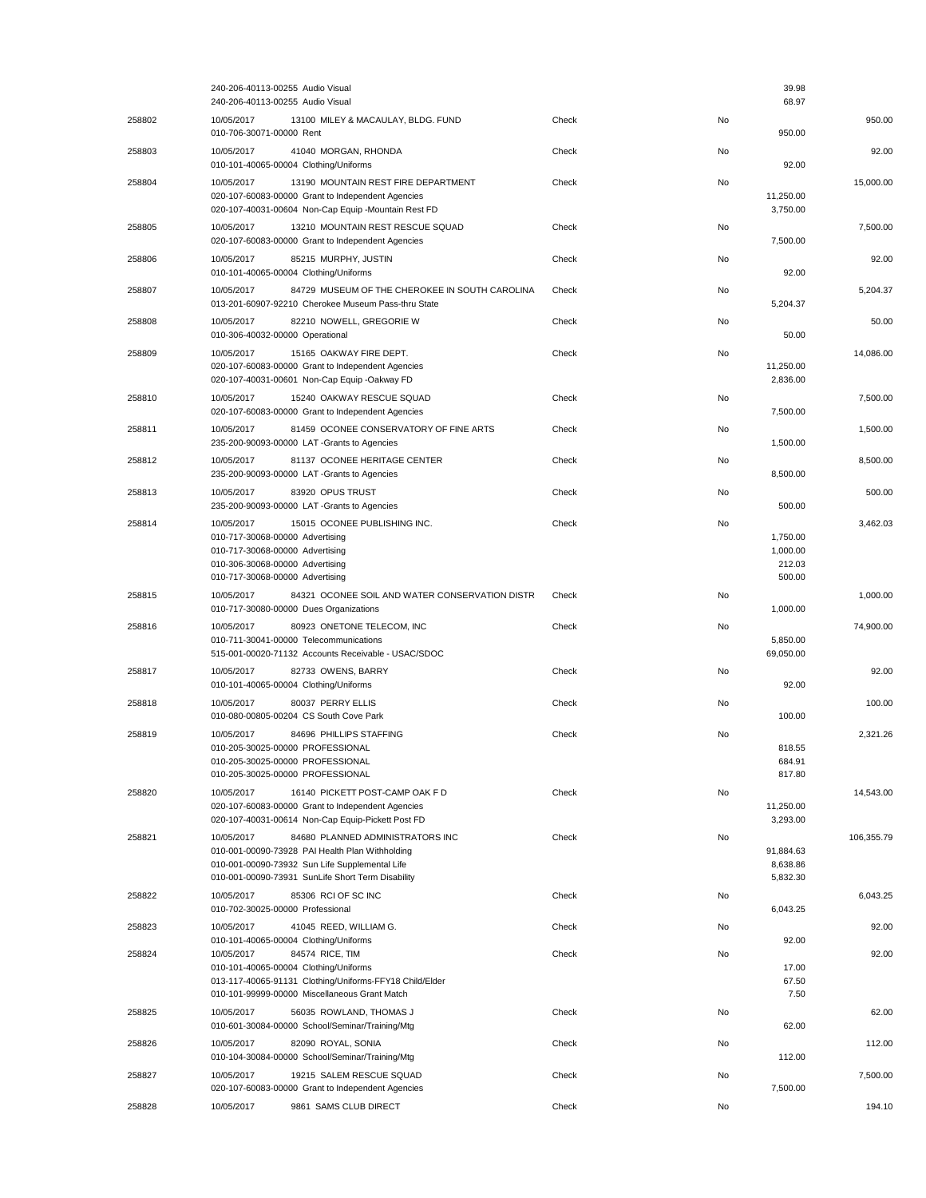| Check # | Date / Account | Vendor / Description | Type | Void | Line Amount | Check Amount |
|---|---|---|---|---|---|---|
| | 240-206-40113-00255 | Audio Visual | | | 39.98 | |
| | 240-206-40113-00255 | Audio Visual | | | 68.97 | |
| 258802 | 10/05/2017 | 13100 MILEY & MACAULAY, BLDG. FUND | Check | No | | 950.00 |
| | 010-706-30071-00000 | Rent | | | 950.00 | |
| 258803 | 10/05/2017 | 41040 MORGAN, RHONDA | Check | No | | 92.00 |
| | 010-101-40065-00004 | Clothing/Uniforms | | | 92.00 | |
| 258804 | 10/05/2017 | 13190 MOUNTAIN REST FIRE DEPARTMENT | Check | No | | 15,000.00 |
| | 020-107-60083-00000 | Grant to Independent Agencies | | | 11,250.00 | |
| | 020-107-40031-00604 | Non-Cap Equip -Mountain Rest FD | | | 3,750.00 | |
| 258805 | 10/05/2017 | 13210 MOUNTAIN REST RESCUE SQUAD | Check | No | | 7,500.00 |
| | 020-107-60083-00000 | Grant to Independent Agencies | | | 7,500.00 | |
| 258806 | 10/05/2017 | 85215 MURPHY, JUSTIN | Check | No | | 92.00 |
| | 010-101-40065-00004 | Clothing/Uniforms | | | 92.00 | |
| 258807 | 10/05/2017 | 84729 MUSEUM OF THE CHEROKEE IN SOUTH CAROLINA | Check | No | | 5,204.37 |
| | 013-201-60907-92210 | Cherokee Museum Pass-thru State | | | 5,204.37 | |
| 258808 | 10/05/2017 | 82210 NOWELL, GREGORIE W | Check | No | | 50.00 |
| | 010-306-40032-00000 | Operational | | | 50.00 | |
| 258809 | 10/05/2017 | 15165 OAKWAY FIRE DEPT. | Check | No | | 14,086.00 |
| | 020-107-60083-00000 | Grant to Independent Agencies | | | 11,250.00 | |
| | 020-107-40031-00601 | Non-Cap Equip -Oakway FD | | | 2,836.00 | |
| 258810 | 10/05/2017 | 15240 OAKWAY RESCUE SQUAD | Check | No | | 7,500.00 |
| | 020-107-60083-00000 | Grant to Independent Agencies | | | 7,500.00 | |
| 258811 | 10/05/2017 | 81459 OCONEE CONSERVATORY OF FINE ARTS | Check | No | | 1,500.00 |
| | 235-200-90093-00000 | LAT -Grants to Agencies | | | 1,500.00 | |
| 258812 | 10/05/2017 | 81137 OCONEE HERITAGE CENTER | Check | No | | 8,500.00 |
| | 235-200-90093-00000 | LAT -Grants to Agencies | | | 8,500.00 | |
| 258813 | 10/05/2017 | 83920 OPUS TRUST | Check | No | | 500.00 |
| | 235-200-90093-00000 | LAT -Grants to Agencies | | | 500.00 | |
| 258814 | 10/05/2017 | 15015 OCONEE PUBLISHING INC. | Check | No | | 3,462.03 |
| | 010-717-30068-00000 | Advertising | | | 1,750.00 | |
| | 010-717-30068-00000 | Advertising | | | 1,000.00 | |
| | 010-306-30068-00000 | Advertising | | | 212.03 | |
| | 010-717-30068-00000 | Advertising | | | 500.00 | |
| 258815 | 10/05/2017 | 84321 OCONEE SOIL AND WATER CONSERVATION DISTR | Check | No | | 1,000.00 |
| | 010-717-30080-00000 | Dues Organizations | | | 1,000.00 | |
| 258816 | 10/05/2017 | 80923 ONETONE TELECOM, INC | Check | No | | 74,900.00 |
| | 010-711-30041-00000 | Telecommunications | | | 5,850.00 | |
| | 515-001-00020-71132 | Accounts Receivable - USAC/SDOC | | | 69,050.00 | |
| 258817 | 10/05/2017 | 82733 OWENS, BARRY | Check | No | | 92.00 |
| | 010-101-40065-00004 | Clothing/Uniforms | | | 92.00 | |
| 258818 | 10/05/2017 | 80037 PERRY ELLIS | Check | No | | 100.00 |
| | 010-080-00805-00204 | CS South Cove Park | | | 100.00 | |
| 258819 | 10/05/2017 | 84696 PHILLIPS STAFFING | Check | No | | 2,321.26 |
| | 010-205-30025-00000 | PROFESSIONAL | | | 818.55 | |
| | 010-205-30025-00000 | PROFESSIONAL | | | 684.91 | |
| | 010-205-30025-00000 | PROFESSIONAL | | | 817.80 | |
| 258820 | 10/05/2017 | 16140 PICKETT POST-CAMP OAK F D | Check | No | | 14,543.00 |
| | 020-107-60083-00000 | Grant to Independent Agencies | | | 11,250.00 | |
| | 020-107-40031-00614 | Non-Cap Equip-Pickett Post FD | | | 3,293.00 | |
| 258821 | 10/05/2017 | 84680 PLANNED ADMINISTRATORS INC | Check | No | | 106,355.79 |
| | 010-001-00090-73928 | PAI Health Plan Withholding | | | 91,884.63 | |
| | 010-001-00090-73932 | Sun Life Supplemental Life | | | 8,638.86 | |
| | 010-001-00090-73931 | SunLife Short Term Disability | | | 5,832.30 | |
| 258822 | 10/05/2017 | 85306 RCI OF SC INC | Check | No | | 6,043.25 |
| | 010-702-30025-00000 | Professional | | | 6,043.25 | |
| 258823 | 10/05/2017 | 41045 REED, WILLIAM G. | Check | No | | 92.00 |
| | 010-101-40065-00004 | Clothing/Uniforms | | | 92.00 | |
| 258824 | 10/05/2017 | 84574 RICE, TIM | Check | No | | 92.00 |
| | 010-101-40065-00004 | Clothing/Uniforms | | | 17.00 | |
| | 013-117-40065-91131 | Clothing/Uniforms-FFY18 Child/Elder | | | 67.50 | |
| | 010-101-99999-00000 | Miscellaneous Grant Match | | | 7.50 | |
| 258825 | 10/05/2017 | 56035 ROWLAND, THOMAS J | Check | No | | 62.00 |
| | 010-601-30084-00000 | School/Seminar/Training/Mtg | | | 62.00 | |
| 258826 | 10/05/2017 | 82090 ROYAL, SONIA | Check | No | | 112.00 |
| | 010-104-30084-00000 | School/Seminar/Training/Mtg | | | 112.00 | |
| 258827 | 10/05/2017 | 19215 SALEM RESCUE SQUAD | Check | No | | 7,500.00 |
| | 020-107-60083-00000 | Grant to Independent Agencies | | | 7,500.00 | |
| 258828 | 10/05/2017 | 9861 SAMS CLUB DIRECT | Check | No | | 194.10 |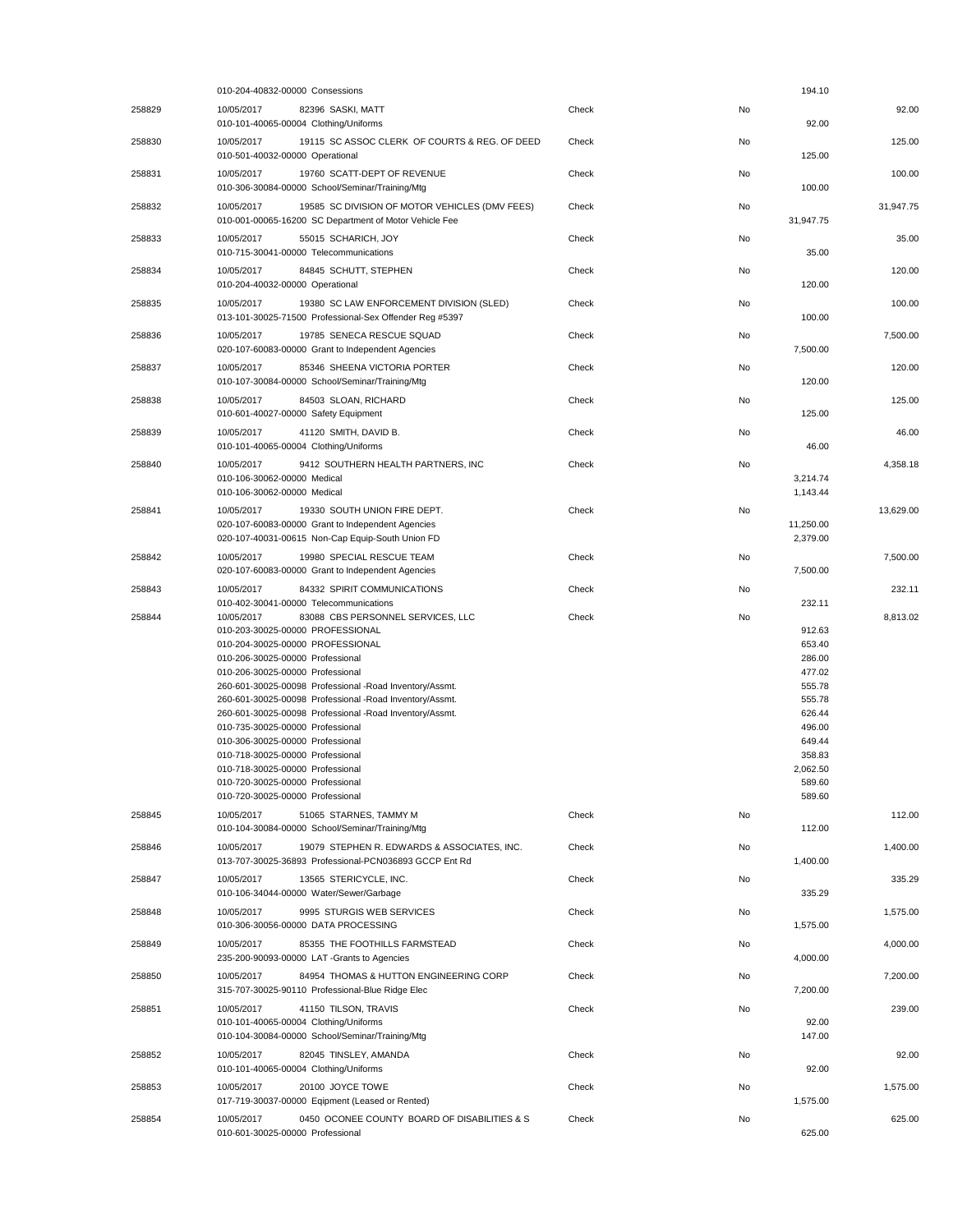| | | | | | |
|---|---|---|---|---|---|
| | 010-204-40832-00000 Consessions | | | 194.10 | |
| 258829 | 10/05/2017 82396 SASKI, MATT | Check | No | | 92.00 |
| | 010-101-40065-00004 Clothing/Uniforms | | | 92.00 | |
| 258830 | 10/05/2017 19115 SC ASSOC CLERK OF COURTS & REG. OF DEED | Check | No | | 125.00 |
| | 010-501-40032-00000 Operational | | | 125.00 | |
| 258831 | 10/05/2017 19760 SCATT-DEPT OF REVENUE | Check | No | | 100.00 |
| | 010-306-30084-00000 School/Seminar/Training/Mtg | | | 100.00 | |
| 258832 | 10/05/2017 19585 SC DIVISION OF MOTOR VEHICLES (DMV FEES) | Check | No | | 31,947.75 |
| | 010-001-00065-16200 SC Department of Motor Vehicle Fee | | | 31,947.75 | |
| 258833 | 10/05/2017 55015 SCHARICH, JOY | Check | No | | 35.00 |
| | 010-715-30041-00000 Telecommunications | | | 35.00 | |
| 258834 | 10/05/2017 84845 SCHUTT, STEPHEN | Check | No | | 120.00 |
| | 010-204-40032-00000 Operational | | | 120.00 | |
| 258835 | 10/05/2017 19380 SC LAW ENFORCEMENT DIVISION (SLED) | Check | No | | 100.00 |
| | 013-101-30025-71500 Professional-Sex Offender Reg #5397 | | | 100.00 | |
| 258836 | 10/05/2017 19785 SENECA RESCUE SQUAD | Check | No | | 7,500.00 |
| | 020-107-60083-00000 Grant to Independent Agencies | | | 7,500.00 | |
| 258837 | 10/05/2017 85346 SHEENA VICTORIA PORTER | Check | No | | 120.00 |
| | 010-107-30084-00000 School/Seminar/Training/Mtg | | | 120.00 | |
| 258838 | 10/05/2017 84503 SLOAN, RICHARD | Check | No | | 125.00 |
| | 010-601-40027-00000 Safety Equipment | | | 125.00 | |
| 258839 | 10/05/2017 41120 SMITH, DAVID B. | Check | No | | 46.00 |
| | 010-101-40065-00004 Clothing/Uniforms | | | 46.00 | |
| 258840 | 10/05/2017 9412 SOUTHERN HEALTH PARTNERS, INC | Check | No | | 4,358.18 |
| | 010-106-30062-00000 Medical | | | 3,214.74 | |
| | 010-106-30062-00000 Medical | | | 1,143.44 | |
| 258841 | 10/05/2017 19330 SOUTH UNION FIRE DEPT. | Check | No | | 13,629.00 |
| | 020-107-60083-00000 Grant to Independent Agencies | | | 11,250.00 | |
| | 020-107-40031-00615 Non-Cap Equip-South Union FD | | | 2,379.00 | |
| 258842 | 10/05/2017 19980 SPECIAL RESCUE TEAM | Check | No | | 7,500.00 |
| | 020-107-60083-00000 Grant to Independent Agencies | | | 7,500.00 | |
| 258843 | 10/05/2017 84332 SPIRIT COMMUNICATIONS | Check | No | | 232.11 |
| | 010-402-30041-00000 Telecommunications | | | 232.11 | |
| 258844 | 10/05/2017 83088 CBS PERSONNEL SERVICES, LLC | Check | No | | 8,813.02 |
| | 010-203-30025-00000 PROFESSIONAL | | | 912.63 | |
| | 010-204-30025-00000 PROFESSIONAL | | | 653.40 | |
| | 010-206-30025-00000 Professional | | | 286.00 | |
| | 010-206-30025-00000 Professional | | | 477.02 | |
| | 260-601-30025-00098 Professional -Road Inventory/Assmt. | | | 555.78 | |
| | 260-601-30025-00098 Professional -Road Inventory/Assmt. | | | 555.78 | |
| | 260-601-30025-00098 Professional -Road Inventory/Assmt. | | | 626.44 | |
| | 010-735-30025-00000 Professional | | | 496.00 | |
| | 010-306-30025-00000 Professional | | | 649.44 | |
| | 010-718-30025-00000 Professional | | | 358.83 | |
| | 010-718-30025-00000 Professional | | | 2,062.50 | |
| | 010-720-30025-00000 Professional | | | 589.60 | |
| | 010-720-30025-00000 Professional | | | 589.60 | |
| 258845 | 10/05/2017 51065 STARNES, TAMMY M | Check | No | | 112.00 |
| | 010-104-30084-00000 School/Seminar/Training/Mtg | | | 112.00 | |
| 258846 | 10/05/2017 19079 STEPHEN R. EDWARDS & ASSOCIATES, INC. | Check | No | | 1,400.00 |
| | 013-707-30025-36893 Professional-PCN036893 GCCP Ent Rd | | | 1,400.00 | |
| 258847 | 10/05/2017 13565 STERICYCLE, INC. | Check | No | | 335.29 |
| | 010-106-34044-00000 Water/Sewer/Garbage | | | 335.29 | |
| 258848 | 10/05/2017 9995 STURGIS WEB SERVICES | Check | No | | 1,575.00 |
| | 010-306-30056-00000 DATA PROCESSING | | | 1,575.00 | |
| 258849 | 10/05/2017 85355 THE FOOTHILLS FARMSTEAD | Check | No | | 4,000.00 |
| | 235-200-90093-00000 LAT -Grants to Agencies | | | 4,000.00 | |
| 258850 | 10/05/2017 84954 THOMAS & HUTTON ENGINEERING CORP | Check | No | | 7,200.00 |
| | 315-707-30025-90110 Professional-Blue Ridge Elec | | | 7,200.00 | |
| 258851 | 10/05/2017 41150 TILSON, TRAVIS | Check | No | | 239.00 |
| | 010-101-40065-00004 Clothing/Uniforms | | | 92.00 | |
| | 010-104-30084-00000 School/Seminar/Training/Mtg | | | 147.00 | |
| 258852 | 10/05/2017 82045 TINSLEY, AMANDA | Check | No | | 92.00 |
| | 010-101-40065-00004 Clothing/Uniforms | | | 92.00 | |
| 258853 | 10/05/2017 20100 JOYCE TOWE | Check | No | | 1,575.00 |
| | 017-719-30037-00000 Eqipment (Leased or Rented) | | | 1,575.00 | |
| 258854 | 10/05/2017 0450 OCONEE COUNTY BOARD OF DISABILITIES & S | Check | No | | 625.00 |
| | 010-601-30025-00000 Professional | | | 625.00 | |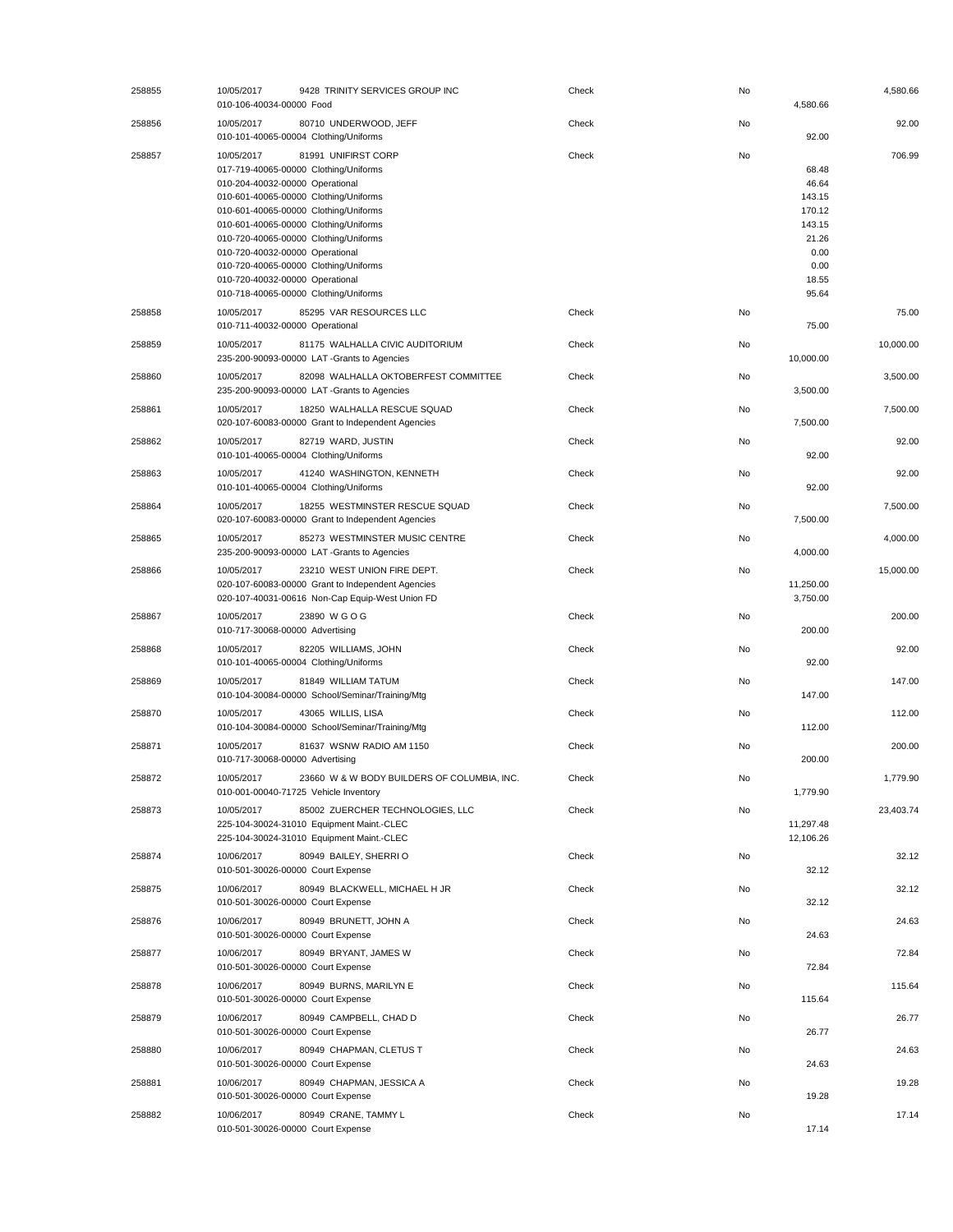| Check # | Date / Account | Vendor / Description | Type | Void | Amount | Total |
|---|---|---|---|---|---|---|
| 258855 | 10/05/2017 | 9428 TRINITY SERVICES GROUP INC | Check | No | | 4,580.66 |
| | 010-106-40034-00000 | Food | | | 4,580.66 | |
| 258856 | 10/05/2017 | 80710 UNDERWOOD, JEFF | Check | No | | 92.00 |
| | 010-101-40065-00004 | Clothing/Uniforms | | | 92.00 | |
| 258857 | 10/05/2017 | 81991 UNIFIRST CORP | Check | No | | 706.99 |
| | 017-719-40065-00000 | Clothing/Uniforms | | | 68.48 | |
| | 010-204-40032-00000 | Operational | | | 46.64 | |
| | 010-601-40065-00000 | Clothing/Uniforms | | | 143.15 | |
| | 010-601-40065-00000 | Clothing/Uniforms | | | 170.12 | |
| | 010-601-40065-00000 | Clothing/Uniforms | | | 143.15 | |
| | 010-720-40065-00000 | Clothing/Uniforms | | | 21.26 | |
| | 010-720-40032-00000 | Operational | | | 0.00 | |
| | 010-720-40065-00000 | Clothing/Uniforms | | | 0.00 | |
| | 010-720-40032-00000 | Operational | | | 18.55 | |
| | 010-718-40065-00000 | Clothing/Uniforms | | | 95.64 | |
| 258858 | 10/05/2017 | 85295 VAR RESOURCES LLC | Check | No | | 75.00 |
| | 010-711-40032-00000 | Operational | | | 75.00 | |
| 258859 | 10/05/2017 | 81175 WALHALLA CIVIC AUDITORIUM | Check | No | | 10,000.00 |
| | 235-200-90093-00000 | LAT -Grants to Agencies | | | 10,000.00 | |
| 258860 | 10/05/2017 | 82098 WALHALLA OKTOBERFEST COMMITTEE | Check | No | | 3,500.00 |
| | 235-200-90093-00000 | LAT -Grants to Agencies | | | 3,500.00 | |
| 258861 | 10/05/2017 | 18250 WALHALLA RESCUE SQUAD | Check | No | | 7,500.00 |
| | 020-107-60083-00000 | Grant to Independent Agencies | | | 7,500.00 | |
| 258862 | 10/05/2017 | 82719 WARD, JUSTIN | Check | No | | 92.00 |
| | 010-101-40065-00004 | Clothing/Uniforms | | | 92.00 | |
| 258863 | 10/05/2017 | 41240 WASHINGTON, KENNETH | Check | No | | 92.00 |
| | 010-101-40065-00004 | Clothing/Uniforms | | | 92.00 | |
| 258864 | 10/05/2017 | 18255 WESTMINSTER RESCUE SQUAD | Check | No | | 7,500.00 |
| | 020-107-60083-00000 | Grant to Independent Agencies | | | 7,500.00 | |
| 258865 | 10/05/2017 | 85273 WESTMINSTER MUSIC CENTRE | Check | No | | 4,000.00 |
| | 235-200-90093-00000 | LAT -Grants to Agencies | | | 4,000.00 | |
| 258866 | 10/05/2017 | 23210 WEST UNION FIRE DEPT. | Check | No | | 15,000.00 |
| | 020-107-60083-00000 | Grant to Independent Agencies | | | 11,250.00 | |
| | 020-107-40031-00616 | Non-Cap Equip-West Union FD | | | 3,750.00 | |
| 258867 | 10/05/2017 | 23890 W G O G | Check | No | | 200.00 |
| | 010-717-30068-00000 | Advertising | | | 200.00 | |
| 258868 | 10/05/2017 | 82205 WILLIAMS, JOHN | Check | No | | 92.00 |
| | 010-101-40065-00004 | Clothing/Uniforms | | | 92.00 | |
| 258869 | 10/05/2017 | 81849 WILLIAM TATUM | Check | No | | 147.00 |
| | 010-104-30084-00000 | School/Seminar/Training/Mtg | | | 147.00 | |
| 258870 | 10/05/2017 | 43065 WILLIS, LISA | Check | No | | 112.00 |
| | 010-104-30084-00000 | School/Seminar/Training/Mtg | | | 112.00 | |
| 258871 | 10/05/2017 | 81637 WSNW RADIO AM 1150 | Check | No | | 200.00 |
| | 010-717-30068-00000 | Advertising | | | 200.00 | |
| 258872 | 10/05/2017 | 23660 W & W BODY BUILDERS OF COLUMBIA, INC. | Check | No | | 1,779.90 |
| | 010-001-00040-71725 | Vehicle Inventory | | | 1,779.90 | |
| 258873 | 10/05/2017 | 85002 ZUERCHER TECHNOLOGIES, LLC | Check | No | | 23,403.74 |
| | 225-104-30024-31010 | Equipment Maint.-CLEC | | | 11,297.48 | |
| | 225-104-30024-31010 | Equipment Maint.-CLEC | | | 12,106.26 | |
| 258874 | 10/06/2017 | 80949 BAILEY, SHERRI O | Check | No | | 32.12 |
| | 010-501-30026-00000 | Court Expense | | | 32.12 | |
| 258875 | 10/06/2017 | 80949 BLACKWELL, MICHAEL H JR | Check | No | | 32.12 |
| | 010-501-30026-00000 | Court Expense | | | 32.12 | |
| 258876 | 10/06/2017 | 80949 BRUNETT, JOHN A | Check | No | | 24.63 |
| | 010-501-30026-00000 | Court Expense | | | 24.63 | |
| 258877 | 10/06/2017 | 80949 BRYANT, JAMES W | Check | No | | 72.84 |
| | 010-501-30026-00000 | Court Expense | | | 72.84 | |
| 258878 | 10/06/2017 | 80949 BURNS, MARILYN E | Check | No | | 115.64 |
| | 010-501-30026-00000 | Court Expense | | | 115.64 | |
| 258879 | 10/06/2017 | 80949 CAMPBELL, CHAD D | Check | No | | 26.77 |
| | 010-501-30026-00000 | Court Expense | | | 26.77 | |
| 258880 | 10/06/2017 | 80949 CHAPMAN, CLETUS T | Check | No | | 24.63 |
| | 010-501-30026-00000 | Court Expense | | | 24.63 | |
| 258881 | 10/06/2017 | 80949 CHAPMAN, JESSICA A | Check | No | | 19.28 |
| | 010-501-30026-00000 | Court Expense | | | 19.28 | |
| 258882 | 10/06/2017 | 80949 CRANE, TAMMY L | Check | No | | 17.14 |
| | 010-501-30026-00000 | Court Expense | | | 17.14 | |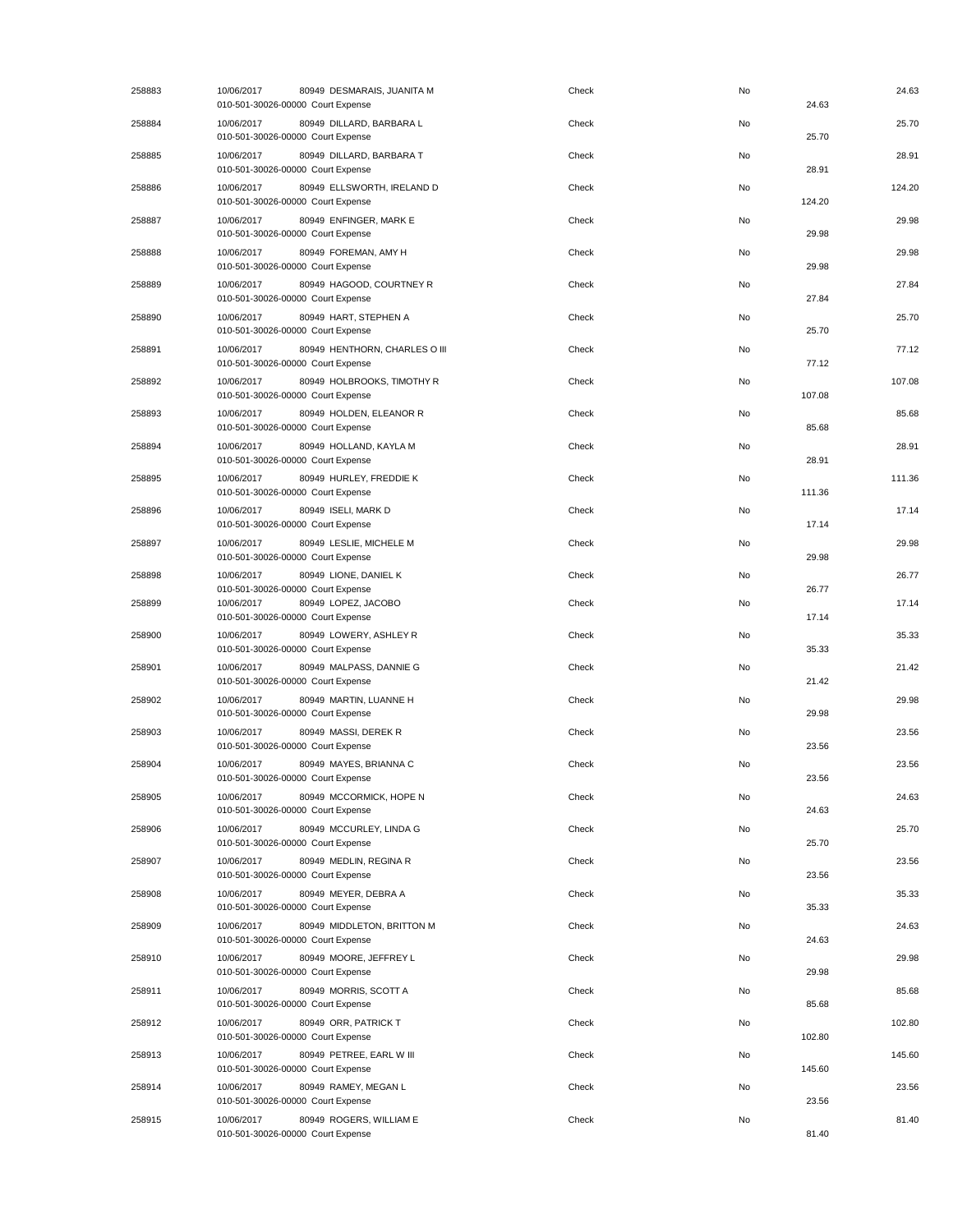| | | | | | | |
|---|---|---|---|---|---|---|
| 258883 | 10/06/2017 | 80949 DESMARAIS, JUANITA M | Check | No | | 24.63 |
| | 010-501-30026-00000 Court Expense | | | | 24.63 | |
| 258884 | 10/06/2017 | 80949 DILLARD, BARBARA L | Check | No | | 25.70 |
| | 010-501-30026-00000 Court Expense | | | | 25.70 | |
| 258885 | 10/06/2017 | 80949 DILLARD, BARBARA T | Check | No | | 28.91 |
| | 010-501-30026-00000 Court Expense | | | | 28.91 | |
| 258886 | 10/06/2017 | 80949 ELLSWORTH, IRELAND D | Check | No | | 124.20 |
| | 010-501-30026-00000 Court Expense | | | | 124.20 | |
| 258887 | 10/06/2017 | 80949 ENFINGER, MARK E | Check | No | | 29.98 |
| | 010-501-30026-00000 Court Expense | | | | 29.98 | |
| 258888 | 10/06/2017 | 80949 FOREMAN, AMY H | Check | No | | 29.98 |
| | 010-501-30026-00000 Court Expense | | | | 29.98 | |
| 258889 | 10/06/2017 | 80949 HAGOOD, COURTNEY R | Check | No | | 27.84 |
| | 010-501-30026-00000 Court Expense | | | | 27.84 | |
| 258890 | 10/06/2017 | 80949 HART, STEPHEN A | Check | No | | 25.70 |
| | 010-501-30026-00000 Court Expense | | | | 25.70 | |
| 258891 | 10/06/2017 | 80949 HENTHORN, CHARLES O III | Check | No | | 77.12 |
| | 010-501-30026-00000 Court Expense | | | | 77.12 | |
| 258892 | 10/06/2017 | 80949 HOLBROOKS, TIMOTHY R | Check | No | | 107.08 |
| | 010-501-30026-00000 Court Expense | | | | 107.08 | |
| 258893 | 10/06/2017 | 80949 HOLDEN, ELEANOR R | Check | No | | 85.68 |
| | 010-501-30026-00000 Court Expense | | | | 85.68 | |
| 258894 | 10/06/2017 | 80949 HOLLAND, KAYLA M | Check | No | | 28.91 |
| | 010-501-30026-00000 Court Expense | | | | 28.91 | |
| 258895 | 10/06/2017 | 80949 HURLEY, FREDDIE K | Check | No | | 111.36 |
| | 010-501-30026-00000 Court Expense | | | | 111.36 | |
| 258896 | 10/06/2017 | 80949 ISELI, MARK D | Check | No | | 17.14 |
| | 010-501-30026-00000 Court Expense | | | | 17.14 | |
| 258897 | 10/06/2017 | 80949 LESLIE, MICHELE M | Check | No | | 29.98 |
| | 010-501-30026-00000 Court Expense | | | | 29.98 | |
| 258898 | 10/06/2017 | 80949 LIONE, DANIEL K | Check | No | | 26.77 |
| | 010-501-30026-00000 Court Expense | | | | 26.77 | |
| 258899 | 10/06/2017 | 80949 LOPEZ, JACOBO | Check | No | | 17.14 |
| | 010-501-30026-00000 Court Expense | | | | 17.14 | |
| 258900 | 10/06/2017 | 80949 LOWERY, ASHLEY R | Check | No | | 35.33 |
| | 010-501-30026-00000 Court Expense | | | | 35.33 | |
| 258901 | 10/06/2017 | 80949 MALPASS, DANNIE G | Check | No | | 21.42 |
| | 010-501-30026-00000 Court Expense | | | | 21.42 | |
| 258902 | 10/06/2017 | 80949 MARTIN, LUANNE H | Check | No | | 29.98 |
| | 010-501-30026-00000 Court Expense | | | | 29.98 | |
| 258903 | 10/06/2017 | 80949 MASSI, DEREK R | Check | No | | 23.56 |
| | 010-501-30026-00000 Court Expense | | | | 23.56 | |
| 258904 | 10/06/2017 | 80949 MAYES, BRIANNA C | Check | No | | 23.56 |
| | 010-501-30026-00000 Court Expense | | | | 23.56 | |
| 258905 | 10/06/2017 | 80949 MCCORMICK, HOPE N | Check | No | | 24.63 |
| | 010-501-30026-00000 Court Expense | | | | 24.63 | |
| 258906 | 10/06/2017 | 80949 MCCURLEY, LINDA G | Check | No | | 25.70 |
| | 010-501-30026-00000 Court Expense | | | | 25.70 | |
| 258907 | 10/06/2017 | 80949 MEDLIN, REGINA R | Check | No | | 23.56 |
| | 010-501-30026-00000 Court Expense | | | | 23.56 | |
| 258908 | 10/06/2017 | 80949 MEYER, DEBRA A | Check | No | | 35.33 |
| | 010-501-30026-00000 Court Expense | | | | 35.33 | |
| 258909 | 10/06/2017 | 80949 MIDDLETON, BRITTON M | Check | No | | 24.63 |
| | 010-501-30026-00000 Court Expense | | | | 24.63 | |
| 258910 | 10/06/2017 | 80949 MOORE, JEFFREY L | Check | No | | 29.98 |
| | 010-501-30026-00000 Court Expense | | | | 29.98 | |
| 258911 | 10/06/2017 | 80949 MORRIS, SCOTT A | Check | No | | 85.68 |
| | 010-501-30026-00000 Court Expense | | | | 85.68 | |
| 258912 | 10/06/2017 | 80949 ORR, PATRICK T | Check | No | | 102.80 |
| | 010-501-30026-00000 Court Expense | | | | 102.80 | |
| 258913 | 10/06/2017 | 80949 PETREE, EARL W III | Check | No | | 145.60 |
| | 010-501-30026-00000 Court Expense | | | | 145.60 | |
| 258914 | 10/06/2017 | 80949 RAMEY, MEGAN L | Check | No | | 23.56 |
| | 010-501-30026-00000 Court Expense | | | | 23.56 | |
| 258915 | 10/06/2017 | 80949 ROGERS, WILLIAM E | Check | No | | 81.40 |
| | 010-501-30026-00000 Court Expense | | | | 81.40 | |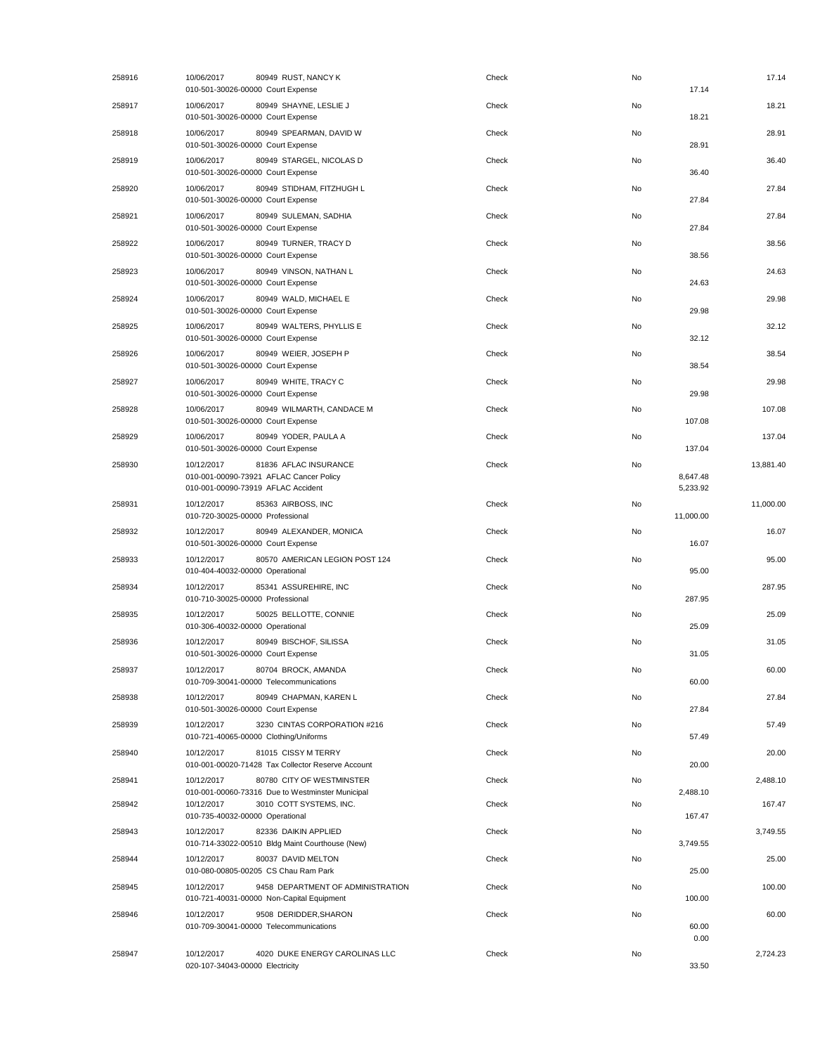| | | | | | | |
|---|---|---|---|---|---|---|
| 258916 | 10/06/2017 | 80949 RUST, NANCY K | Check | No | | 17.14 |
| | 010-501-30026-00000 Court Expense | | | | 17.14 | |
| 258917 | 10/06/2017 | 80949 SHAYNE, LESLIE J | Check | No | | 18.21 |
| | 010-501-30026-00000 Court Expense | | | | 18.21 | |
| 258918 | 10/06/2017 | 80949 SPEARMAN, DAVID W | Check | No | | 28.91 |
| | 010-501-30026-00000 Court Expense | | | | 28.91 | |
| 258919 | 10/06/2017 | 80949 STARGEL, NICOLAS D | Check | No | | 36.40 |
| | 010-501-30026-00000 Court Expense | | | | 36.40 | |
| 258920 | 10/06/2017 | 80949 STIDHAM, FITZHUGH L | Check | No | | 27.84 |
| | 010-501-30026-00000 Court Expense | | | | 27.84 | |
| 258921 | 10/06/2017 | 80949 SULEMAN, SADHIA | Check | No | | 27.84 |
| | 010-501-30026-00000 Court Expense | | | | 27.84 | |
| 258922 | 10/06/2017 | 80949 TURNER, TRACY D | Check | No | | 38.56 |
| | 010-501-30026-00000 Court Expense | | | | 38.56 | |
| 258923 | 10/06/2017 | 80949 VINSON, NATHAN L | Check | No | | 24.63 |
| | 010-501-30026-00000 Court Expense | | | | 24.63 | |
| 258924 | 10/06/2017 | 80949 WALD, MICHAEL E | Check | No | | 29.98 |
| | 010-501-30026-00000 Court Expense | | | | 29.98 | |
| 258925 | 10/06/2017 | 80949 WALTERS, PHYLLIS E | Check | No | | 32.12 |
| | 010-501-30026-00000 Court Expense | | | | 32.12 | |
| 258926 | 10/06/2017 | 80949 WEIER, JOSEPH P | Check | No | | 38.54 |
| | 010-501-30026-00000 Court Expense | | | | 38.54 | |
| 258927 | 10/06/2017 | 80949 WHITE, TRACY C | Check | No | | 29.98 |
| | 010-501-30026-00000 Court Expense | | | | 29.98 | |
| 258928 | 10/06/2017 | 80949 WILMARTH, CANDACE M | Check | No | | 107.08 |
| | 010-501-30026-00000 Court Expense | | | | 107.08 | |
| 258929 | 10/06/2017 | 80949 YODER, PAULA A | Check | No | | 137.04 |
| | 010-501-30026-00000 Court Expense | | | | 137.04 | |
| 258930 | 10/12/2017 | 81836 AFLAC INSURANCE | Check | No | | 13,881.40 |
| | 010-001-00090-73921 AFLAC Cancer Policy | | | | 8,647.48 | |
| | 010-001-00090-73919 AFLAC Accident | | | | 5,233.92 | |
| 258931 | 10/12/2017 | 85363 AIRBOSS, INC | Check | No | | 11,000.00 |
| | 010-720-30025-00000 Professional | | | | 11,000.00 | |
| 258932 | 10/12/2017 | 80949 ALEXANDER, MONICA | Check | No | | 16.07 |
| | 010-501-30026-00000 Court Expense | | | | 16.07 | |
| 258933 | 10/12/2017 | 80570 AMERICAN LEGION POST 124 | Check | No | | 95.00 |
| | 010-404-40032-00000 Operational | | | | 95.00 | |
| 258934 | 10/12/2017 | 85341 ASSUREHIRE, INC | Check | No | | 287.95 |
| | 010-710-30025-00000 Professional | | | | 287.95 | |
| 258935 | 10/12/2017 | 50025 BELLOTTE, CONNIE | Check | No | | 25.09 |
| | 010-306-40032-00000 Operational | | | | 25.09 | |
| 258936 | 10/12/2017 | 80949 BISCHOF, SILISSA | Check | No | | 31.05 |
| | 010-501-30026-00000 Court Expense | | | | 31.05 | |
| 258937 | 10/12/2017 | 80704 BROCK, AMANDA | Check | No | | 60.00 |
| | 010-709-30041-00000 Telecommunications | | | | 60.00 | |
| 258938 | 10/12/2017 | 80949 CHAPMAN, KAREN L | Check | No | | 27.84 |
| | 010-501-30026-00000 Court Expense | | | | 27.84 | |
| 258939 | 10/12/2017 | 3230 CINTAS CORPORATION #216 | Check | No | | 57.49 |
| | 010-721-40065-00000 Clothing/Uniforms | | | | 57.49 | |
| 258940 | 10/12/2017 | 81015 CISSY M TERRY | Check | No | | 20.00 |
| | 010-001-00020-71428 Tax Collector Reserve Account | | | | 20.00 | |
| 258941 | 10/12/2017 | 80780 CITY OF WESTMINSTER | Check | No | | 2,488.10 |
| | 010-001-00060-73316 Due to Westminster Municipal | | | | 2,488.10 | |
| 258942 | 10/12/2017 | 3010 COTT SYSTEMS, INC. | Check | No | | 167.47 |
| | 010-735-40032-00000 Operational | | | | 167.47 | |
| 258943 | 10/12/2017 | 82336 DAIKIN APPLIED | Check | No | | 3,749.55 |
| | 010-714-33022-00510 Bldg Maint Courthouse (New) | | | | 3,749.55 | |
| 258944 | 10/12/2017 | 80037 DAVID MELTON | Check | No | | 25.00 |
| | 010-080-00805-00205 CS Chau Ram Park | | | | 25.00 | |
| 258945 | 10/12/2017 | 9458 DEPARTMENT OF ADMINISTRATION | Check | No | | 100.00 |
| | 010-721-40031-00000 Non-Capital Equipment | | | | 100.00 | |
| 258946 | 10/12/2017 | 9508 DERIDDER,SHARON | Check | No | | 60.00 |
| | 010-709-30041-00000 Telecommunications | | | | 60.00 | |
| | | | | | 0.00 | |
| 258947 | 10/12/2017 | 4020 DUKE ENERGY CAROLINAS LLC | Check | No | | 2,724.23 |
| | 020-107-34043-00000 Electricity | | | | 33.50 | |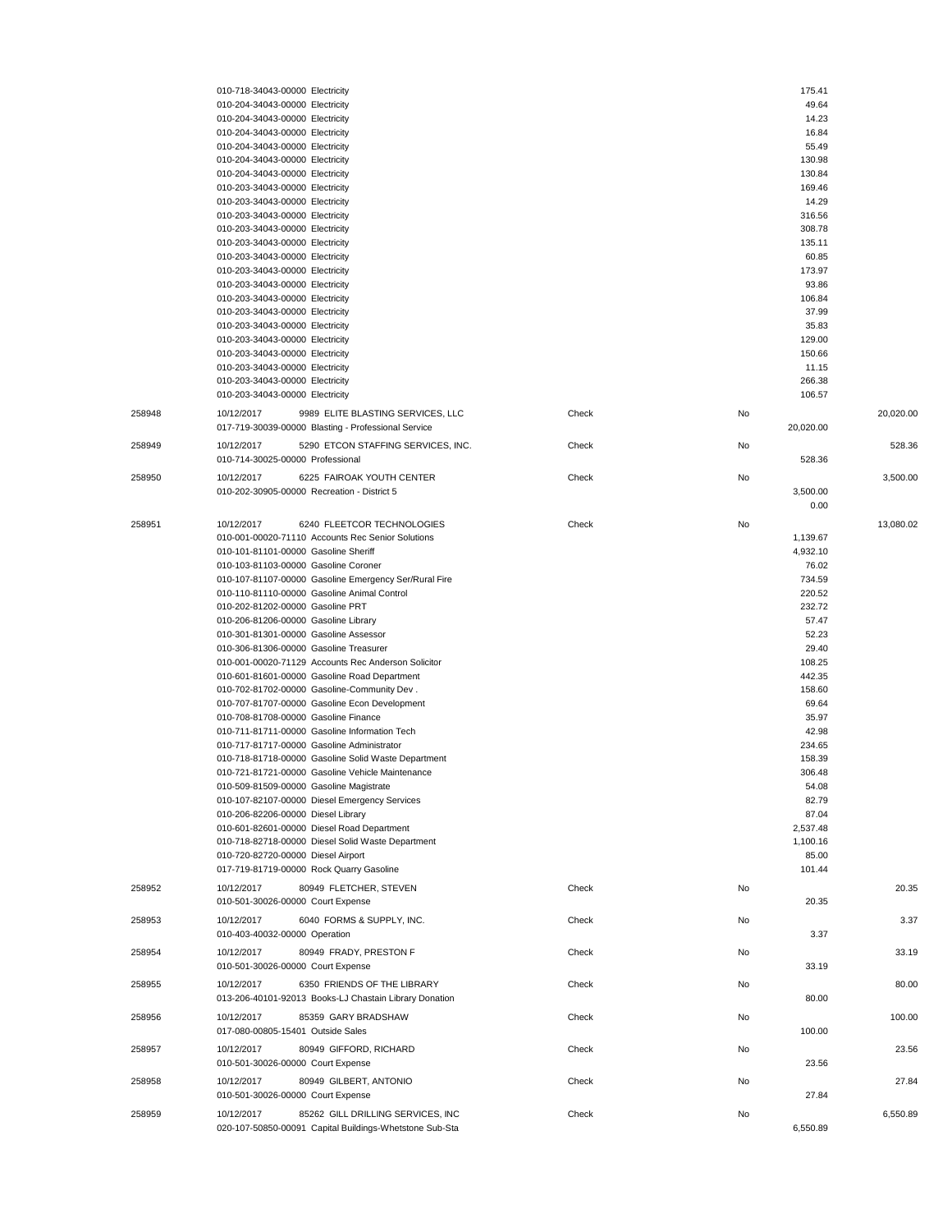| | | | | | |
|---|---|---|---|---|---|
| | 010-718-34043-00000 Electricity | | | 175.41 | |
| | 010-204-34043-00000 Electricity | | | 49.64 | |
| | 010-204-34043-00000 Electricity | | | 14.23 | |
| | 010-204-34043-00000 Electricity | | | 16.84 | |
| | 010-204-34043-00000 Electricity | | | 55.49 | |
| | 010-204-34043-00000 Electricity | | | 130.98 | |
| | 010-204-34043-00000 Electricity | | | 130.84 | |
| | 010-203-34043-00000 Electricity | | | 169.46 | |
| | 010-203-34043-00000 Electricity | | | 14.29 | |
| | 010-203-34043-00000 Electricity | | | 316.56 | |
| | 010-203-34043-00000 Electricity | | | 308.78 | |
| | 010-203-34043-00000 Electricity | | | 135.11 | |
| | 010-203-34043-00000 Electricity | | | 60.85 | |
| | 010-203-34043-00000 Electricity | | | 173.97 | |
| | 010-203-34043-00000 Electricity | | | 93.86 | |
| | 010-203-34043-00000 Electricity | | | 106.84 | |
| | 010-203-34043-00000 Electricity | | | 37.99 | |
| | 010-203-34043-00000 Electricity | | | 35.83 | |
| | 010-203-34043-00000 Electricity | | | 129.00 | |
| | 010-203-34043-00000 Electricity | | | 150.66 | |
| | 010-203-34043-00000 Electricity | | | 11.15 | |
| | 010-203-34043-00000 Electricity | | | 266.38 | |
| | 010-203-34043-00000 Electricity | | | 106.57 | |
| 258948 | 10/12/2017 9989 ELITE BLASTING SERVICES, LLC | Check | No | | 20,020.00 |
| | 017-719-30039-00000 Blasting - Professional Service | | | 20,020.00 | |
| 258949 | 10/12/2017 5290 ETCON STAFFING SERVICES, INC. | Check | No | | 528.36 |
| | 010-714-30025-00000 Professional | | | 528.36 | |
| 258950 | 10/12/2017 6225 FAIROAK YOUTH CENTER | Check | No | | 3,500.00 |
| | 010-202-30905-00000 Recreation - District 5 | | | 3,500.00 | |
| | | | | 0.00 | |
| 258951 | 10/12/2017 6240 FLEETCOR TECHNOLOGIES | Check | No | | 13,080.02 |
| | 010-001-00020-71110 Accounts Rec Senior Solutions | | | 1,139.67 | |
| | 010-101-81101-00000 Gasoline Sheriff | | | 4,932.10 | |
| | 010-103-81103-00000 Gasoline Coroner | | | 76.02 | |
| | 010-107-81107-00000 Gasoline Emergency Ser/Rural Fire | | | 734.59 | |
| | 010-110-81110-00000 Gasoline Animal Control | | | 220.52 | |
| | 010-202-81202-00000 Gasoline PRT | | | 232.72 | |
| | 010-206-81206-00000 Gasoline Library | | | 57.47 | |
| | 010-301-81301-00000 Gasoline Assessor | | | 52.23 | |
| | 010-306-81306-00000 Gasoline Treasurer | | | 29.40 | |
| | 010-001-00020-71129 Accounts Rec Anderson Solicitor | | | 108.25 | |
| | 010-601-81601-00000 Gasoline Road Department | | | 442.35 | |
| | 010-702-81702-00000 Gasoline-Community Dev . | | | 158.60 | |
| | 010-707-81707-00000 Gasoline Econ Development | | | 69.64 | |
| | 010-708-81708-00000 Gasoline Finance | | | 35.97 | |
| | 010-711-81711-00000 Gasoline Information Tech | | | 42.98 | |
| | 010-717-81717-00000 Gasoline Administrator | | | 234.65 | |
| | 010-718-81718-00000 Gasoline Solid Waste Department | | | 158.39 | |
| | 010-721-81721-00000 Gasoline Vehicle Maintenance | | | 306.48 | |
| | 010-509-81509-00000 Gasoline Magistrate | | | 54.08 | |
| | 010-107-82107-00000 Diesel Emergency Services | | | 82.79 | |
| | 010-206-82206-00000 Diesel Library | | | 87.04 | |
| | 010-601-82601-00000 Diesel Road Department | | | 2,537.48 | |
| | 010-718-82718-00000 Diesel Solid Waste Department | | | 1,100.16 | |
| | 010-720-82720-00000 Diesel Airport | | | 85.00 | |
| | 017-719-81719-00000 Rock Quarry Gasoline | | | 101.44 | |
| 258952 | 10/12/2017 80949 FLETCHER, STEVEN | Check | No | | 20.35 |
| | 010-501-30026-00000 Court Expense | | | 20.35 | |
| 258953 | 10/12/2017 6040 FORMS & SUPPLY, INC. | Check | No | | 3.37 |
| | 010-403-40032-00000 Operation | | | 3.37 | |
| 258954 | 10/12/2017 80949 FRADY, PRESTON F | Check | No | | 33.19 |
| | 010-501-30026-00000 Court Expense | | | 33.19 | |
| 258955 | 10/12/2017 6350 FRIENDS OF THE LIBRARY | Check | No | | 80.00 |
| | 013-206-40101-92013 Books-LJ Chastain Library Donation | | | 80.00 | |
| 258956 | 10/12/2017 85359 GARY BRADSHAW | Check | No | | 100.00 |
| | 017-080-00805-15401 Outside Sales | | | 100.00 | |
| 258957 | 10/12/2017 80949 GIFFORD, RICHARD | Check | No | | 23.56 |
| | 010-501-30026-00000 Court Expense | | | 23.56 | |
| 258958 | 10/12/2017 80949 GILBERT, ANTONIO | Check | No | | 27.84 |
| | 010-501-30026-00000 Court Expense | | | 27.84 | |
| 258959 | 10/12/2017 85262 GILL DRILLING SERVICES, INC | Check | No | | 6,550.89 |
| | 020-107-50850-00091 Capital Buildings-Whetstone Sub-Sta | | | 6,550.89 | |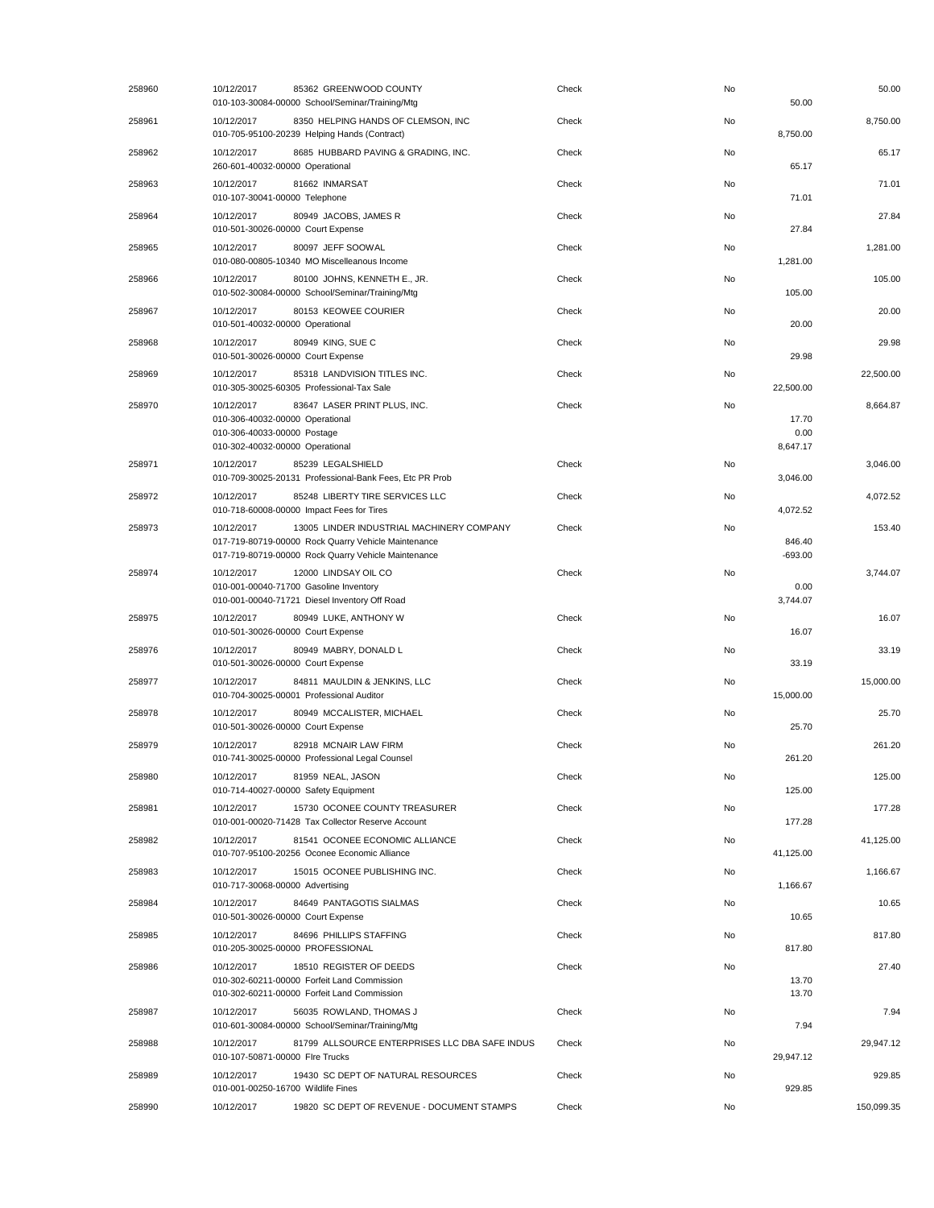| Check # | Date | Vendor / Account | Type | Void | Line Amount | Check Amount |
|---|---|---|---|---|---|---|
| 258960 | 10/12/2017 | 85362 GREENWOOD COUNTY | Check | No | | 50.00 |
| | | 010-103-30084-00000 School/Seminar/Training/Mtg | | | 50.00 | |
| 258961 | 10/12/2017 | 8350 HELPING HANDS OF CLEMSON, INC | Check | No | | 8,750.00 |
| | | 010-705-95100-20239 Helping Hands (Contract) | | | 8,750.00 | |
| 258962 | 10/12/2017 | 8685 HUBBARD PAVING & GRADING, INC. | Check | No | | 65.17 |
| | | 260-601-40032-00000 Operational | | | 65.17 | |
| 258963 | 10/12/2017 | 81662 INMARSAT | Check | No | | 71.01 |
| | | 010-107-30041-00000 Telephone | | | 71.01 | |
| 258964 | 10/12/2017 | 80949 JACOBS, JAMES R | Check | No | | 27.84 |
| | | 010-501-30026-00000 Court Expense | | | 27.84 | |
| 258965 | 10/12/2017 | 80097 JEFF SOOWAL | Check | No | | 1,281.00 |
| | | 010-080-00805-10340 MO Miscelleanous Income | | | 1,281.00 | |
| 258966 | 10/12/2017 | 80100 JOHNS, KENNETH E., JR. | Check | No | | 105.00 |
| | | 010-502-30084-00000 School/Seminar/Training/Mtg | | | 105.00 | |
| 258967 | 10/12/2017 | 80153 KEOWEE COURIER | Check | No | | 20.00 |
| | | 010-501-40032-00000 Operational | | | 20.00 | |
| 258968 | 10/12/2017 | 80949 KING, SUE C | Check | No | | 29.98 |
| | | 010-501-30026-00000 Court Expense | | | 29.98 | |
| 258969 | 10/12/2017 | 85318 LANDVISION TITLES INC. | Check | No | | 22,500.00 |
| | | 010-305-30025-60305 Professional-Tax Sale | | | 22,500.00 | |
| 258970 | 10/12/2017 | 83647 LASER PRINT PLUS, INC. | Check | No | | 8,664.87 |
| | | 010-306-40032-00000 Operational | | | 17.70 | |
| | | 010-306-40033-00000 Postage | | | 0.00 | |
| | | 010-302-40032-00000 Operational | | | 8,647.17 | |
| 258971 | 10/12/2017 | 85239 LEGALSHIELD | Check | No | | 3,046.00 |
| | | 010-709-30025-20131 Professional-Bank Fees, Etc PR Prob | | | 3,046.00 | |
| 258972 | 10/12/2017 | 85248 LIBERTY TIRE SERVICES LLC | Check | No | | 4,072.52 |
| | | 010-718-60008-00000 Impact Fees for Tires | | | 4,072.52 | |
| 258973 | 10/12/2017 | 13005 LINDER INDUSTRIAL MACHINERY COMPANY | Check | No | | 153.40 |
| | | 017-719-80719-00000 Rock Quarry Vehicle Maintenance | | | 846.40 | |
| | | 017-719-80719-00000 Rock Quarry Vehicle Maintenance | | | -693.00 | |
| 258974 | 10/12/2017 | 12000 LINDSAY OIL CO | Check | No | | 3,744.07 |
| | | 010-001-00040-71700 Gasoline Inventory | | | 0.00 | |
| | | 010-001-00040-71721 Diesel Inventory Off Road | | | 3,744.07 | |
| 258975 | 10/12/2017 | 80949 LUKE, ANTHONY W | Check | No | | 16.07 |
| | | 010-501-30026-00000 Court Expense | | | 16.07 | |
| 258976 | 10/12/2017 | 80949 MABRY, DONALD L | Check | No | | 33.19 |
| | | 010-501-30026-00000 Court Expense | | | 33.19 | |
| 258977 | 10/12/2017 | 84811 MAULDIN & JENKINS, LLC | Check | No | | 15,000.00 |
| | | 010-704-30025-00001 Professional Auditor | | | 15,000.00 | |
| 258978 | 10/12/2017 | 80949 MCCALISTER, MICHAEL | Check | No | | 25.70 |
| | | 010-501-30026-00000 Court Expense | | | 25.70 | |
| 258979 | 10/12/2017 | 82918 MCNAIR LAW FIRM | Check | No | | 261.20 |
| | | 010-741-30025-00000 Professional Legal Counsel | | | 261.20 | |
| 258980 | 10/12/2017 | 81959 NEAL, JASON | Check | No | | 125.00 |
| | | 010-714-40027-00000 Safety Equipment | | | 125.00 | |
| 258981 | 10/12/2017 | 15730 OCONEE COUNTY TREASURER | Check | No | | 177.28 |
| | | 010-001-00020-71428 Tax Collector Reserve Account | | | 177.28 | |
| 258982 | 10/12/2017 | 81541 OCONEE ECONOMIC ALLIANCE | Check | No | | 41,125.00 |
| | | 010-707-95100-20256 Oconee Economic Alliance | | | 41,125.00 | |
| 258983 | 10/12/2017 | 15015 OCONEE PUBLISHING INC. | Check | No | | 1,166.67 |
| | | 010-717-30068-00000 Advertising | | | 1,166.67 | |
| 258984 | 10/12/2017 | 84649 PANTAGOTIS SIALMAS | Check | No | | 10.65 |
| | | 010-501-30026-00000 Court Expense | | | 10.65 | |
| 258985 | 10/12/2017 | 84696 PHILLIPS STAFFING | Check | No | | 817.80 |
| | | 010-205-30025-00000 PROFESSIONAL | | | 817.80 | |
| 258986 | 10/12/2017 | 18510 REGISTER OF DEEDS | Check | No | | 27.40 |
| | | 010-302-60211-00000 Forfeit Land Commission | | | 13.70 | |
| | | 010-302-60211-00000 Forfeit Land Commission | | | 13.70 | |
| 258987 | 10/12/2017 | 56035 ROWLAND, THOMAS J | Check | No | | 7.94 |
| | | 010-601-30084-00000 School/Seminar/Training/Mtg | | | 7.94 | |
| 258988 | 10/12/2017 | 81799 ALLSOURCE ENTERPRISES LLC DBA SAFE INDUS | Check | No | | 29,947.12 |
| | | 010-107-50871-00000 FIre Trucks | | | 29,947.12 | |
| 258989 | 10/12/2017 | 19430 SC DEPT OF NATURAL RESOURCES | Check | No | | 929.85 |
| | | 010-001-00250-16700 Wildlife Fines | | | 929.85 | |
| 258990 | 10/12/2017 | 19820 SC DEPT OF REVENUE - DOCUMENT STAMPS | Check | No | | 150,099.35 |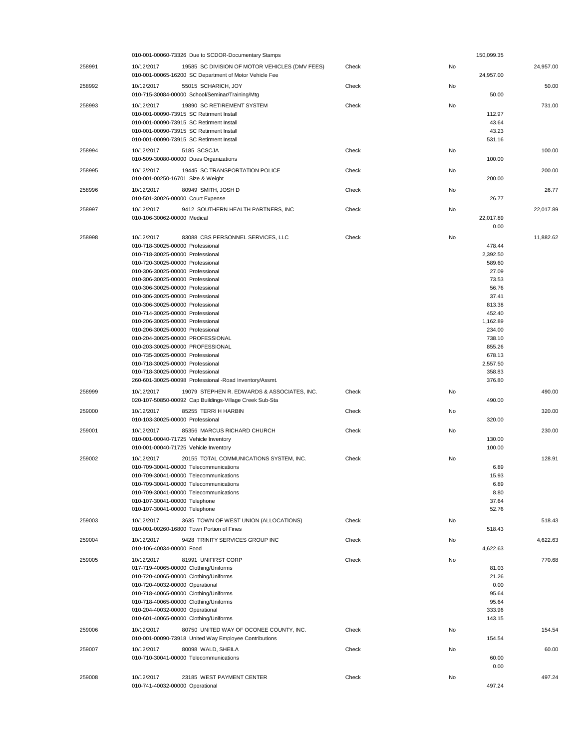| Check # | Date / Vendor / Account | Type | Void | Line Amount | Check Amount |
|---|---|---|---|---|---|
| | 010-001-00060-73326 Due to SCDOR-Documentary Stamps | | | 150,099.35 | |
| 258991 | 10/12/2017 19585 SC DIVISION OF MOTOR VEHICLES (DMV FEES) | Check | No | | 24,957.00 |
| | 010-001-00065-16200 SC Department of Motor Vehicle Fee | | | 24,957.00 | |
| 258992 | 10/12/2017 55015 SCHARICH, JOY | Check | No | | 50.00 |
| | 010-715-30084-00000 School/Seminar/Training/Mtg | | | 50.00 | |
| 258993 | 10/12/2017 19890 SC RETIREMENT SYSTEM | Check | No | | 731.00 |
| | 010-001-00090-73915 SC Retirment Install | | | 112.97 | |
| | 010-001-00090-73915 SC Retirment Install | | | 43.64 | |
| | 010-001-00090-73915 SC Retirment Install | | | 43.23 | |
| | 010-001-00090-73915 SC Retirment Install | | | 531.16 | |
| 258994 | 10/12/2017 5185 SCSCJA | Check | No | | 100.00 |
| | 010-509-30080-00000 Dues Organizations | | | 100.00 | |
| 258995 | 10/12/2017 19445 SC TRANSPORTATION POLICE | Check | No | | 200.00 |
| | 010-001-00250-16701 Size & Weight | | | 200.00 | |
| 258996 | 10/12/2017 80949 SMITH, JOSH D | Check | No | | 26.77 |
| | 010-501-30026-00000 Court Expense | | | 26.77 | |
| 258997 | 10/12/2017 9412 SOUTHERN HEALTH PARTNERS, INC | Check | No | | 22,017.89 |
| | 010-106-30062-00000 Medical | | | 22,017.89 | |
| | | | | 0.00 | |
| 258998 | 10/12/2017 83088 CBS PERSONNEL SERVICES, LLC | Check | No | | 11,882.62 |
| | 010-718-30025-00000 Professional | | | 478.44 | |
| | 010-718-30025-00000 Professional | | | 2,392.50 | |
| | 010-720-30025-00000 Professional | | | 589.60 | |
| | 010-306-30025-00000 Professional | | | 27.09 | |
| | 010-306-30025-00000 Professional | | | 73.53 | |
| | 010-306-30025-00000 Professional | | | 56.76 | |
| | 010-306-30025-00000 Professional | | | 37.41 | |
| | 010-306-30025-00000 Professional | | | 813.38 | |
| | 010-714-30025-00000 Professional | | | 452.40 | |
| | 010-206-30025-00000 Professional | | | 1,162.89 | |
| | 010-206-30025-00000 Professional | | | 234.00 | |
| | 010-204-30025-00000 PROFESSIONAL | | | 738.10 | |
| | 010-203-30025-00000 PROFESSIONAL | | | 855.26 | |
| | 010-735-30025-00000 Professional | | | 678.13 | |
| | 010-718-30025-00000 Professional | | | 2,557.50 | |
| | 010-718-30025-00000 Professional | | | 358.83 | |
| | 260-601-30025-00098 Professional -Road Inventory/Assmt. | | | 376.80 | |
| 258999 | 10/12/2017 19079 STEPHEN R. EDWARDS & ASSOCIATES, INC. | Check | No | | 490.00 |
| | 020-107-50850-00092 Cap Buildings-Village Creek Sub-Sta | | | 490.00 | |
| 259000 | 10/12/2017 85255 TERRI H HARBIN | Check | No | | 320.00 |
| | 010-103-30025-00000 Professional | | | 320.00 | |
| 259001 | 10/12/2017 85356 MARCUS RICHARD CHURCH | Check | No | | 230.00 |
| | 010-001-00040-71725 Vehicle Inventory | | | 130.00 | |
| | 010-001-00040-71725 Vehicle Inventory | | | 100.00 | |
| 259002 | 10/12/2017 20155 TOTAL COMMUNICATIONS SYSTEM, INC. | Check | No | | 128.91 |
| | 010-709-30041-00000 Telecommunications | | | 6.89 | |
| | 010-709-30041-00000 Telecommunications | | | 15.93 | |
| | 010-709-30041-00000 Telecommunications | | | 6.89 | |
| | 010-709-30041-00000 Telecommunications | | | 8.80 | |
| | 010-107-30041-00000 Telephone | | | 37.64 | |
| | 010-107-30041-00000 Telephone | | | 52.76 | |
| 259003 | 10/12/2017 3635 TOWN OF WEST UNION (ALLOCATIONS) | Check | No | | 518.43 |
| | 010-001-00260-16800 Town Portion of Fines | | | 518.43 | |
| 259004 | 10/12/2017 9428 TRINITY SERVICES GROUP INC | Check | No | | 4,622.63 |
| | 010-106-40034-00000 Food | | | 4,622.63 | |
| 259005 | 10/12/2017 81991 UNIFIRST CORP | Check | No | | 770.68 |
| | 017-719-40065-00000 Clothing/Uniforms | | | 81.03 | |
| | 010-720-40065-00000 Clothing/Uniforms | | | 21.26 | |
| | 010-720-40032-00000 Operational | | | 0.00 | |
| | 010-718-40065-00000 Clothing/Uniforms | | | 95.64 | |
| | 010-718-40065-00000 Clothing/Uniforms | | | 95.64 | |
| | 010-204-40032-00000 Operational | | | 333.96 | |
| | 010-601-40065-00000 Clothing/Uniforms | | | 143.15 | |
| 259006 | 10/12/2017 80750 UNITED WAY OF OCONEE COUNTY, INC. | Check | No | | 154.54 |
| | 010-001-00090-73918 United Way Employee Contributions | | | 154.54 | |
| 259007 | 10/12/2017 80098 WALD, SHEILA | Check | No | | 60.00 |
| | 010-710-30041-00000 Telecommunications | | | 60.00 | |
| | | | | 0.00 | |
| 259008 | 10/12/2017 23185 WEST PAYMENT CENTER | Check | No | | 497.24 |
| | 010-741-40032-00000 Operational | | | 497.24 | |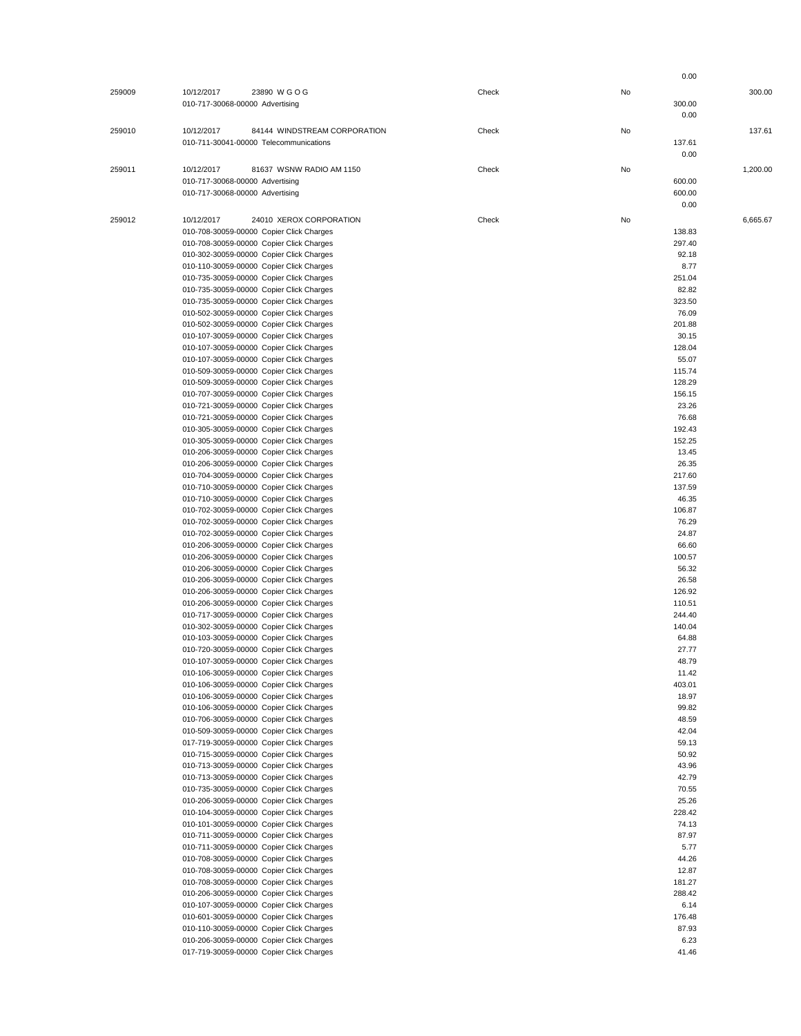| | | | | | | |
|---|---|---|---|---|---|---|
| | | | | | 0.00 | |
| 259009 | 10/12/2017 | 23890 W G O G | Check | No | | 300.00 |
| | 010-717-30068-00000 Advertising | | | | 300.00 | |
| | | | | | 0.00 | |
| 259010 | 10/12/2017 | 84144 WINDSTREAM CORPORATION | Check | No | | 137.61 |
| | 010-711-30041-00000 Telecommunications | | | | 137.61 | |
| | | | | | 0.00 | |
| 259011 | 10/12/2017 | 81637 WSNW RADIO AM 1150 | Check | No | | 1,200.00 |
| | 010-717-30068-00000 Advertising | | | | 600.00 | |
| | 010-717-30068-00000 Advertising | | | | 600.00 | |
| | | | | | 0.00 | |
| 259012 | 10/12/2017 | 24010 XEROX CORPORATION | Check | No | | 6,665.67 |
| | 010-708-30059-00000 Copier Click Charges | | | | 138.83 | |
| | 010-708-30059-00000 Copier Click Charges | | | | 297.40 | |
| | 010-302-30059-00000 Copier Click Charges | | | | 92.18 | |
| | 010-110-30059-00000 Copier Click Charges | | | | 8.77 | |
| | 010-735-30059-00000 Copier Click Charges | | | | 251.04 | |
| | 010-735-30059-00000 Copier Click Charges | | | | 82.82 | |
| | 010-735-30059-00000 Copier Click Charges | | | | 323.50 | |
| | 010-502-30059-00000 Copier Click Charges | | | | 76.09 | |
| | 010-502-30059-00000 Copier Click Charges | | | | 201.88 | |
| | 010-107-30059-00000 Copier Click Charges | | | | 30.15 | |
| | 010-107-30059-00000 Copier Click Charges | | | | 128.04 | |
| | 010-107-30059-00000 Copier Click Charges | | | | 55.07 | |
| | 010-509-30059-00000 Copier Click Charges | | | | 115.74 | |
| | 010-509-30059-00000 Copier Click Charges | | | | 128.29 | |
| | 010-707-30059-00000 Copier Click Charges | | | | 156.15 | |
| | 010-721-30059-00000 Copier Click Charges | | | | 23.26 | |
| | 010-721-30059-00000 Copier Click Charges | | | | 76.68 | |
| | 010-305-30059-00000 Copier Click Charges | | | | 192.43 | |
| | 010-305-30059-00000 Copier Click Charges | | | | 152.25 | |
| | 010-206-30059-00000 Copier Click Charges | | | | 13.45 | |
| | 010-206-30059-00000 Copier Click Charges | | | | 26.35 | |
| | 010-704-30059-00000 Copier Click Charges | | | | 217.60 | |
| | 010-710-30059-00000 Copier Click Charges | | | | 137.59 | |
| | 010-710-30059-00000 Copier Click Charges | | | | 46.35 | |
| | 010-702-30059-00000 Copier Click Charges | | | | 106.87 | |
| | 010-702-30059-00000 Copier Click Charges | | | | 76.29 | |
| | 010-702-30059-00000 Copier Click Charges | | | | 24.87 | |
| | 010-206-30059-00000 Copier Click Charges | | | | 66.60 | |
| | 010-206-30059-00000 Copier Click Charges | | | | 100.57 | |
| | 010-206-30059-00000 Copier Click Charges | | | | 56.32 | |
| | 010-206-30059-00000 Copier Click Charges | | | | 26.58 | |
| | 010-206-30059-00000 Copier Click Charges | | | | 126.92 | |
| | 010-206-30059-00000 Copier Click Charges | | | | 110.51 | |
| | 010-717-30059-00000 Copier Click Charges | | | | 244.40 | |
| | 010-302-30059-00000 Copier Click Charges | | | | 140.04 | |
| | 010-103-30059-00000 Copier Click Charges | | | | 64.88 | |
| | 010-720-30059-00000 Copier Click Charges | | | | 27.77 | |
| | 010-107-30059-00000 Copier Click Charges | | | | 48.79 | |
| | 010-106-30059-00000 Copier Click Charges | | | | 11.42 | |
| | 010-106-30059-00000 Copier Click Charges | | | | 403.01 | |
| | 010-106-30059-00000 Copier Click Charges | | | | 18.97 | |
| | 010-106-30059-00000 Copier Click Charges | | | | 99.82 | |
| | 010-706-30059-00000 Copier Click Charges | | | | 48.59 | |
| | 010-509-30059-00000 Copier Click Charges | | | | 42.04 | |
| | 017-719-30059-00000 Copier Click Charges | | | | 59.13 | |
| | 010-715-30059-00000 Copier Click Charges | | | | 50.92 | |
| | 010-713-30059-00000 Copier Click Charges | | | | 43.96 | |
| | 010-713-30059-00000 Copier Click Charges | | | | 42.79 | |
| | 010-735-30059-00000 Copier Click Charges | | | | 70.55 | |
| | 010-206-30059-00000 Copier Click Charges | | | | 25.26 | |
| | 010-104-30059-00000 Copier Click Charges | | | | 228.42 | |
| | 010-101-30059-00000 Copier Click Charges | | | | 74.13 | |
| | 010-711-30059-00000 Copier Click Charges | | | | 87.97 | |
| | 010-711-30059-00000 Copier Click Charges | | | | 5.77 | |
| | 010-708-30059-00000 Copier Click Charges | | | | 44.26 | |
| | 010-708-30059-00000 Copier Click Charges | | | | 12.87 | |
| | 010-708-30059-00000 Copier Click Charges | | | | 181.27 | |
| | 010-206-30059-00000 Copier Click Charges | | | | 288.42 | |
| | 010-107-30059-00000 Copier Click Charges | | | | 6.14 | |
| | 010-601-30059-00000 Copier Click Charges | | | | 176.48 | |
| | 010-110-30059-00000 Copier Click Charges | | | | 87.93 | |
| | 010-206-30059-00000 Copier Click Charges | | | | 6.23 | |
| | 017-719-30059-00000 Copier Click Charges | | | | 41.46 | |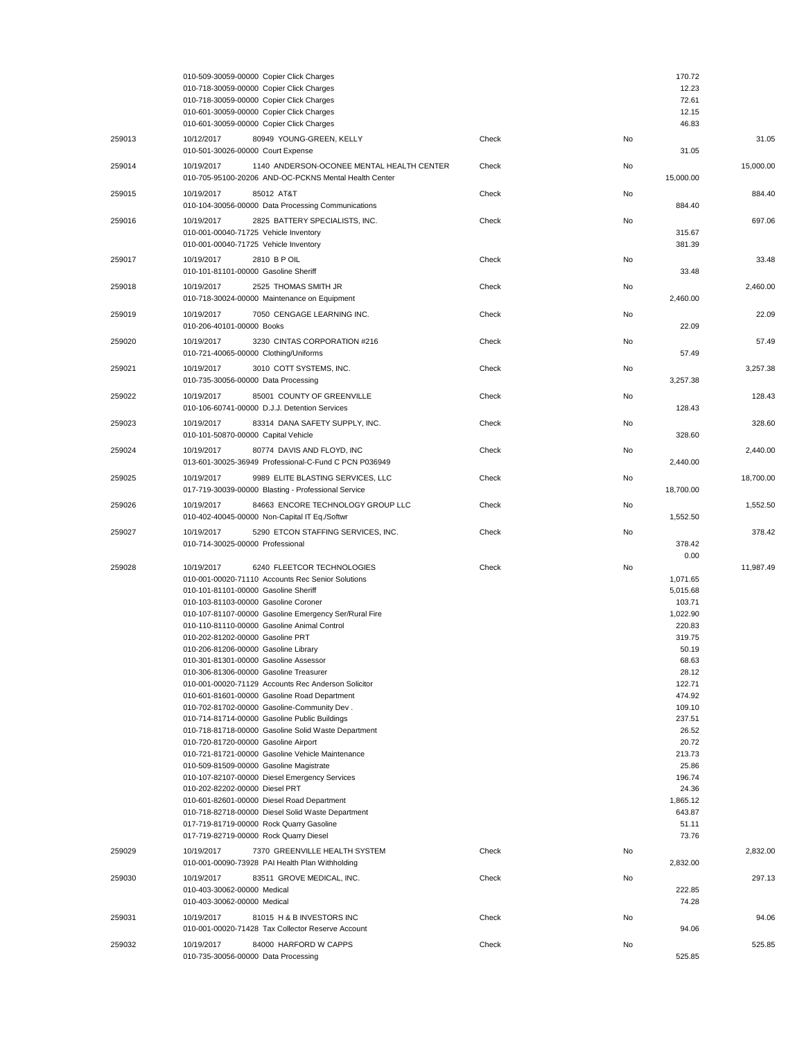| | | | | | |
|---|---|---|---|---|---|
| | 010-509-30059-00000 Copier Click Charges | | | 170.72 | |
| | 010-718-30059-00000 Copier Click Charges | | | 12.23 | |
| | 010-718-30059-00000 Copier Click Charges | | | 72.61 | |
| | 010-601-30059-00000 Copier Click Charges | | | 12.15 | |
| | 010-601-30059-00000 Copier Click Charges | | | 46.83 | |
| 259013 | 10/12/2017 80949 YOUNG-GREEN, KELLY | Check | No | | 31.05 |
| | 010-501-30026-00000 Court Expense | | | 31.05 | |
| 259014 | 10/19/2017 1140 ANDERSON-OCONEE MENTAL HEALTH CENTER | Check | No | | 15,000.00 |
| | 010-705-95100-20206 AND-OC-PCKNS Mental Health Center | | | 15,000.00 | |
| 259015 | 10/19/2017 85012 AT&T | Check | No | | 884.40 |
| | 010-104-30056-00000 Data Processing Communications | | | 884.40 | |
| 259016 | 10/19/2017 2825 BATTERY SPECIALISTS, INC. | Check | No | | 697.06 |
| | 010-001-00040-71725 Vehicle Inventory | | | 315.67 | |
| | 010-001-00040-71725 Vehicle Inventory | | | 381.39 | |
| 259017 | 10/19/2017 2810 B P OIL | Check | No | | 33.48 |
| | 010-101-81101-00000 Gasoline Sheriff | | | 33.48 | |
| 259018 | 10/19/2017 2525 THOMAS SMITH JR | Check | No | | 2,460.00 |
| | 010-718-30024-00000 Maintenance on Equipment | | | 2,460.00 | |
| 259019 | 10/19/2017 7050 CENGAGE LEARNING INC. | Check | No | | 22.09 |
| | 010-206-40101-00000 Books | | | 22.09 | |
| 259020 | 10/19/2017 3230 CINTAS CORPORATION #216 | Check | No | | 57.49 |
| | 010-721-40065-00000 Clothing/Uniforms | | | 57.49 | |
| 259021 | 10/19/2017 3010 COTT SYSTEMS, INC. | Check | No | | 3,257.38 |
| | 010-735-30056-00000 Data Processing | | | 3,257.38 | |
| 259022 | 10/19/2017 85001 COUNTY OF GREENVILLE | Check | No | | 128.43 |
| | 010-106-60741-00000 D.J.J. Detention Services | | | 128.43 | |
| 259023 | 10/19/2017 83314 DANA SAFETY SUPPLY, INC. | Check | No | | 328.60 |
| | 010-101-50870-00000 Capital Vehicle | | | 328.60 | |
| 259024 | 10/19/2017 80774 DAVIS AND FLOYD, INC | Check | No | | 2,440.00 |
| | 013-601-30025-36949 Professional-C-Fund C PCN P036949 | | | 2,440.00 | |
| 259025 | 10/19/2017 9989 ELITE BLASTING SERVICES, LLC | Check | No | | 18,700.00 |
| | 017-719-30039-00000 Blasting - Professional Service | | | 18,700.00 | |
| 259026 | 10/19/2017 84663 ENCORE TECHNOLOGY GROUP LLC | Check | No | | 1,552.50 |
| | 010-402-40045-00000 Non-Capital IT Eq./Softwr | | | 1,552.50 | |
| 259027 | 10/19/2017 5290 ETCON STAFFING SERVICES, INC. | Check | No | | 378.42 |
| | 010-714-30025-00000 Professional | | | 378.42 | |
| | | | | 0.00 | |
| 259028 | 10/19/2017 6240 FLEETCOR TECHNOLOGIES | Check | No | | 11,987.49 |
| | 010-001-00020-71110 Accounts Rec Senior Solutions | | | 1,071.65 | |
| | 010-101-81101-00000 Gasoline Sheriff | | | 5,015.68 | |
| | 010-103-81103-00000 Gasoline Coroner | | | 103.71 | |
| | 010-107-81107-00000 Gasoline Emergency Ser/Rural Fire | | | 1,022.90 | |
| | 010-110-81110-00000 Gasoline Animal Control | | | 220.83 | |
| | 010-202-81202-00000 Gasoline PRT | | | 319.75 | |
| | 010-206-81206-00000 Gasoline Library | | | 50.19 | |
| | 010-301-81301-00000 Gasoline Assessor | | | 68.63 | |
| | 010-306-81306-00000 Gasoline Treasurer | | | 28.12 | |
| | 010-001-00020-71129 Accounts Rec Anderson Solicitor | | | 122.71 | |
| | 010-601-81601-00000 Gasoline Road Department | | | 474.92 | |
| | 010-702-81702-00000 Gasoline-Community Dev . | | | 109.10 | |
| | 010-714-81714-00000 Gasoline Public Buildings | | | 237.51 | |
| | 010-718-81718-00000 Gasoline Solid Waste Department | | | 26.52 | |
| | 010-720-81720-00000 Gasoline Airport | | | 20.72 | |
| | 010-721-81721-00000 Gasoline Vehicle Maintenance | | | 213.73 | |
| | 010-509-81509-00000 Gasoline Magistrate | | | 25.86 | |
| | 010-107-82107-00000 Diesel Emergency Services | | | 196.74 | |
| | 010-202-82202-00000 Diesel PRT | | | 24.36 | |
| | 010-601-82601-00000 Diesel Road Department | | | 1,865.12 | |
| | 010-718-82718-00000 Diesel Solid Waste Department | | | 643.87 | |
| | 017-719-81719-00000 Rock Quarry Gasoline | | | 51.11 | |
| | 017-719-82719-00000 Rock Quarry Diesel | | | 73.76 | |
| 259029 | 10/19/2017 7370 GREENVILLE HEALTH SYSTEM | Check | No | | 2,832.00 |
| | 010-001-00090-73928 PAI Health Plan Withholding | | | 2,832.00 | |
| 259030 | 10/19/2017 83511 GROVE MEDICAL, INC. | Check | No | | 297.13 |
| | 010-403-30062-00000 Medical | | | 222.85 | |
| | 010-403-30062-00000 Medical | | | 74.28 | |
| 259031 | 10/19/2017 81015 H & B INVESTORS INC | Check | No | | 94.06 |
| | 010-001-00020-71428 Tax Collector Reserve Account | | | 94.06 | |
| 259032 | 10/19/2017 84000 HARFORD W CAPPS | Check | No | | 525.85 |
| | 010-735-30056-00000 Data Processing | | | 525.85 | |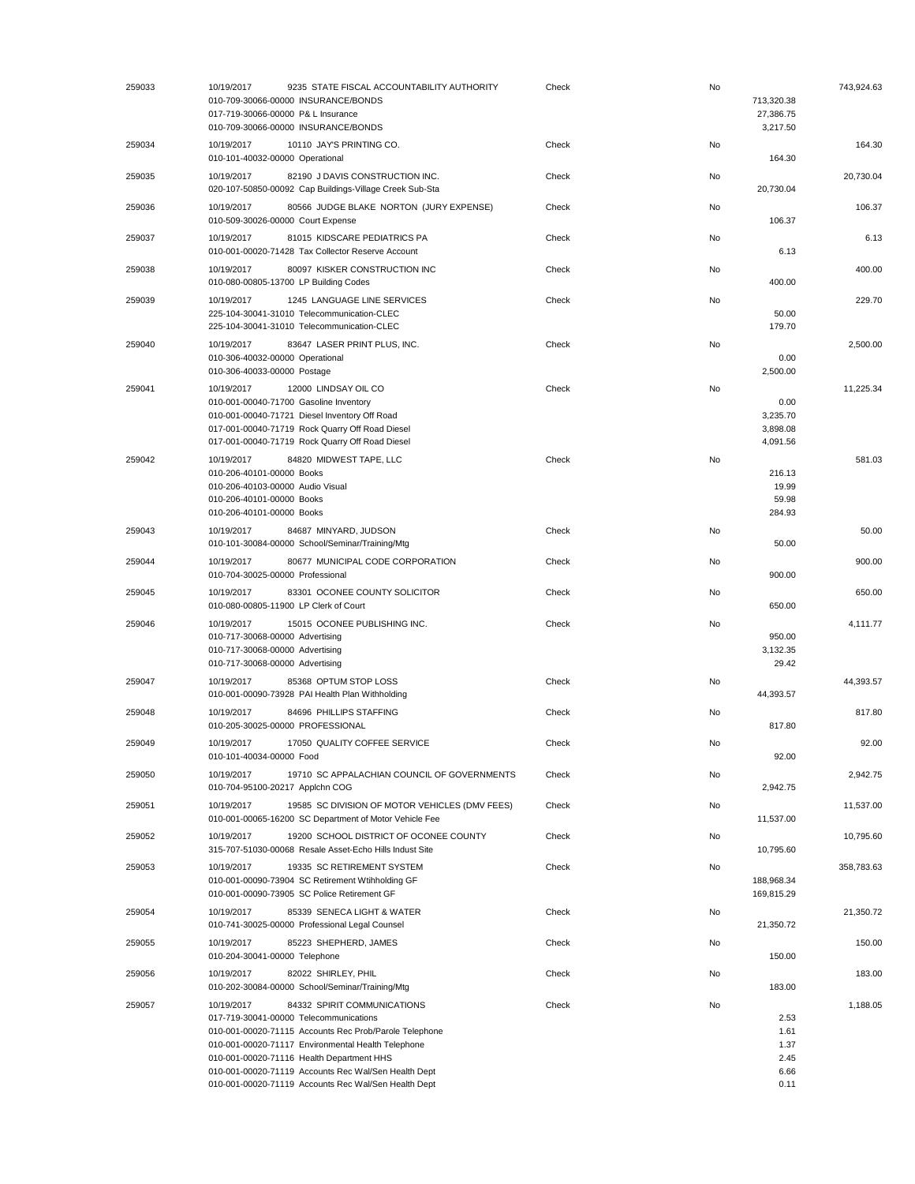| Check # | Date | Vendor / Account | Type | Void | Amount | Total |
|---|---|---|---|---|---|---|
| 259033 | 10/19/2017 | 9235 STATE FISCAL ACCOUNTABILITY AUTHORITY | Check | No | | 743,924.63 |
| | | 010-709-30066-00000 INSURANCE/BONDS | | | 713,320.38 | |
| | | 017-719-30066-00000 P& L Insurance | | | 27,386.75 | |
| | | 010-709-30066-00000 INSURANCE/BONDS | | | 3,217.50 | |
| 259034 | 10/19/2017 | 10110 JAY'S PRINTING CO. | Check | No | | 164.30 |
| | | 010-101-40032-00000 Operational | | | 164.30 | |
| 259035 | 10/19/2017 | 82190 J DAVIS CONSTRUCTION INC. | Check | No | | 20,730.04 |
| | | 020-107-50850-00092 Cap Buildings-Village Creek Sub-Sta | | | 20,730.04 | |
| 259036 | 10/19/2017 | 80566 JUDGE BLAKE NORTON (JURY EXPENSE) | Check | No | | 106.37 |
| | | 010-509-30026-00000 Court Expense | | | 106.37 | |
| 259037 | 10/19/2017 | 81015 KIDSCARE PEDIATRICS PA | Check | No | | 6.13 |
| | | 010-001-00020-71428 Tax Collector Reserve Account | | | 6.13 | |
| 259038 | 10/19/2017 | 80097 KISKER CONSTRUCTION INC | Check | No | | 400.00 |
| | | 010-080-00805-13700 LP Building Codes | | | 400.00 | |
| 259039 | 10/19/2017 | 1245 LANGUAGE LINE SERVICES | Check | No | | 229.70 |
| | | 225-104-30041-31010 Telecommunication-CLEC | | | 50.00 | |
| | | 225-104-30041-31010 Telecommunication-CLEC | | | 179.70 | |
| 259040 | 10/19/2017 | 83647 LASER PRINT PLUS, INC. | Check | No | | 2,500.00 |
| | | 010-306-40032-00000 Operational | | | 0.00 | |
| | | 010-306-40033-00000 Postage | | | 2,500.00 | |
| 259041 | 10/19/2017 | 12000 LINDSAY OIL CO | Check | No | | 11,225.34 |
| | | 010-001-00040-71700 Gasoline Inventory | | | 0.00 | |
| | | 010-001-00040-71721 Diesel Inventory Off Road | | | 3,235.70 | |
| | | 017-001-00040-71719 Rock Quarry Off Road Diesel | | | 3,898.08 | |
| | | 017-001-00040-71719 Rock Quarry Off Road Diesel | | | 4,091.56 | |
| 259042 | 10/19/2017 | 84820 MIDWEST TAPE, LLC | Check | No | | 581.03 |
| | | 010-206-40101-00000 Books | | | 216.13 | |
| | | 010-206-40103-00000 Audio Visual | | | 19.99 | |
| | | 010-206-40101-00000 Books | | | 59.98 | |
| | | 010-206-40101-00000 Books | | | 284.93 | |
| 259043 | 10/19/2017 | 84687 MINYARD, JUDSON | Check | No | | 50.00 |
| | | 010-101-30084-00000 School/Seminar/Training/Mtg | | | 50.00 | |
| 259044 | 10/19/2017 | 80677 MUNICIPAL CODE CORPORATION | Check | No | | 900.00 |
| | | 010-704-30025-00000 Professional | | | 900.00 | |
| 259045 | 10/19/2017 | 83301 OCONEE COUNTY SOLICITOR | Check | No | | 650.00 |
| | | 010-080-00805-11900 LP Clerk of Court | | | 650.00 | |
| 259046 | 10/19/2017 | 15015 OCONEE PUBLISHING INC. | Check | No | | 4,111.77 |
| | | 010-717-30068-00000 Advertising | | | 950.00 | |
| | | 010-717-30068-00000 Advertising | | | 3,132.35 | |
| | | 010-717-30068-00000 Advertising | | | 29.42 | |
| 259047 | 10/19/2017 | 85368 OPTUM STOP LOSS | Check | No | | 44,393.57 |
| | | 010-001-00090-73928 PAI Health Plan Withholding | | | 44,393.57 | |
| 259048 | 10/19/2017 | 84696 PHILLIPS STAFFING | Check | No | | 817.80 |
| | | 010-205-30025-00000 PROFESSIONAL | | | 817.80 | |
| 259049 | 10/19/2017 | 17050 QUALITY COFFEE SERVICE | Check | No | | 92.00 |
| | | 010-101-40034-00000 Food | | | 92.00 | |
| 259050 | 10/19/2017 | 19710 SC APPALACHIAN COUNCIL OF GOVERNMENTS | Check | No | | 2,942.75 |
| | | 010-704-95100-20217 Applchn COG | | | 2,942.75 | |
| 259051 | 10/19/2017 | 19585 SC DIVISION OF MOTOR VEHICLES (DMV FEES) | Check | No | | 11,537.00 |
| | | 010-001-00065-16200 SC Department of Motor Vehicle Fee | | | 11,537.00 | |
| 259052 | 10/19/2017 | 19200 SCHOOL DISTRICT OF OCONEE COUNTY | Check | No | | 10,795.60 |
| | | 315-707-51030-00068 Resale Asset-Echo Hills Indust Site | | | 10,795.60 | |
| 259053 | 10/19/2017 | 19335 SC RETIREMENT SYSTEM | Check | No | | 358,783.63 |
| | | 010-001-00090-73904 SC Retirement Wtihholding GF | | | 188,968.34 | |
| | | 010-001-00090-73905 SC Police Retirement GF | | | 169,815.29 | |
| 259054 | 10/19/2017 | 85339 SENECA LIGHT & WATER | Check | No | | 21,350.72 |
| | | 010-741-30025-00000 Professional Legal Counsel | | | 21,350.72 | |
| 259055 | 10/19/2017 | 85223 SHEPHERD, JAMES | Check | No | | 150.00 |
| | | 010-204-30041-00000 Telephone | | | 150.00 | |
| 259056 | 10/19/2017 | 82022 SHIRLEY, PHIL | Check | No | | 183.00 |
| | | 010-202-30084-00000 School/Seminar/Training/Mtg | | | 183.00 | |
| 259057 | 10/19/2017 | 84332 SPIRIT COMMUNICATIONS | Check | No | | 1,188.05 |
| | | 017-719-30041-00000 Telecommunications | | | 2.53 | |
| | | 010-001-00020-71115 Accounts Rec Prob/Parole Telephone | | | 1.61 | |
| | | 010-001-00020-71117 Environmental Health Telephone | | | 1.37 | |
| | | 010-001-00020-71116 Health Department HHS | | | 2.45 | |
| | | 010-001-00020-71119 Accounts Rec Wal/Sen Health Dept | | | 6.66 | |
| | | 010-001-00020-71119 Accounts Rec Wal/Sen Health Dept | | | 0.11 | |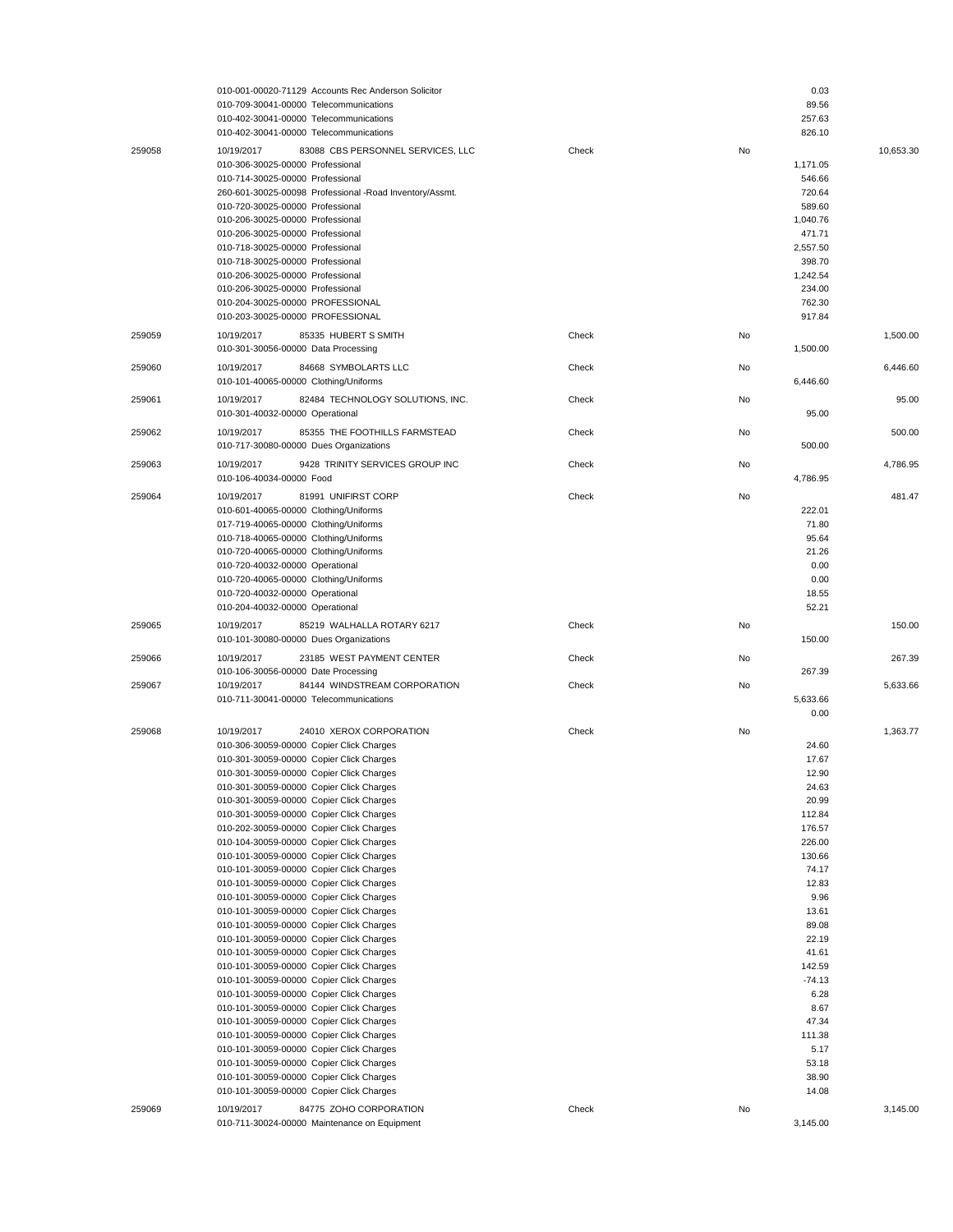| Check # | Date / Account | Vendor / Description | Type | Void | Amount | Check Total |
|---|---|---|---|---|---|---|
| | 010-001-00020-71129 | Accounts Rec Anderson Solicitor | | | 0.03 | |
| | 010-709-30041-00000 | Telecommunications | | | 89.56 | |
| | 010-402-30041-00000 | Telecommunications | | | 257.63 | |
| | 010-402-30041-00000 | Telecommunications | | | 826.10 | |
| 259058 | 10/19/2017 | 83088 CBS PERSONNEL SERVICES, LLC | Check | No | | 10,653.30 |
| | 010-306-30025-00000 | Professional | | | 1,171.05 | |
| | 010-714-30025-00000 | Professional | | | 546.66 | |
| | 260-601-30025-00098 | Professional -Road Inventory/Assmt. | | | 720.64 | |
| | 010-720-30025-00000 | Professional | | | 589.60 | |
| | 010-206-30025-00000 | Professional | | | 1,040.76 | |
| | 010-206-30025-00000 | Professional | | | 471.71 | |
| | 010-718-30025-00000 | Professional | | | 2,557.50 | |
| | 010-718-30025-00000 | Professional | | | 398.70 | |
| | 010-206-30025-00000 | Professional | | | 1,242.54 | |
| | 010-206-30025-00000 | Professional | | | 234.00 | |
| | 010-204-30025-00000 | PROFESSIONAL | | | 762.30 | |
| | 010-203-30025-00000 | PROFESSIONAL | | | 917.84 | |
| 259059 | 10/19/2017 | 85335 HUBERT S SMITH | Check | No | | 1,500.00 |
| | 010-301-30056-00000 | Data Processing | | | 1,500.00 | |
| 259060 | 10/19/2017 | 84668 SYMBOLARTS LLC | Check | No | | 6,446.60 |
| | 010-101-40065-00000 | Clothing/Uniforms | | | 6,446.60 | |
| 259061 | 10/19/2017 | 82484 TECHNOLOGY SOLUTIONS, INC. | Check | No | | 95.00 |
| | 010-301-40032-00000 | Operational | | | 95.00 | |
| 259062 | 10/19/2017 | 85355 THE FOOTHILLS FARMSTEAD | Check | No | | 500.00 |
| | 010-717-30080-00000 | Dues Organizations | | | 500.00 | |
| 259063 | 10/19/2017 | 9428 TRINITY SERVICES GROUP INC | Check | No | | 4,786.95 |
| | 010-106-40034-00000 | Food | | | 4,786.95 | |
| 259064 | 10/19/2017 | 81991 UNIFIRST CORP | Check | No | | 481.47 |
| | 010-601-40065-00000 | Clothing/Uniforms | | | 222.01 | |
| | 017-719-40065-00000 | Clothing/Uniforms | | | 71.80 | |
| | 010-718-40065-00000 | Clothing/Uniforms | | | 95.64 | |
| | 010-720-40065-00000 | Clothing/Uniforms | | | 21.26 | |
| | 010-720-40032-00000 | Operational | | | 0.00 | |
| | 010-720-40065-00000 | Clothing/Uniforms | | | 0.00 | |
| | 010-720-40032-00000 | Operational | | | 18.55 | |
| | 010-204-40032-00000 | Operational | | | 52.21 | |
| 259065 | 10/19/2017 | 85219 WALHALLA ROTARY 6217 | Check | No | | 150.00 |
| | 010-101-30080-00000 | Dues Organizations | | | 150.00 | |
| 259066 | 10/19/2017 | 23185 WEST PAYMENT CENTER | Check | No | | 267.39 |
| | 010-106-30056-00000 | Date Processing | | | 267.39 | |
| 259067 | 10/19/2017 | 84144 WINDSTREAM CORPORATION | Check | No | | 5,633.66 |
| | 010-711-30041-00000 | Telecommunications | | | 5,633.66 | |
| | | | | | 0.00 | |
| 259068 | 10/19/2017 | 24010 XEROX CORPORATION | Check | No | | 1,363.77 |
| | 010-306-30059-00000 | Copier Click Charges | | | 24.60 | |
| | 010-301-30059-00000 | Copier Click Charges | | | 17.67 | |
| | 010-301-30059-00000 | Copier Click Charges | | | 12.90 | |
| | 010-301-30059-00000 | Copier Click Charges | | | 24.63 | |
| | 010-301-30059-00000 | Copier Click Charges | | | 20.99 | |
| | 010-301-30059-00000 | Copier Click Charges | | | 112.84 | |
| | 010-202-30059-00000 | Copier Click Charges | | | 176.57 | |
| | 010-104-30059-00000 | Copier Click Charges | | | 226.00 | |
| | 010-101-30059-00000 | Copier Click Charges | | | 130.66 | |
| | 010-101-30059-00000 | Copier Click Charges | | | 74.17 | |
| | 010-101-30059-00000 | Copier Click Charges | | | 12.83 | |
| | 010-101-30059-00000 | Copier Click Charges | | | 9.96 | |
| | 010-101-30059-00000 | Copier Click Charges | | | 13.61 | |
| | 010-101-30059-00000 | Copier Click Charges | | | 89.08 | |
| | 010-101-30059-00000 | Copier Click Charges | | | 22.19 | |
| | 010-101-30059-00000 | Copier Click Charges | | | 41.61 | |
| | 010-101-30059-00000 | Copier Click Charges | | | 142.59 | |
| | 010-101-30059-00000 | Copier Click Charges | | | -74.13 | |
| | 010-101-30059-00000 | Copier Click Charges | | | 6.28 | |
| | 010-101-30059-00000 | Copier Click Charges | | | 8.67 | |
| | 010-101-30059-00000 | Copier Click Charges | | | 47.34 | |
| | 010-101-30059-00000 | Copier Click Charges | | | 111.38 | |
| | 010-101-30059-00000 | Copier Click Charges | | | 5.17 | |
| | 010-101-30059-00000 | Copier Click Charges | | | 53.18 | |
| | 010-101-30059-00000 | Copier Click Charges | | | 38.90 | |
| | 010-101-30059-00000 | Copier Click Charges | | | 14.08 | |
| 259069 | 10/19/2017 | 84775 ZOHO CORPORATION | Check | No | | 3,145.00 |
| | 010-711-30024-00000 | Maintenance on Equipment | | | 3,145.00 | |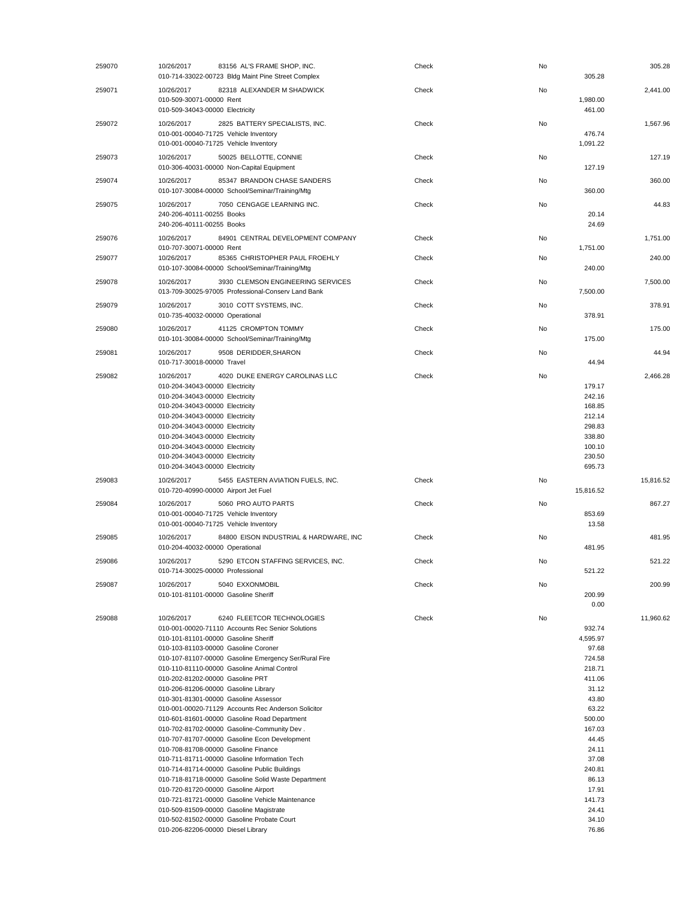| Check # | Date / Vendor / Account | Type | Void | Line Amount | Check Amount |
|---|---|---|---|---|---|
| 259070 | 10/26/2017 83156 AL'S FRAME SHOP, INC. | Check | No | | 305.28 |
| | 010-714-33022-00723 Bldg Maint Pine Street Complex | | | 305.28 | |
| 259071 | 10/26/2017 82318 ALEXANDER M SHADWICK | Check | No | | 2,441.00 |
| | 010-509-30071-00000 Rent | | | 1,980.00 | |
| | 010-509-34043-00000 Electricity | | | 461.00 | |
| 259072 | 10/26/2017 2825 BATTERY SPECIALISTS, INC. | Check | No | | 1,567.96 |
| | 010-001-00040-71725 Vehicle Inventory | | | 476.74 | |
| | 010-001-00040-71725 Vehicle Inventory | | | 1,091.22 | |
| 259073 | 10/26/2017 50025 BELLOTTE, CONNIE | Check | No | | 127.19 |
| | 010-306-40031-00000 Non-Capital Equipment | | | 127.19 | |
| 259074 | 10/26/2017 85347 BRANDON CHASE SANDERS | Check | No | | 360.00 |
| | 010-107-30084-00000 School/Seminar/Training/Mtg | | | 360.00 | |
| 259075 | 10/26/2017 7050 CENGAGE LEARNING INC. | Check | No | | 44.83 |
| | 240-206-40111-00255 Books | | | 20.14 | |
| | 240-206-40111-00255 Books | | | 24.69 | |
| 259076 | 10/26/2017 84901 CENTRAL DEVELOPMENT COMPANY | Check | No | | 1,751.00 |
| | 010-707-30071-00000 Rent | | | 1,751.00 | |
| 259077 | 10/26/2017 85365 CHRISTOPHER PAUL FROEHLY | Check | No | | 240.00 |
| | 010-107-30084-00000 School/Seminar/Training/Mtg | | | 240.00 | |
| 259078 | 10/26/2017 3930 CLEMSON ENGINEERING SERVICES | Check | No | | 7,500.00 |
| | 013-709-30025-97005 Professional-Conserv Land Bank | | | 7,500.00 | |
| 259079 | 10/26/2017 3010 COTT SYSTEMS, INC. | Check | No | | 378.91 |
| | 010-735-40032-00000 Operational | | | 378.91 | |
| 259080 | 10/26/2017 41125 CROMPTON TOMMY | Check | No | | 175.00 |
| | 010-101-30084-00000 School/Seminar/Training/Mtg | | | 175.00 | |
| 259081 | 10/26/2017 9508 DERIDDER,SHARON | Check | No | | 44.94 |
| | 010-717-30018-00000 Travel | | | 44.94 | |
| 259082 | 10/26/2017 4020 DUKE ENERGY CAROLINAS LLC | Check | No | | 2,466.28 |
| | 010-204-34043-00000 Electricity | | | 179.17 | |
| | 010-204-34043-00000 Electricity | | | 242.16 | |
| | 010-204-34043-00000 Electricity | | | 168.85 | |
| | 010-204-34043-00000 Electricity | | | 212.14 | |
| | 010-204-34043-00000 Electricity | | | 298.83 | |
| | 010-204-34043-00000 Electricity | | | 338.80 | |
| | 010-204-34043-00000 Electricity | | | 100.10 | |
| | 010-204-34043-00000 Electricity | | | 230.50 | |
| | 010-204-34043-00000 Electricity | | | 695.73 | |
| 259083 | 10/26/2017 5455 EASTERN AVIATION FUELS, INC. | Check | No | | 15,816.52 |
| | 010-720-40990-00000 Airport Jet Fuel | | | 15,816.52 | |
| 259084 | 10/26/2017 5060 PRO AUTO PARTS | Check | No | | 867.27 |
| | 010-001-00040-71725 Vehicle Inventory | | | 853.69 | |
| | 010-001-00040-71725 Vehicle Inventory | | | 13.58 | |
| 259085 | 10/26/2017 84800 EISON INDUSTRIAL & HARDWARE, INC | Check | No | | 481.95 |
| | 010-204-40032-00000 Operational | | | 481.95 | |
| 259086 | 10/26/2017 5290 ETCON STAFFING SERVICES, INC. | Check | No | | 521.22 |
| | 010-714-30025-00000 Professional | | | 521.22 | |
| 259087 | 10/26/2017 5040 EXXONMOBIL | Check | No | | 200.99 |
| | 010-101-81101-00000 Gasoline Sheriff | | | 200.99 | |
| | | | | 0.00 | |
| 259088 | 10/26/2017 6240 FLEETCOR TECHNOLOGIES | Check | No | | 11,960.62 |
| | 010-001-00020-71110 Accounts Rec Senior Solutions | | | 932.74 | |
| | 010-101-81101-00000 Gasoline Sheriff | | | 4,595.97 | |
| | 010-103-81103-00000 Gasoline Coroner | | | 97.68 | |
| | 010-107-81107-00000 Gasoline Emergency Ser/Rural Fire | | | 724.58 | |
| | 010-110-81110-00000 Gasoline Animal Control | | | 218.71 | |
| | 010-202-81202-00000 Gasoline PRT | | | 411.06 | |
| | 010-206-81206-00000 Gasoline Library | | | 31.12 | |
| | 010-301-81301-00000 Gasoline Assessor | | | 43.80 | |
| | 010-001-00020-71129 Accounts Rec Anderson Solicitor | | | 63.22 | |
| | 010-601-81601-00000 Gasoline Road Department | | | 500.00 | |
| | 010-702-81702-00000 Gasoline-Community Dev . | | | 167.03 | |
| | 010-707-81707-00000 Gasoline Econ Development | | | 44.45 | |
| | 010-708-81708-00000 Gasoline Finance | | | 24.11 | |
| | 010-711-81711-00000 Gasoline Information Tech | | | 37.08 | |
| | 010-714-81714-00000 Gasoline Public Buildings | | | 240.81 | |
| | 010-718-81718-00000 Gasoline Solid Waste Department | | | 86.13 | |
| | 010-720-81720-00000 Gasoline Airport | | | 17.91 | |
| | 010-721-81721-00000 Gasoline Vehicle Maintenance | | | 141.73 | |
| | 010-509-81509-00000 Gasoline Magistrate | | | 24.41 | |
| | 010-502-81502-00000 Gasoline Probate Court | | | 34.10 | |
| | 010-206-82206-00000 Diesel Library | | | 76.86 | |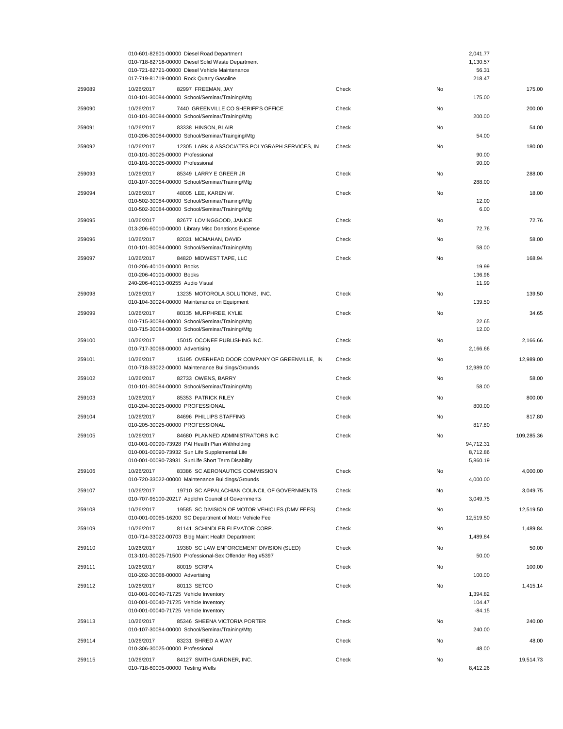| | | | | | |
|---|---|---|---|---|---|
| | 010-601-82601-00000 Diesel Road Department | | | 2,041.77 | |
| | 010-718-82718-00000 Diesel Solid Waste Department | | | 1,130.57 | |
| | 010-721-82721-00000 Diesel Vehicle Maintenance | | | 56.31 | |
| | 017-719-81719-00000 Rock Quarry Gasoline | | | 218.47 | |
| 259089 | 10/26/2017 82997 FREEMAN, JAY | Check | No | | 175.00 |
| | 010-101-30084-00000 School/Seminar/Training/Mtg | | | 175.00 | |
| 259090 | 10/26/2017 7440 GREENVILLE CO SHERIFF'S OFFICE | Check | No | | 200.00 |
| | 010-101-30084-00000 School/Seminar/Training/Mtg | | | 200.00 | |
| 259091 | 10/26/2017 83338 HINSON, BLAIR | Check | No | | 54.00 |
| | 010-206-30084-00000 School/Seminar/Trainging/Mtg | | | 54.00 | |
| 259092 | 10/26/2017 12305 LARK & ASSOCIATES POLYGRAPH SERVICES, IN | Check | No | | 180.00 |
| | 010-101-30025-00000 Professional | | | 90.00 | |
| | 010-101-30025-00000 Professional | | | 90.00 | |
| 259093 | 10/26/2017 85349 LARRY E GREER JR | Check | No | | 288.00 |
| | 010-107-30084-00000 School/Seminar/Training/Mtg | | | 288.00 | |
| 259094 | 10/26/2017 48005 LEE, KAREN W. | Check | No | | 18.00 |
| | 010-502-30084-00000 School/Seminar/Training/Mtg | | | 12.00 | |
| | 010-502-30084-00000 School/Seminar/Training/Mtg | | | 6.00 | |
| 259095 | 10/26/2017 82677 LOVINGGOOD, JANICE | Check | No | | 72.76 |
| | 013-206-60010-00000 Library Misc Donations Expense | | | 72.76 | |
| 259096 | 10/26/2017 82031 MCMAHAN, DAVID | Check | No | | 58.00 |
| | 010-101-30084-00000 School/Seminar/Training/Mtg | | | 58.00 | |
| 259097 | 10/26/2017 84820 MIDWEST TAPE, LLC | Check | No | | 168.94 |
| | 010-206-40101-00000 Books | | | 19.99 | |
| | 010-206-40101-00000 Books | | | 136.96 | |
| | 240-206-40113-00255 Audio Visual | | | 11.99 | |
| 259098 | 10/26/2017 13235 MOTOROLA SOLUTIONS, INC. | Check | No | | 139.50 |
| | 010-104-30024-00000 Maintenance on Equipment | | | 139.50 | |
| 259099 | 10/26/2017 80135 MURPHREE, KYLIE | Check | No | | 34.65 |
| | 010-715-30084-00000 School/Seminar/Training/Mtg | | | 22.65 | |
| | 010-715-30084-00000 School/Seminar/Training/Mtg | | | 12.00 | |
| 259100 | 10/26/2017 15015 OCONEE PUBLISHING INC. | Check | No | | 2,166.66 |
| | 010-717-30068-00000 Advertising | | | 2,166.66 | |
| 259101 | 10/26/2017 15195 OVERHEAD DOOR COMPANY OF GREENVILLE, IN | Check | No | | 12,989.00 |
| | 010-718-33022-00000 Maintenance Buildings/Grounds | | | 12,989.00 | |
| 259102 | 10/26/2017 82733 OWENS, BARRY | Check | No | | 58.00 |
| | 010-101-30084-00000 School/Seminar/Training/Mtg | | | 58.00 | |
| 259103 | 10/26/2017 85353 PATRICK RILEY | Check | No | | 800.00 |
| | 010-204-30025-00000 PROFESSIONAL | | | 800.00 | |
| 259104 | 10/26/2017 84696 PHILLIPS STAFFING | Check | No | | 817.80 |
| | 010-205-30025-00000 PROFESSIONAL | | | 817.80 | |
| 259105 | 10/26/2017 84680 PLANNED ADMINISTRATORS INC | Check | No | | 109,285.36 |
| | 010-001-00090-73928 PAI Health Plan Withholding | | | 94,712.31 | |
| | 010-001-00090-73932 Sun Life Supplemental Life | | | 8,712.86 | |
| | 010-001-00090-73931 SunLife Short Term Disability | | | 5,860.19 | |
| 259106 | 10/26/2017 83386 SC AERONAUTICS COMMISSION | Check | No | | 4,000.00 |
| | 010-720-33022-00000 Maintenance Buildings/Grounds | | | 4,000.00 | |
| 259107 | 10/26/2017 19710 SC APPALACHIAN COUNCIL OF GOVERNMENTS | Check | No | | 3,049.75 |
| | 010-707-95100-20217 Applchn Council of Governments | | | 3,049.75 | |
| 259108 | 10/26/2017 19585 SC DIVISION OF MOTOR VEHICLES (DMV FEES) | Check | No | | 12,519.50 |
| | 010-001-00065-16200 SC Department of Motor Vehicle Fee | | | 12,519.50 | |
| 259109 | 10/26/2017 81141 SCHINDLER ELEVATOR CORP. | Check | No | | 1,489.84 |
| | 010-714-33022-00703 Bldg Maint Health Department | | | 1,489.84 | |
| 259110 | 10/26/2017 19380 SC LAW ENFORCEMENT DIVISION (SLED) | Check | No | | 50.00 |
| | 013-101-30025-71500 Professional-Sex Offender Reg #5397 | | | 50.00 | |
| 259111 | 10/26/2017 80019 SCRPA | Check | No | | 100.00 |
| | 010-202-30068-00000 Advertising | | | 100.00 | |
| 259112 | 10/26/2017 80113 SETCO | Check | No | | 1,415.14 |
| | 010-001-00040-71725 Vehicle Inventory | | | 1,394.82 | |
| | 010-001-00040-71725 Vehicle Inventory | | | 104.47 | |
| | 010-001-00040-71725 Vehicle Inventory | | | -84.15 | |
| 259113 | 10/26/2017 85346 SHEENA VICTORIA PORTER | Check | No | | 240.00 |
| | 010-107-30084-00000 School/Seminar/Training/Mtg | | | 240.00 | |
| 259114 | 10/26/2017 83231 SHRED A WAY | Check | No | | 48.00 |
| | 010-306-30025-00000 Professional | | | 48.00 | |
| 259115 | 10/26/2017 84127 SMITH GARDNER, INC. | Check | No | | 19,514.73 |
| | 010-718-60005-00000 Testing Wells | | | 8,412.26 | |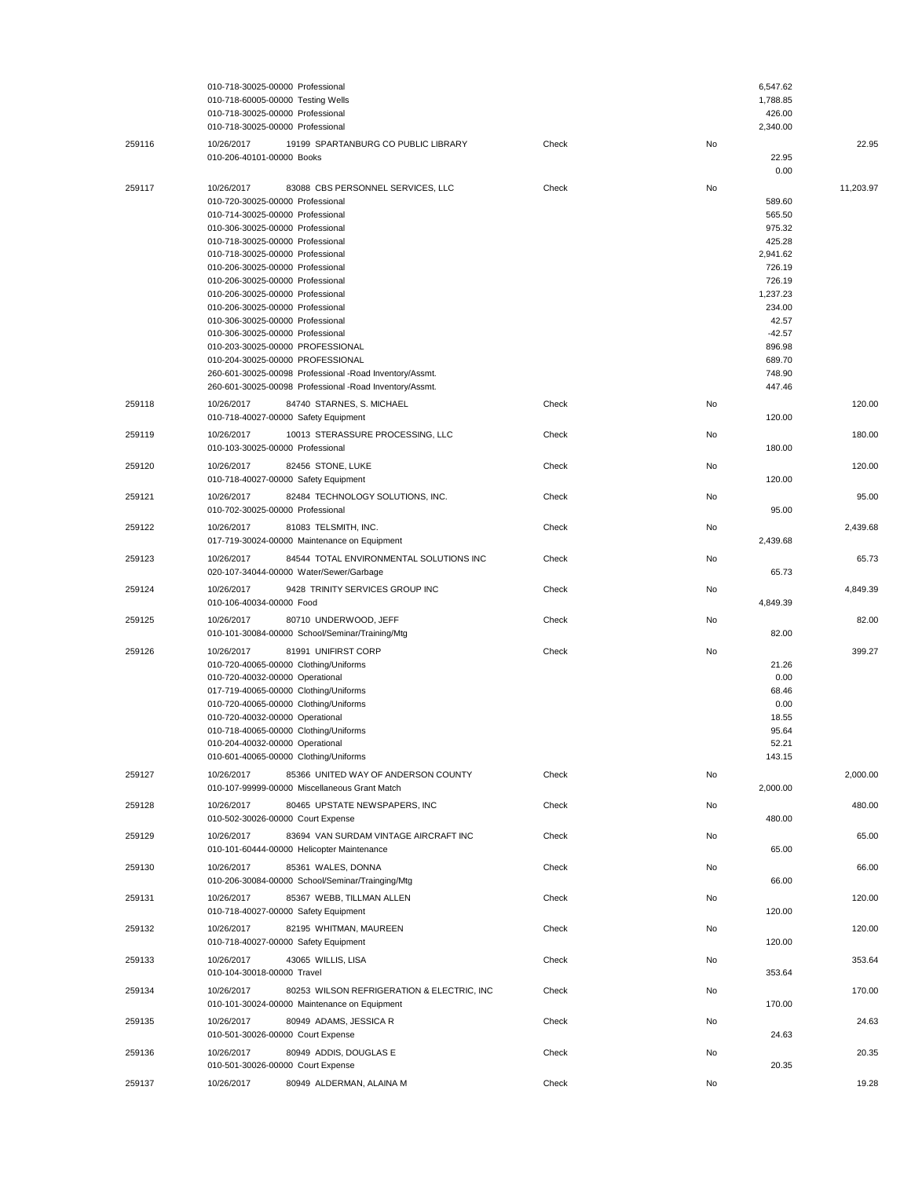| | | | | | | |
|---|---|---|---|---|---|---|
| | 010-718-30025-00000 Professional | | | | 6,547.62 | |
| | 010-718-60005-00000 Testing Wells | | | | 1,788.85 | |
| | 010-718-30025-00000 Professional | | | | 426.00 | |
| | 010-718-30025-00000 Professional | | | | 2,340.00 | |
| 259116 | 10/26/2017 | 19199 SPARTANBURG CO PUBLIC LIBRARY | Check | No | | 22.95 |
| | 010-206-40101-00000 Books | | | | 22.95 | |
| | | | | | 0.00 | |
| 259117 | 10/26/2017 | 83088 CBS PERSONNEL SERVICES, LLC | Check | No | | 11,203.97 |
| | 010-720-30025-00000 Professional | | | | 589.60 | |
| | 010-714-30025-00000 Professional | | | | 565.50 | |
| | 010-306-30025-00000 Professional | | | | 975.32 | |
| | 010-718-30025-00000 Professional | | | | 425.28 | |
| | 010-718-30025-00000 Professional | | | | 2,941.62 | |
| | 010-206-30025-00000 Professional | | | | 726.19 | |
| | 010-206-30025-00000 Professional | | | | 726.19 | |
| | 010-206-30025-00000 Professional | | | | 1,237.23 | |
| | 010-206-30025-00000 Professional | | | | 234.00 | |
| | 010-306-30025-00000 Professional | | | | 42.57 | |
| | 010-306-30025-00000 Professional | | | | -42.57 | |
| | 010-203-30025-00000 PROFESSIONAL | | | | 896.98 | |
| | 010-204-30025-00000 PROFESSIONAL | | | | 689.70 | |
| | 260-601-30025-00098 Professional -Road Inventory/Assmt. | | | | 748.90 | |
| | 260-601-30025-00098 Professional -Road Inventory/Assmt. | | | | 447.46 | |
| 259118 | 10/26/2017 | 84740 STARNES, S. MICHAEL | Check | No | | 120.00 |
| | 010-718-40027-00000 Safety Equipment | | | | 120.00 | |
| 259119 | 10/26/2017 | 10013 STERASSURE PROCESSING, LLC | Check | No | | 180.00 |
| | 010-103-30025-00000 Professional | | | | 180.00 | |
| 259120 | 10/26/2017 | 82456 STONE, LUKE | Check | No | | 120.00 |
| | 010-718-40027-00000 Safety Equipment | | | | 120.00 | |
| 259121 | 10/26/2017 | 82484 TECHNOLOGY SOLUTIONS, INC. | Check | No | | 95.00 |
| | 010-702-30025-00000 Professional | | | | 95.00 | |
| 259122 | 10/26/2017 | 81083 TELSMITH, INC. | Check | No | | 2,439.68 |
| | 017-719-30024-00000 Maintenance on Equipment | | | | 2,439.68 | |
| 259123 | 10/26/2017 | 84544 TOTAL ENVIRONMENTAL SOLUTIONS INC | Check | No | | 65.73 |
| | 020-107-34044-00000 Water/Sewer/Garbage | | | | 65.73 | |
| 259124 | 10/26/2017 | 9428 TRINITY SERVICES GROUP INC | Check | No | | 4,849.39 |
| | 010-106-40034-00000 Food | | | | 4,849.39 | |
| 259125 | 10/26/2017 | 80710 UNDERWOOD, JEFF | Check | No | | 82.00 |
| | 010-101-30084-00000 School/Seminar/Training/Mtg | | | | 82.00 | |
| 259126 | 10/26/2017 | 81991 UNIFIRST CORP | Check | No | | 399.27 |
| | 010-720-40065-00000 Clothing/Uniforms | | | | 21.26 | |
| | 010-720-40032-00000 Operational | | | | 0.00 | |
| | 017-719-40065-00000 Clothing/Uniforms | | | | 68.46 | |
| | 010-720-40065-00000 Clothing/Uniforms | | | | 0.00 | |
| | 010-720-40032-00000 Operational | | | | 18.55 | |
| | 010-718-40065-00000 Clothing/Uniforms | | | | 95.64 | |
| | 010-204-40032-00000 Operational | | | | 52.21 | |
| | 010-601-40065-00000 Clothing/Uniforms | | | | 143.15 | |
| 259127 | 10/26/2017 | 85366 UNITED WAY OF ANDERSON COUNTY | Check | No | | 2,000.00 |
| | 010-107-99999-00000 Miscellaneous Grant Match | | | | 2,000.00 | |
| 259128 | 10/26/2017 | 80465 UPSTATE NEWSPAPERS, INC | Check | No | | 480.00 |
| | 010-502-30026-00000 Court Expense | | | | 480.00 | |
| 259129 | 10/26/2017 | 83694 VAN SURDAM VINTAGE AIRCRAFT INC | Check | No | | 65.00 |
| | 010-101-60444-00000 Helicopter Maintenance | | | | 65.00 | |
| 259130 | 10/26/2017 | 85361 WALES, DONNA | Check | No | | 66.00 |
| | 010-206-30084-00000 School/Seminar/Trainging/Mtg | | | | 66.00 | |
| 259131 | 10/26/2017 | 85367 WEBB, TILLMAN ALLEN | Check | No | | 120.00 |
| | 010-718-40027-00000 Safety Equipment | | | | 120.00 | |
| 259132 | 10/26/2017 | 82195 WHITMAN, MAUREEN | Check | No | | 120.00 |
| | 010-718-40027-00000 Safety Equipment | | | | 120.00 | |
| 259133 | 10/26/2017 | 43065 WILLIS, LISA | Check | No | | 353.64 |
| | 010-104-30018-00000 Travel | | | | 353.64 | |
| 259134 | 10/26/2017 | 80253 WILSON REFRIGERATION & ELECTRIC, INC | Check | No | | 170.00 |
| | 010-101-30024-00000 Maintenance on Equipment | | | | 170.00 | |
| 259135 | 10/26/2017 | 80949 ADAMS, JESSICA R | Check | No | | 24.63 |
| | 010-501-30026-00000 Court Expense | | | | 24.63 | |
| 259136 | 10/26/2017 | 80949 ADDIS, DOUGLAS E | Check | No | | 20.35 |
| | 010-501-30026-00000 Court Expense | | | | 20.35 | |
| 259137 | 10/26/2017 | 80949 ALDERMAN, ALAINA M | Check | No | | 19.28 |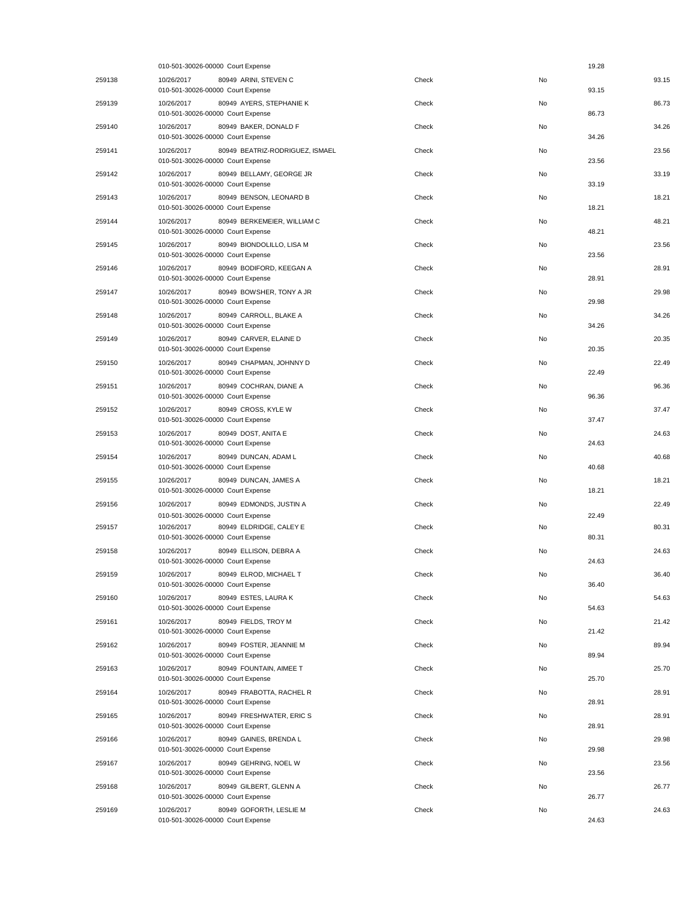| | | | | | |
|---|---|---|---|---|---|
| | 010-501-30026-00000 Court Expense | | | 19.28 | |
| 259138 | 10/26/2017 80949 ARINI, STEVEN C | Check | No | | 93.15 |
| | 010-501-30026-00000 Court Expense | | | 93.15 | |
| 259139 | 10/26/2017 80949 AYERS, STEPHANIE K | Check | No | | 86.73 |
| | 010-501-30026-00000 Court Expense | | | 86.73 | |
| 259140 | 10/26/2017 80949 BAKER, DONALD F | Check | No | | 34.26 |
| | 010-501-30026-00000 Court Expense | | | 34.26 | |
| 259141 | 10/26/2017 80949 BEATRIZ-RODRIGUEZ, ISMAEL | Check | No | | 23.56 |
| | 010-501-30026-00000 Court Expense | | | 23.56 | |
| 259142 | 10/26/2017 80949 BELLAMY, GEORGE JR | Check | No | | 33.19 |
| | 010-501-30026-00000 Court Expense | | | 33.19 | |
| 259143 | 10/26/2017 80949 BENSON, LEONARD B | Check | No | | 18.21 |
| | 010-501-30026-00000 Court Expense | | | 18.21 | |
| 259144 | 10/26/2017 80949 BERKEMEIER, WILLIAM C | Check | No | | 48.21 |
| | 010-501-30026-00000 Court Expense | | | 48.21 | |
| 259145 | 10/26/2017 80949 BIONDOLILLO, LISA M | Check | No | | 23.56 |
| | 010-501-30026-00000 Court Expense | | | 23.56 | |
| 259146 | 10/26/2017 80949 BODIFORD, KEEGAN A | Check | No | | 28.91 |
| | 010-501-30026-00000 Court Expense | | | 28.91 | |
| 259147 | 10/26/2017 80949 BOWSHER, TONY A JR | Check | No | | 29.98 |
| | 010-501-30026-00000 Court Expense | | | 29.98 | |
| 259148 | 10/26/2017 80949 CARROLL, BLAKE A | Check | No | | 34.26 |
| | 010-501-30026-00000 Court Expense | | | 34.26 | |
| 259149 | 10/26/2017 80949 CARVER, ELAINE D | Check | No | | 20.35 |
| | 010-501-30026-00000 Court Expense | | | 20.35 | |
| 259150 | 10/26/2017 80949 CHAPMAN, JOHNNY D | Check | No | | 22.49 |
| | 010-501-30026-00000 Court Expense | | | 22.49 | |
| 259151 | 10/26/2017 80949 COCHRAN, DIANE A | Check | No | | 96.36 |
| | 010-501-30026-00000 Court Expense | | | 96.36 | |
| 259152 | 10/26/2017 80949 CROSS, KYLE W | Check | No | | 37.47 |
| | 010-501-30026-00000 Court Expense | | | 37.47 | |
| 259153 | 10/26/2017 80949 DOST, ANITA E | Check | No | | 24.63 |
| | 010-501-30026-00000 Court Expense | | | 24.63 | |
| 259154 | 10/26/2017 80949 DUNCAN, ADAM L | Check | No | | 40.68 |
| | 010-501-30026-00000 Court Expense | | | 40.68 | |
| 259155 | 10/26/2017 80949 DUNCAN, JAMES A | Check | No | | 18.21 |
| | 010-501-30026-00000 Court Expense | | | 18.21 | |
| 259156 | 10/26/2017 80949 EDMONDS, JUSTIN A | Check | No | | 22.49 |
| | 010-501-30026-00000 Court Expense | | | 22.49 | |
| 259157 | 10/26/2017 80949 ELDRIDGE, CALEY E | Check | No | | 80.31 |
| | 010-501-30026-00000 Court Expense | | | 80.31 | |
| 259158 | 10/26/2017 80949 ELLISON, DEBRA A | Check | No | | 24.63 |
| | 010-501-30026-00000 Court Expense | | | 24.63 | |
| 259159 | 10/26/2017 80949 ELROD, MICHAEL T | Check | No | | 36.40 |
| | 010-501-30026-00000 Court Expense | | | 36.40 | |
| 259160 | 10/26/2017 80949 ESTES, LAURA K | Check | No | | 54.63 |
| | 010-501-30026-00000 Court Expense | | | 54.63 | |
| 259161 | 10/26/2017 80949 FIELDS, TROY M | Check | No | | 21.42 |
| | 010-501-30026-00000 Court Expense | | | 21.42 | |
| 259162 | 10/26/2017 80949 FOSTER, JEANNIE M | Check | No | | 89.94 |
| | 010-501-30026-00000 Court Expense | | | 89.94 | |
| 259163 | 10/26/2017 80949 FOUNTAIN, AIMEE T | Check | No | | 25.70 |
| | 010-501-30026-00000 Court Expense | | | 25.70 | |
| 259164 | 10/26/2017 80949 FRABOTTA, RACHEL R | Check | No | | 28.91 |
| | 010-501-30026-00000 Court Expense | | | 28.91 | |
| 259165 | 10/26/2017 80949 FRESHWATER, ERIC S | Check | No | | 28.91 |
| | 010-501-30026-00000 Court Expense | | | 28.91 | |
| 259166 | 10/26/2017 80949 GAINES, BRENDA L | Check | No | | 29.98 |
| | 010-501-30026-00000 Court Expense | | | 29.98 | |
| 259167 | 10/26/2017 80949 GEHRING, NOEL W | Check | No | | 23.56 |
| | 010-501-30026-00000 Court Expense | | | 23.56 | |
| 259168 | 10/26/2017 80949 GILBERT, GLENN A | Check | No | | 26.77 |
| | 010-501-30026-00000 Court Expense | | | 26.77 | |
| 259169 | 10/26/2017 80949 GOFORTH, LESLIE M | Check | No | | 24.63 |
| | 010-501-30026-00000 Court Expense | | | 24.63 | |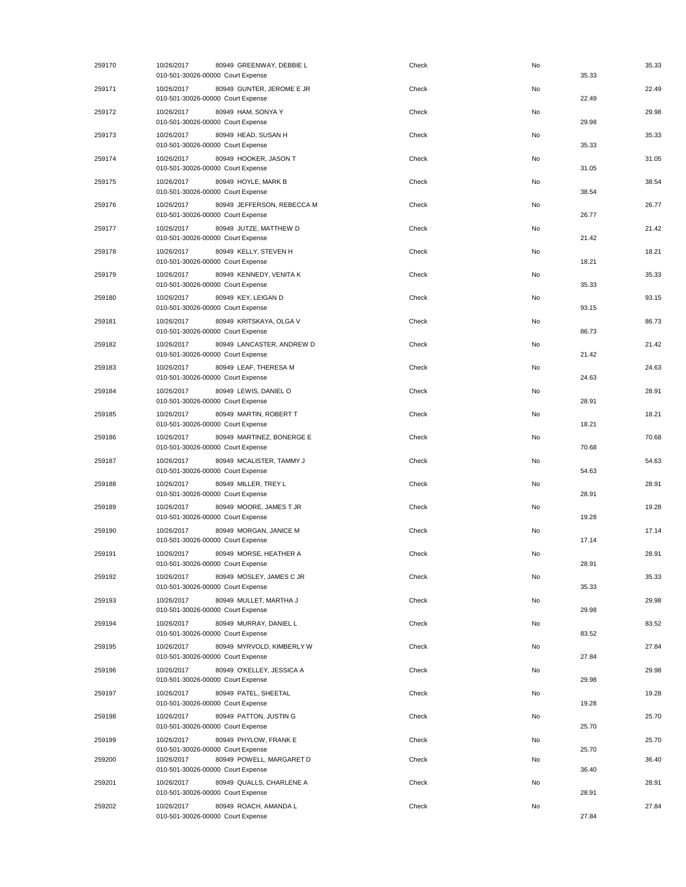| | | | | | | |
|---|---|---|---|---|---|---|
| 259170 | 10/26/2017 | 80949 GREENWAY, DEBBIE L | Check | No | | 35.33 |
| | 010-501-30026-00000 Court Expense | | | | 35.33 | |
| 259171 | 10/26/2017 | 80949 GUNTER, JEROME E JR | Check | No | | 22.49 |
| | 010-501-30026-00000 Court Expense | | | | 22.49 | |
| 259172 | 10/26/2017 | 80949 HAM, SONYA Y | Check | No | | 29.98 |
| | 010-501-30026-00000 Court Expense | | | | 29.98 | |
| 259173 | 10/26/2017 | 80949 HEAD, SUSAN H | Check | No | | 35.33 |
| | 010-501-30026-00000 Court Expense | | | | 35.33 | |
| 259174 | 10/26/2017 | 80949 HOOKER, JASON T | Check | No | | 31.05 |
| | 010-501-30026-00000 Court Expense | | | | 31.05 | |
| 259175 | 10/26/2017 | 80949 HOYLE, MARK B | Check | No | | 38.54 |
| | 010-501-30026-00000 Court Expense | | | | 38.54 | |
| 259176 | 10/26/2017 | 80949 JEFFERSON, REBECCA M | Check | No | | 26.77 |
| | 010-501-30026-00000 Court Expense | | | | 26.77 | |
| 259177 | 10/26/2017 | 80949 JUTZE, MATTHEW D | Check | No | | 21.42 |
| | 010-501-30026-00000 Court Expense | | | | 21.42 | |
| 259178 | 10/26/2017 | 80949 KELLY, STEVEN H | Check | No | | 18.21 |
| | 010-501-30026-00000 Court Expense | | | | 18.21 | |
| 259179 | 10/26/2017 | 80949 KENNEDY, VENITA K | Check | No | | 35.33 |
| | 010-501-30026-00000 Court Expense | | | | 35.33 | |
| 259180 | 10/26/2017 | 80949 KEY, LEIGAN D | Check | No | | 93.15 |
| | 010-501-30026-00000 Court Expense | | | | 93.15 | |
| 259181 | 10/26/2017 | 80949 KRITSKAYA, OLGA V | Check | No | | 86.73 |
| | 010-501-30026-00000 Court Expense | | | | 86.73 | |
| 259182 | 10/26/2017 | 80949 LANCASTER, ANDREW D | Check | No | | 21.42 |
| | 010-501-30026-00000 Court Expense | | | | 21.42 | |
| 259183 | 10/26/2017 | 80949 LEAF, THERESA M | Check | No | | 24.63 |
| | 010-501-30026-00000 Court Expense | | | | 24.63 | |
| 259184 | 10/26/2017 | 80949 LEWIS, DANIEL O | Check | No | | 28.91 |
| | 010-501-30026-00000 Court Expense | | | | 28.91 | |
| 259185 | 10/26/2017 | 80949 MARTIN, ROBERT T | Check | No | | 18.21 |
| | 010-501-30026-00000 Court Expense | | | | 18.21 | |
| 259186 | 10/26/2017 | 80949 MARTINEZ, BONERGE E | Check | No | | 70.68 |
| | 010-501-30026-00000 Court Expense | | | | 70.68 | |
| 259187 | 10/26/2017 | 80949 MCALISTER, TAMMY J | Check | No | | 54.63 |
| | 010-501-30026-00000 Court Expense | | | | 54.63 | |
| 259188 | 10/26/2017 | 80949 MILLER, TREY L | Check | No | | 28.91 |
| | 010-501-30026-00000 Court Expense | | | | 28.91 | |
| 259189 | 10/26/2017 | 80949 MOORE, JAMES T JR | Check | No | | 19.28 |
| | 010-501-30026-00000 Court Expense | | | | 19.28 | |
| 259190 | 10/26/2017 | 80949 MORGAN, JANICE M | Check | No | | 17.14 |
| | 010-501-30026-00000 Court Expense | | | | 17.14 | |
| 259191 | 10/26/2017 | 80949 MORSE, HEATHER A | Check | No | | 28.91 |
| | 010-501-30026-00000 Court Expense | | | | 28.91 | |
| 259192 | 10/26/2017 | 80949 MOSLEY, JAMES C JR | Check | No | | 35.33 |
| | 010-501-30026-00000 Court Expense | | | | 35.33 | |
| 259193 | 10/26/2017 | 80949 MULLET, MARTHA J | Check | No | | 29.98 |
| | 010-501-30026-00000 Court Expense | | | | 29.98 | |
| 259194 | 10/26/2017 | 80949 MURRAY, DANIEL L | Check | No | | 83.52 |
| | 010-501-30026-00000 Court Expense | | | | 83.52 | |
| 259195 | 10/26/2017 | 80949 MYRVOLD, KIMBERLY W | Check | No | | 27.84 |
| | 010-501-30026-00000 Court Expense | | | | 27.84 | |
| 259196 | 10/26/2017 | 80949 O'KELLEY, JESSICA A | Check | No | | 29.98 |
| | 010-501-30026-00000 Court Expense | | | | 29.98 | |
| 259197 | 10/26/2017 | 80949 PATEL, SHEETAL | Check | No | | 19.28 |
| | 010-501-30026-00000 Court Expense | | | | 19.28 | |
| 259198 | 10/26/2017 | 80949 PATTON, JUSTIN G | Check | No | | 25.70 |
| | 010-501-30026-00000 Court Expense | | | | 25.70 | |
| 259199 | 10/26/2017 | 80949 PHYLOW, FRANK E | Check | No | | 25.70 |
| | 010-501-30026-00000 Court Expense | | | | 25.70 | |
| 259200 | 10/26/2017 | 80949 POWELL, MARGARET D | Check | No | | 36.40 |
| | 010-501-30026-00000 Court Expense | | | | 36.40 | |
| 259201 | 10/26/2017 | 80949 QUALLS, CHARLENE A | Check | No | | 28.91 |
| | 010-501-30026-00000 Court Expense | | | | 28.91 | |
| 259202 | 10/26/2017 | 80949 ROACH, AMANDA L | Check | No | | 27.84 |
| | 010-501-30026-00000 Court Expense | | | | 27.84 | |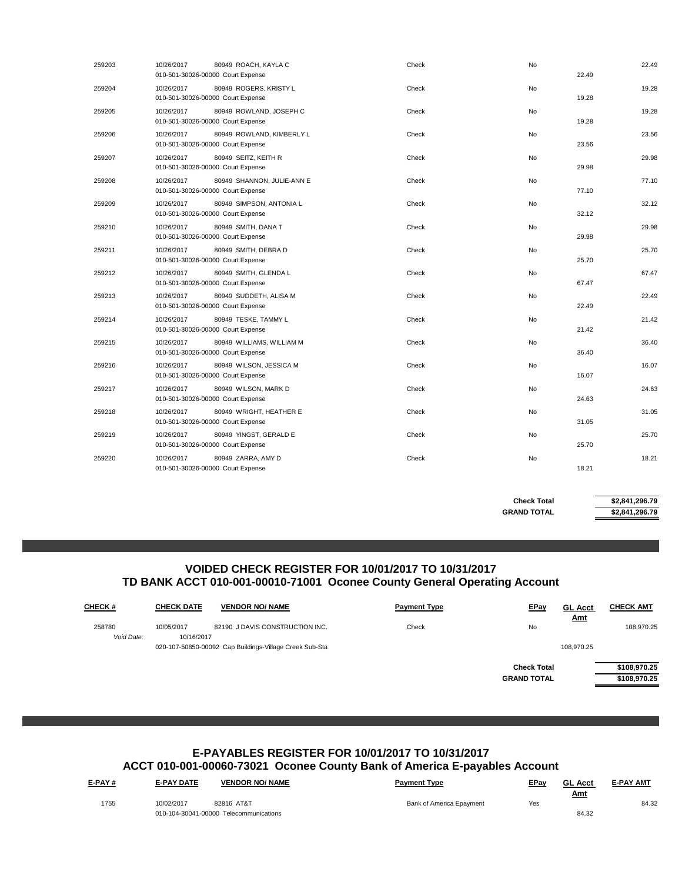| | | | | | | |
|---|---|---|---|---|---|---|
| 259203 | 10/26/2017 | 80949 ROACH, KAYLA C | Check | No | | 22.49 |
| | 010-501-30026-00000 Court Expense | | | | 22.49 | |
| 259204 | 10/26/2017 | 80949 ROGERS, KRISTY L | Check | No | | 19.28 |
| | 010-501-30026-00000 Court Expense | | | | 19.28 | |
| 259205 | 10/26/2017 | 80949 ROWLAND, JOSEPH C | Check | No | | 19.28 |
| | 010-501-30026-00000 Court Expense | | | | 19.28 | |
| 259206 | 10/26/2017 | 80949 ROWLAND, KIMBERLY L | Check | No | | 23.56 |
| | 010-501-30026-00000 Court Expense | | | | 23.56 | |
| 259207 | 10/26/2017 | 80949 SEITZ, KEITH R | Check | No | | 29.98 |
| | 010-501-30026-00000 Court Expense | | | | 29.98 | |
| 259208 | 10/26/2017 | 80949 SHANNON, JULIE-ANN E | Check | No | | 77.10 |
| | 010-501-30026-00000 Court Expense | | | | 77.10 | |
| 259209 | 10/26/2017 | 80949 SIMPSON, ANTONIA L | Check | No | | 32.12 |
| | 010-501-30026-00000 Court Expense | | | | 32.12 | |
| 259210 | 10/26/2017 | 80949 SMITH, DANA T | Check | No | | 29.98 |
| | 010-501-30026-00000 Court Expense | | | | 29.98 | |
| 259211 | 10/26/2017 | 80949 SMITH, DEBRA D | Check | No | | 25.70 |
| | 010-501-30026-00000 Court Expense | | | | 25.70 | |
| 259212 | 10/26/2017 | 80949 SMITH, GLENDA L | Check | No | | 67.47 |
| | 010-501-30026-00000 Court Expense | | | | 67.47 | |
| 259213 | 10/26/2017 | 80949 SUDDETH, ALISA M | Check | No | | 22.49 |
| | 010-501-30026-00000 Court Expense | | | | 22.49 | |
| 259214 | 10/26/2017 | 80949 TESKE, TAMMY L | Check | No | | 21.42 |
| | 010-501-30026-00000 Court Expense | | | | 21.42 | |
| 259215 | 10/26/2017 | 80949 WILLIAMS, WILLIAM M | Check | No | | 36.40 |
| | 010-501-30026-00000 Court Expense | | | | 36.40 | |
| 259216 | 10/26/2017 | 80949 WILSON, JESSICA M | Check | No | | 16.07 |
| | 010-501-30026-00000 Court Expense | | | | 16.07 | |
| 259217 | 10/26/2017 | 80949 WILSON, MARK D | Check | No | | 24.63 |
| | 010-501-30026-00000 Court Expense | | | | 24.63 | |
| 259218 | 10/26/2017 | 80949 WRIGHT, HEATHER E | Check | No | | 31.05 |
| | 010-501-30026-00000 Court Expense | | | | 31.05 | |
| 259219 | 10/26/2017 | 80949 YINGST, GERALD E | Check | No | | 25.70 |
| | 010-501-30026-00000 Court Expense | | | | 25.70 | |
| 259220 | 10/26/2017 | 80949 ZARRA, AMY D | Check | No | | 18.21 |
| | 010-501-30026-00000 Court Expense | | | | 18.21 | |
| | | | | **Check Total** | | **$2,841,296.79** |
| | | | | **GRAND TOTAL** | | **$2,841,296.79** |

## VOIDED CHECK REGISTER FOR 10/01/2017 TO 10/31/2017
## TD BANK ACCT 010-001-00010-71001 Oconee County General Operating Account

| CHECK # | CHECK DATE | VENDOR NO/ NAME | Payment Type | EPay | GL Acct Amt | CHECK AMT |
|---|---|---|---|---|---|---|
| 258780 | 10/05/2017 | 82190 J DAVIS CONSTRUCTION INC. | Check | No | | 108,970.25 |
| *Void Date:* | 10/16/2017 | | | | | |
| | 020-107-50850-00092 Cap Buildings-Village Creek Sub-Sta | | | | 108,970.25 | |
| | | | | **Check Total** | | **$108,970.25** |
| | | | | **GRAND TOTAL** | | **$108,970.25** |

## E-PAYABLES REGISTER FOR 10/01/2017 TO 10/31/2017
## ACCT 010-001-00060-73021 Oconee County Bank of America E-payables Account

| E-PAY # | E-PAY DATE | VENDOR NO/ NAME | Payment Type | EPay | GL Acct Amt | E-PAY AMT |
|---|---|---|---|---|---|---|
| 1755 | 10/02/2017 | 82816 AT&T | Bank of America Epayment | Yes | | 84.32 |
| | 010-104-30041-00000 Telecommunications | | | | 84.32 | |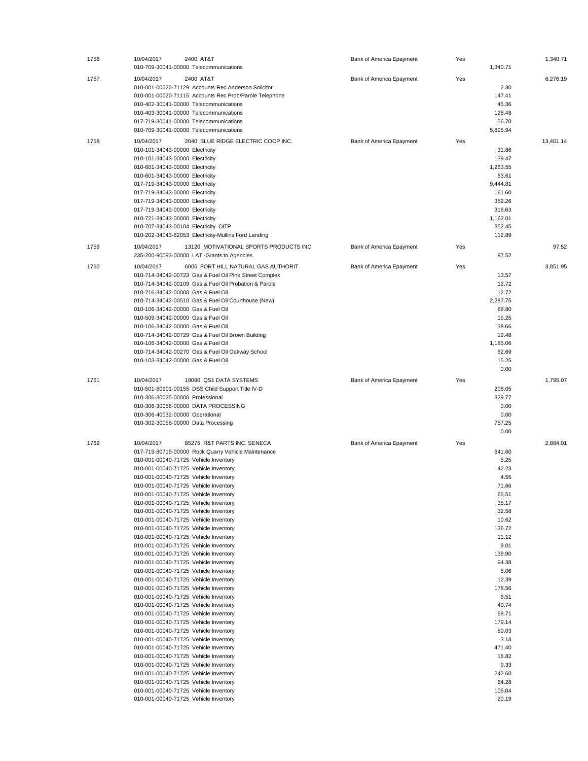| | | | | | |
|---|---|---|---|---|---|
| 1756 | 10/04/2017 2400 AT&T | Bank of America Epayment | Yes | | 1,340.71 |
| | 010-709-30041-00000 Telecommunications | | | 1,340.71 | |
| 1757 | 10/04/2017 2400 AT&T | Bank of America Epayment | Yes | | 6,276.19 |
| | 010-001-00020-71129 Accounts Rec Anderson Solicitor | | | 2.30 | |
| | 010-001-00020-71115 Accounts Rec Prob/Parole Telephone | | | 147.41 | |
| | 010-402-30041-00000 Telecommunications | | | 45.36 | |
| | 010-403-30041-00000 Telecommunications | | | 128.48 | |
| | 017-719-30041-00000 Telecommunications | | | 56.70 | |
| | 010-709-30041-00000 Telecommunications | | | 5,895.94 | |
| 1758 | 10/04/2017 2040 BLUE RIDGE ELECTRIC COOP INC. | Bank of America Epayment | Yes | | 13,401.14 |
| | 010-101-34043-00000 Electricity | | | 31.86 | |
| | 010-101-34043-00000 Electricity | | | 139.47 | |
| | 010-601-34043-00000 Electricity | | | 1,263.55 | |
| | 010-601-34043-00000 Electricity | | | 63.61 | |
| | 017-719-34043-00000 Electricity | | | 9,444.81 | |
| | 017-719-34043-00000 Electricity | | | 161.60 | |
| | 017-719-34043-00000 Electricity | | | 352.26 | |
| | 017-719-34043-00000 Electricity | | | 316.63 | |
| | 010-721-34043-00000 Electricity | | | 1,162.01 | |
| | 010-707-34043-00104 Electricity OITP | | | 352.45 | |
| | 010-202-34043-62053 Electricity-Mullins Ford Landing | | | 112.89 | |
| 1759 | 10/04/2017 13120 MOTIVATIONAL SPORTS PRODUCTS INC | Bank of America Epayment | Yes | | 97.52 |
| | 235-200-90093-00000 LAT -Grants to Agencies | | | 97.52 | |
| 1760 | 10/04/2017 6005 FORT HILL NATURAL GAS AUTHORIT | Bank of America Epayment | Yes | | 3,851.95 |
| | 010-714-34042-00723 Gas & Fuel Oil PIne Street Complex | | | 13.57 | |
| | 010-714-34042-00109 Gas & Fuel Oil Probation & Parole | | | 12.72 | |
| | 010-716-34042-00000 Gas & Fuel Oil | | | 12.72 | |
| | 010-714-34042-00510 Gas & Fuel Oil Courthouse (New) | | | 2,287.75 | |
| | 010-106-34042-00000 Gas & Fuel Oil | | | 88.80 | |
| | 010-509-34042-00000 Gas & Fuel Oil | | | 15.25 | |
| | 010-106-34042-00000 Gas & Fuel Oil | | | 138.66 | |
| | 010-714-34042-00729 Gas & Fuel Oil Brown Building | | | 19.48 | |
| | 010-106-34042-00000 Gas & Fuel Oil | | | 1,185.06 | |
| | 010-714-34042-00270 Gas & Fuel Oil Oakway School | | | 62.69 | |
| | 010-103-34042-00000 Gas & Fuel Oil | | | 15.25 | |
| | | | | 0.00 | |
| 1761 | 10/04/2017 19090 QS1 DATA SYSTEMS | Bank of America Epayment | Yes | | 1,795.07 |
| | 010-501-60901-00155 DSS Child Support Title IV-D | | | 208.05 | |
| | 010-306-30025-00000 Professional | | | 829.77 | |
| | 010-306-30056-00000 DATA PROCESSING | | | 0.00 | |
| | 010-306-40032-00000 Operational | | | 0.00 | |
| | 010-302-30056-00000 Data Processing | | | 757.25 | |
| | | | | 0.00 | |
| 1762 | 10/04/2017 85275 R&T PARTS INC. SENECA | Bank of America Epayment | Yes | | 2,884.01 |
| | 017-719-80719-00000 Rock Quarry Vehicle Maintenance | | | 641.60 | |
| | 010-001-00040-71725 Vehicle Inventory | | | 5.25 | |
| | 010-001-00040-71725 Vehicle Inventory | | | 42.23 | |
| | 010-001-00040-71725 Vehicle Inventory | | | 4.55 | |
| | 010-001-00040-71725 Vehicle Inventory | | | 71.66 | |
| | 010-001-00040-71725 Vehicle Inventory | | | 65.51 | |
| | 010-001-00040-71725 Vehicle Inventory | | | 35.17 | |
| | 010-001-00040-71725 Vehicle Inventory | | | 32.58 | |
| | 010-001-00040-71725 Vehicle Inventory | | | 10.62 | |
| | 010-001-00040-71725 Vehicle Inventory | | | 136.72 | |
| | 010-001-00040-71725 Vehicle Inventory | | | 11.12 | |
| | 010-001-00040-71725 Vehicle Inventory | | | 9.01 | |
| | 010-001-00040-71725 Vehicle Inventory | | | 139.90 | |
| | 010-001-00040-71725 Vehicle Inventory | | | 94.38 | |
| | 010-001-00040-71725 Vehicle Inventory | | | 8.06 | |
| | 010-001-00040-71725 Vehicle Inventory | | | 12.39 | |
| | 010-001-00040-71725 Vehicle Inventory | | | 178.56 | |
| | 010-001-00040-71725 Vehicle Inventory | | | 6.51 | |
| | 010-001-00040-71725 Vehicle Inventory | | | 40.74 | |
| | 010-001-00040-71725 Vehicle Inventory | | | 68.71 | |
| | 010-001-00040-71725 Vehicle Inventory | | | 179.14 | |
| | 010-001-00040-71725 Vehicle Inventory | | | 50.03 | |
| | 010-001-00040-71725 Vehicle Inventory | | | 3.13 | |
| | 010-001-00040-71725 Vehicle Inventory | | | 471.40 | |
| | 010-001-00040-71725 Vehicle Inventory | | | 18.82 | |
| | 010-001-00040-71725 Vehicle Inventory | | | 9.33 | |
| | 010-001-00040-71725 Vehicle Inventory | | | 242.60 | |
| | 010-001-00040-71725 Vehicle Inventory | | | 64.28 | |
| | 010-001-00040-71725 Vehicle Inventory | | | 105.04 | |
| | 010-001-00040-71725 Vehicle Inventory | | | 20.19 | |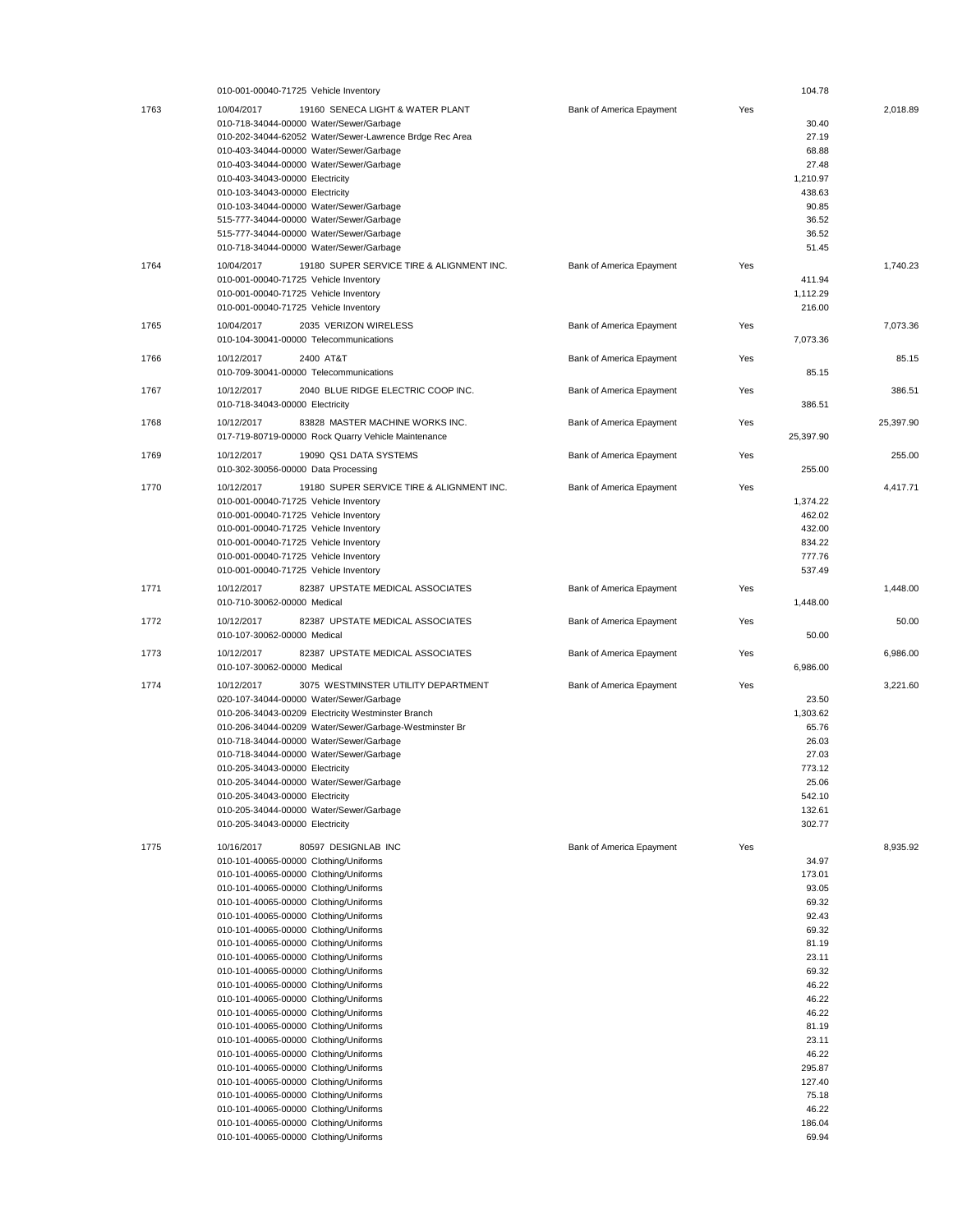| | | | | | |
|---|---|---|---|---|---|
| | 010-001-00040-71725 Vehicle Inventory | | | 104.78 | |
| 1763 | 10/04/2017 19160 SENECA LIGHT & WATER PLANT | Bank of America Epayment | Yes | | 2,018.89 |
| | 010-718-34044-00000 Water/Sewer/Garbage | | | 30.40 | |
| | 010-202-34044-62052 Water/Sewer-Lawrence Brdge Rec Area | | | 27.19 | |
| | 010-403-34044-00000 Water/Sewer/Garbage | | | 68.88 | |
| | 010-403-34044-00000 Water/Sewer/Garbage | | | 27.48 | |
| | 010-403-34043-00000 Electricity | | | 1,210.97 | |
| | 010-103-34043-00000 Electricity | | | 438.63 | |
| | 010-103-34044-00000 Water/Sewer/Garbage | | | 90.85 | |
| | 515-777-34044-00000 Water/Sewer/Garbage | | | 36.52 | |
| | 515-777-34044-00000 Water/Sewer/Garbage | | | 36.52 | |
| | 010-718-34044-00000 Water/Sewer/Garbage | | | 51.45 | |
| 1764 | 10/04/2017 19180 SUPER SERVICE TIRE & ALIGNMENT INC. | Bank of America Epayment | Yes | | 1,740.23 |
| | 010-001-00040-71725 Vehicle Inventory | | | 411.94 | |
| | 010-001-00040-71725 Vehicle Inventory | | | 1,112.29 | |
| | 010-001-00040-71725 Vehicle Inventory | | | 216.00 | |
| 1765 | 10/04/2017 2035 VERIZON WIRELESS | Bank of America Epayment | Yes | | 7,073.36 |
| | 010-104-30041-00000 Telecommunications | | | 7,073.36 | |
| 1766 | 10/12/2017 2400 AT&T | Bank of America Epayment | Yes | | 85.15 |
| | 010-709-30041-00000 Telecommunications | | | 85.15 | |
| 1767 | 10/12/2017 2040 BLUE RIDGE ELECTRIC COOP INC. | Bank of America Epayment | Yes | | 386.51 |
| | 010-718-34043-00000 Electricity | | | 386.51 | |
| 1768 | 10/12/2017 83828 MASTER MACHINE WORKS INC. | Bank of America Epayment | Yes | | 25,397.90 |
| | 017-719-80719-00000 Rock Quarry Vehicle Maintenance | | | 25,397.90 | |
| 1769 | 10/12/2017 19090 QS1 DATA SYSTEMS | Bank of America Epayment | Yes | | 255.00 |
| | 010-302-30056-00000 Data Processing | | | 255.00 | |
| 1770 | 10/12/2017 19180 SUPER SERVICE TIRE & ALIGNMENT INC. | Bank of America Epayment | Yes | | 4,417.71 |
| | 010-001-00040-71725 Vehicle Inventory | | | 1,374.22 | |
| | 010-001-00040-71725 Vehicle Inventory | | | 462.02 | |
| | 010-001-00040-71725 Vehicle Inventory | | | 432.00 | |
| | 010-001-00040-71725 Vehicle Inventory | | | 834.22 | |
| | 010-001-00040-71725 Vehicle Inventory | | | 777.76 | |
| | 010-001-00040-71725 Vehicle Inventory | | | 537.49 | |
| 1771 | 10/12/2017 82387 UPSTATE MEDICAL ASSOCIATES | Bank of America Epayment | Yes | | 1,448.00 |
| | 010-710-30062-00000 Medical | | | 1,448.00 | |
| 1772 | 10/12/2017 82387 UPSTATE MEDICAL ASSOCIATES | Bank of America Epayment | Yes | | 50.00 |
| | 010-107-30062-00000 Medical | | | 50.00 | |
| 1773 | 10/12/2017 82387 UPSTATE MEDICAL ASSOCIATES | Bank of America Epayment | Yes | | 6,986.00 |
| | 010-107-30062-00000 Medical | | | 6,986.00 | |
| 1774 | 10/12/2017 3075 WESTMINSTER UTILITY DEPARTMENT | Bank of America Epayment | Yes | | 3,221.60 |
| | 020-107-34044-00000 Water/Sewer/Garbage | | | 23.50 | |
| | 010-206-34043-00209 Electricity Westminster Branch | | | 1,303.62 | |
| | 010-206-34044-00209 Water/Sewer/Garbage-Westminster Br | | | 65.76 | |
| | 010-718-34044-00000 Water/Sewer/Garbage | | | 26.03 | |
| | 010-718-34044-00000 Water/Sewer/Garbage | | | 27.03 | |
| | 010-205-34043-00000 Electricity | | | 773.12 | |
| | 010-205-34044-00000 Water/Sewer/Garbage | | | 25.06 | |
| | 010-205-34043-00000 Electricity | | | 542.10 | |
| | 010-205-34044-00000 Water/Sewer/Garbage | | | 132.61 | |
| | 010-205-34043-00000 Electricity | | | 302.77 | |
| 1775 | 10/16/2017 80597 DESIGNLAB INC | Bank of America Epayment | Yes | | 8,935.92 |
| | 010-101-40065-00000 Clothing/Uniforms | | | 34.97 | |
| | 010-101-40065-00000 Clothing/Uniforms | | | 173.01 | |
| | 010-101-40065-00000 Clothing/Uniforms | | | 93.05 | |
| | 010-101-40065-00000 Clothing/Uniforms | | | 69.32 | |
| | 010-101-40065-00000 Clothing/Uniforms | | | 92.43 | |
| | 010-101-40065-00000 Clothing/Uniforms | | | 69.32 | |
| | 010-101-40065-00000 Clothing/Uniforms | | | 81.19 | |
| | 010-101-40065-00000 Clothing/Uniforms | | | 23.11 | |
| | 010-101-40065-00000 Clothing/Uniforms | | | 69.32 | |
| | 010-101-40065-00000 Clothing/Uniforms | | | 46.22 | |
| | 010-101-40065-00000 Clothing/Uniforms | | | 46.22 | |
| | 010-101-40065-00000 Clothing/Uniforms | | | 46.22 | |
| | 010-101-40065-00000 Clothing/Uniforms | | | 81.19 | |
| | 010-101-40065-00000 Clothing/Uniforms | | | 23.11 | |
| | 010-101-40065-00000 Clothing/Uniforms | | | 46.22 | |
| | 010-101-40065-00000 Clothing/Uniforms | | | 295.87 | |
| | 010-101-40065-00000 Clothing/Uniforms | | | 127.40 | |
| | 010-101-40065-00000 Clothing/Uniforms | | | 75.18 | |
| | 010-101-40065-00000 Clothing/Uniforms | | | 46.22 | |
| | 010-101-40065-00000 Clothing/Uniforms | | | 186.04 | |
| | 010-101-40065-00000 Clothing/Uniforms | | | 69.94 | |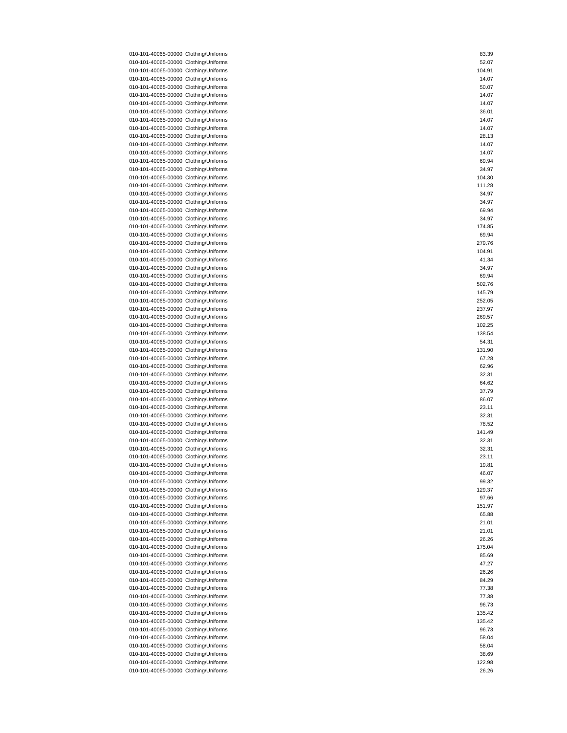| | | |
|---|---|---|
| 010-101-40065-00000 | Clothing/Uniforms | 83.39 |
| 010-101-40065-00000 | Clothing/Uniforms | 52.07 |
| 010-101-40065-00000 | Clothing/Uniforms | 104.91 |
| 010-101-40065-00000 | Clothing/Uniforms | 14.07 |
| 010-101-40065-00000 | Clothing/Uniforms | 50.07 |
| 010-101-40065-00000 | Clothing/Uniforms | 14.07 |
| 010-101-40065-00000 | Clothing/Uniforms | 14.07 |
| 010-101-40065-00000 | Clothing/Uniforms | 36.01 |
| 010-101-40065-00000 | Clothing/Uniforms | 14.07 |
| 010-101-40065-00000 | Clothing/Uniforms | 14.07 |
| 010-101-40065-00000 | Clothing/Uniforms | 28.13 |
| 010-101-40065-00000 | Clothing/Uniforms | 14.07 |
| 010-101-40065-00000 | Clothing/Uniforms | 14.07 |
| 010-101-40065-00000 | Clothing/Uniforms | 69.94 |
| 010-101-40065-00000 | Clothing/Uniforms | 34.97 |
| 010-101-40065-00000 | Clothing/Uniforms | 104.30 |
| 010-101-40065-00000 | Clothing/Uniforms | 111.28 |
| 010-101-40065-00000 | Clothing/Uniforms | 34.97 |
| 010-101-40065-00000 | Clothing/Uniforms | 34.97 |
| 010-101-40065-00000 | Clothing/Uniforms | 69.94 |
| 010-101-40065-00000 | Clothing/Uniforms | 34.97 |
| 010-101-40065-00000 | Clothing/Uniforms | 174.85 |
| 010-101-40065-00000 | Clothing/Uniforms | 69.94 |
| 010-101-40065-00000 | Clothing/Uniforms | 279.76 |
| 010-101-40065-00000 | Clothing/Uniforms | 104.91 |
| 010-101-40065-00000 | Clothing/Uniforms | 41.34 |
| 010-101-40065-00000 | Clothing/Uniforms | 34.97 |
| 010-101-40065-00000 | Clothing/Uniforms | 69.94 |
| 010-101-40065-00000 | Clothing/Uniforms | 502.76 |
| 010-101-40065-00000 | Clothing/Uniforms | 145.79 |
| 010-101-40065-00000 | Clothing/Uniforms | 252.05 |
| 010-101-40065-00000 | Clothing/Uniforms | 237.97 |
| 010-101-40065-00000 | Clothing/Uniforms | 269.57 |
| 010-101-40065-00000 | Clothing/Uniforms | 102.25 |
| 010-101-40065-00000 | Clothing/Uniforms | 138.54 |
| 010-101-40065-00000 | Clothing/Uniforms | 54.31 |
| 010-101-40065-00000 | Clothing/Uniforms | 131.90 |
| 010-101-40065-00000 | Clothing/Uniforms | 67.28 |
| 010-101-40065-00000 | Clothing/Uniforms | 62.96 |
| 010-101-40065-00000 | Clothing/Uniforms | 32.31 |
| 010-101-40065-00000 | Clothing/Uniforms | 64.62 |
| 010-101-40065-00000 | Clothing/Uniforms | 37.79 |
| 010-101-40065-00000 | Clothing/Uniforms | 86.07 |
| 010-101-40065-00000 | Clothing/Uniforms | 23.11 |
| 010-101-40065-00000 | Clothing/Uniforms | 32.31 |
| 010-101-40065-00000 | Clothing/Uniforms | 78.52 |
| 010-101-40065-00000 | Clothing/Uniforms | 141.49 |
| 010-101-40065-00000 | Clothing/Uniforms | 32.31 |
| 010-101-40065-00000 | Clothing/Uniforms | 32.31 |
| 010-101-40065-00000 | Clothing/Uniforms | 23.11 |
| 010-101-40065-00000 | Clothing/Uniforms | 19.81 |
| 010-101-40065-00000 | Clothing/Uniforms | 46.07 |
| 010-101-40065-00000 | Clothing/Uniforms | 99.32 |
| 010-101-40065-00000 | Clothing/Uniforms | 129.37 |
| 010-101-40065-00000 | Clothing/Uniforms | 97.66 |
| 010-101-40065-00000 | Clothing/Uniforms | 151.97 |
| 010-101-40065-00000 | Clothing/Uniforms | 65.88 |
| 010-101-40065-00000 | Clothing/Uniforms | 21.01 |
| 010-101-40065-00000 | Clothing/Uniforms | 21.01 |
| 010-101-40065-00000 | Clothing/Uniforms | 26.26 |
| 010-101-40065-00000 | Clothing/Uniforms | 175.04 |
| 010-101-40065-00000 | Clothing/Uniforms | 85.69 |
| 010-101-40065-00000 | Clothing/Uniforms | 47.27 |
| 010-101-40065-00000 | Clothing/Uniforms | 26.26 |
| 010-101-40065-00000 | Clothing/Uniforms | 84.29 |
| 010-101-40065-00000 | Clothing/Uniforms | 77.38 |
| 010-101-40065-00000 | Clothing/Uniforms | 77.38 |
| 010-101-40065-00000 | Clothing/Uniforms | 96.73 |
| 010-101-40065-00000 | Clothing/Uniforms | 135.42 |
| 010-101-40065-00000 | Clothing/Uniforms | 135.42 |
| 010-101-40065-00000 | Clothing/Uniforms | 96.73 |
| 010-101-40065-00000 | Clothing/Uniforms | 58.04 |
| 010-101-40065-00000 | Clothing/Uniforms | 58.04 |
| 010-101-40065-00000 | Clothing/Uniforms | 38.69 |
| 010-101-40065-00000 | Clothing/Uniforms | 122.98 |
| 010-101-40065-00000 | Clothing/Uniforms | 26.26 |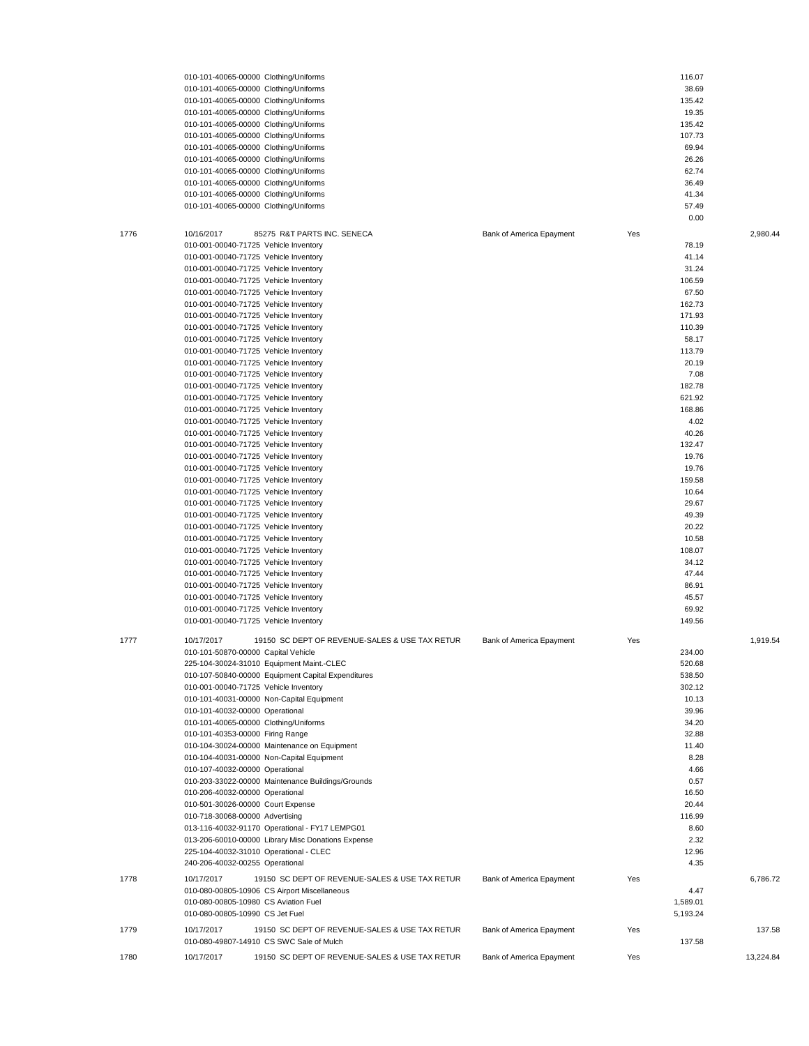| # | Date / Account | Vendor / Description | Payment Method | Cleared | Amount | Total |
|---|---|---|---|---|---|---|
| | 010-101-40065-00000 | Clothing/Uniforms | | | 116.07 | |
| | 010-101-40065-00000 | Clothing/Uniforms | | | 38.69 | |
| | 010-101-40065-00000 | Clothing/Uniforms | | | 135.42 | |
| | 010-101-40065-00000 | Clothing/Uniforms | | | 19.35 | |
| | 010-101-40065-00000 | Clothing/Uniforms | | | 135.42 | |
| | 010-101-40065-00000 | Clothing/Uniforms | | | 107.73 | |
| | 010-101-40065-00000 | Clothing/Uniforms | | | 69.94 | |
| | 010-101-40065-00000 | Clothing/Uniforms | | | 26.26 | |
| | 010-101-40065-00000 | Clothing/Uniforms | | | 62.74 | |
| | 010-101-40065-00000 | Clothing/Uniforms | | | 36.49 | |
| | 010-101-40065-00000 | Clothing/Uniforms | | | 41.34 | |
| | 010-101-40065-00000 | Clothing/Uniforms | | | 57.49 | |
| | | | | | 0.00 | |
| 1776 | 10/16/2017 | 85275 R&T PARTS INC. SENECA | Bank of America Epayment | Yes | | 2,980.44 |
| | 010-001-00040-71725 | Vehicle Inventory | | | 78.19 | |
| | 010-001-00040-71725 | Vehicle Inventory | | | 41.14 | |
| | 010-001-00040-71725 | Vehicle Inventory | | | 31.24 | |
| | 010-001-00040-71725 | Vehicle Inventory | | | 106.59 | |
| | 010-001-00040-71725 | Vehicle Inventory | | | 67.50 | |
| | 010-001-00040-71725 | Vehicle Inventory | | | 162.73 | |
| | 010-001-00040-71725 | Vehicle Inventory | | | 171.93 | |
| | 010-001-00040-71725 | Vehicle Inventory | | | 110.39 | |
| | 010-001-00040-71725 | Vehicle Inventory | | | 58.17 | |
| | 010-001-00040-71725 | Vehicle Inventory | | | 113.79 | |
| | 010-001-00040-71725 | Vehicle Inventory | | | 20.19 | |
| | 010-001-00040-71725 | Vehicle Inventory | | | 7.08 | |
| | 010-001-00040-71725 | Vehicle Inventory | | | 182.78 | |
| | 010-001-00040-71725 | Vehicle Inventory | | | 621.92 | |
| | 010-001-00040-71725 | Vehicle Inventory | | | 168.86 | |
| | 010-001-00040-71725 | Vehicle Inventory | | | 4.02 | |
| | 010-001-00040-71725 | Vehicle Inventory | | | 40.26 | |
| | 010-001-00040-71725 | Vehicle Inventory | | | 132.47 | |
| | 010-001-00040-71725 | Vehicle Inventory | | | 19.76 | |
| | 010-001-00040-71725 | Vehicle Inventory | | | 19.76 | |
| | 010-001-00040-71725 | Vehicle Inventory | | | 159.58 | |
| | 010-001-00040-71725 | Vehicle Inventory | | | 10.64 | |
| | 010-001-00040-71725 | Vehicle Inventory | | | 29.67 | |
| | 010-001-00040-71725 | Vehicle Inventory | | | 49.39 | |
| | 010-001-00040-71725 | Vehicle Inventory | | | 20.22 | |
| | 010-001-00040-71725 | Vehicle Inventory | | | 10.58 | |
| | 010-001-00040-71725 | Vehicle Inventory | | | 108.07 | |
| | 010-001-00040-71725 | Vehicle Inventory | | | 34.12 | |
| | 010-001-00040-71725 | Vehicle Inventory | | | 47.44 | |
| | 010-001-00040-71725 | Vehicle Inventory | | | 86.91 | |
| | 010-001-00040-71725 | Vehicle Inventory | | | 45.57 | |
| | 010-001-00040-71725 | Vehicle Inventory | | | 69.92 | |
| | 010-001-00040-71725 | Vehicle Inventory | | | 149.56 | |
| 1777 | 10/17/2017 | 19150 SC DEPT OF REVENUE-SALES & USE TAX RETUR | Bank of America Epayment | Yes | | 1,919.54 |
| | 010-101-50870-00000 | Capital Vehicle | | | 234.00 | |
| | 225-104-30024-31010 | Equipment Maint.-CLEC | | | 520.68 | |
| | 010-107-50840-00000 | Equipment Capital Expenditures | | | 538.50 | |
| | 010-001-00040-71725 | Vehicle Inventory | | | 302.12 | |
| | 010-101-40031-00000 | Non-Capital Equipment | | | 10.13 | |
| | 010-101-40032-00000 | Operational | | | 39.96 | |
| | 010-101-40065-00000 | Clothing/Uniforms | | | 34.20 | |
| | 010-101-40353-00000 | Firing Range | | | 32.88 | |
| | 010-104-30024-00000 | Maintenance on Equipment | | | 11.40 | |
| | 010-104-40031-00000 | Non-Capital Equipment | | | 8.28 | |
| | 010-107-40032-00000 | Operational | | | 4.66 | |
| | 010-203-33022-00000 | Maintenance Buildings/Grounds | | | 0.57 | |
| | 010-206-40032-00000 | Operational | | | 16.50 | |
| | 010-501-30026-00000 | Court Expense | | | 20.44 | |
| | 010-718-30068-00000 | Advertising | | | 116.99 | |
| | 013-116-40032-91170 | Operational - FY17 LEMPG01 | | | 8.60 | |
| | 013-206-60010-00000 | Library Misc Donations Expense | | | 2.32 | |
| | 225-104-40032-31010 | Operational - CLEC | | | 12.96 | |
| | 240-206-40032-00255 | Operational | | | 4.35 | |
| 1778 | 10/17/2017 | 19150 SC DEPT OF REVENUE-SALES & USE TAX RETUR | Bank of America Epayment | Yes | | 6,786.72 |
| | 010-080-00805-10906 | CS Airport Miscellaneous | | | 4.47 | |
| | 010-080-00805-10980 | CS Aviation Fuel | | | 1,589.01 | |
| | 010-080-00805-10990 | CS Jet Fuel | | | 5,193.24 | |
| 1779 | 10/17/2017 | 19150 SC DEPT OF REVENUE-SALES & USE TAX RETUR | Bank of America Epayment | Yes | | 137.58 |
| | 010-080-49807-14910 | CS SWC Sale of Mulch | | | 137.58 | |
| 1780 | 10/17/2017 | 19150 SC DEPT OF REVENUE-SALES & USE TAX RETUR | Bank of America Epayment | Yes | | 13,224.84 |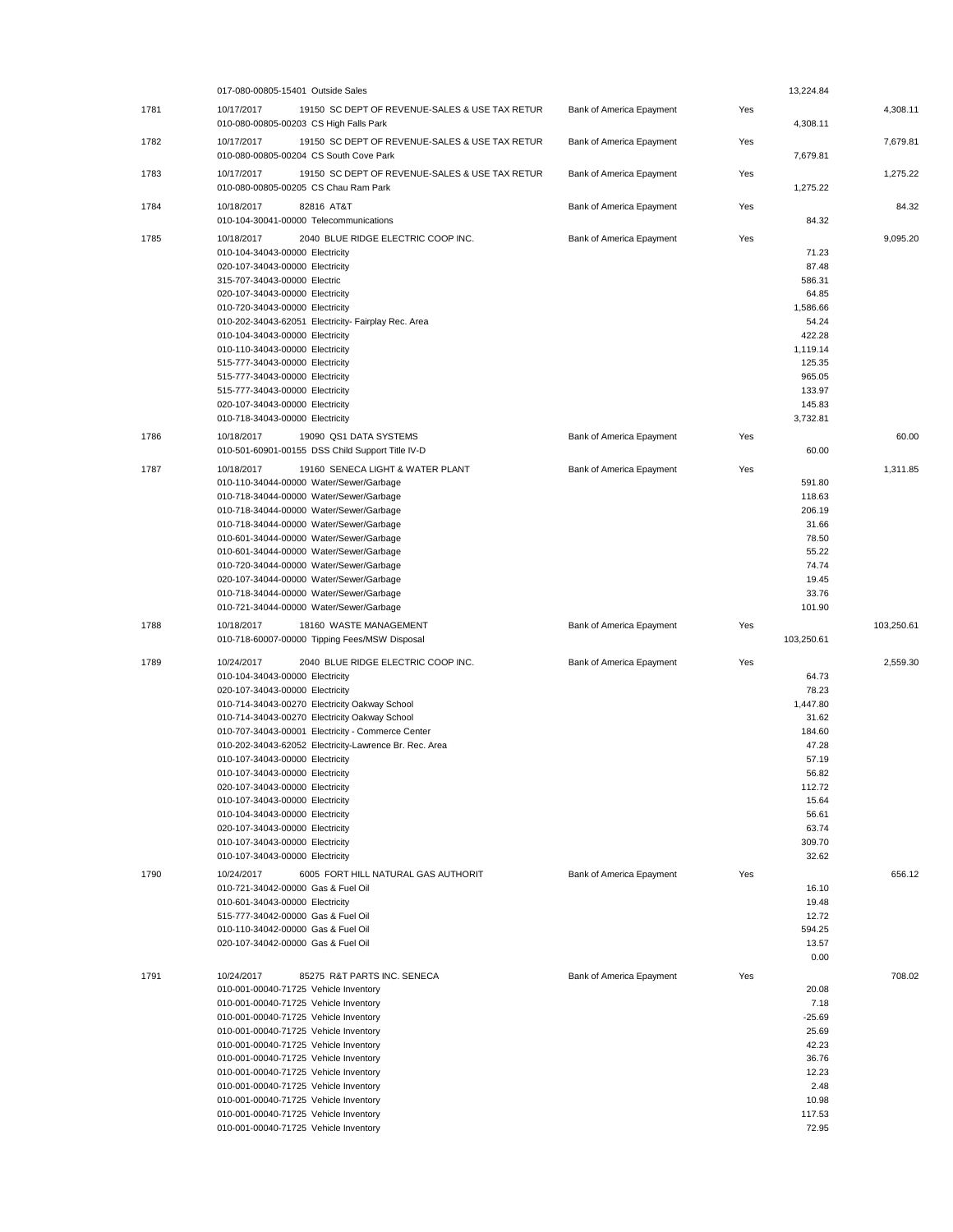| | | | | | |
|---|---|---|---|---|---|
| | 017-080-00805-15401 Outside Sales | | | 13,224.84 | |
| 1781 | 10/17/2017 19150 SC DEPT OF REVENUE-SALES & USE TAX RETUR | Bank of America Epayment | Yes | | 4,308.11 |
| | 010-080-00805-00203 CS High Falls Park | | | 4,308.11 | |
| 1782 | 10/17/2017 19150 SC DEPT OF REVENUE-SALES & USE TAX RETUR | Bank of America Epayment | Yes | | 7,679.81 |
| | 010-080-00805-00204 CS South Cove Park | | | 7,679.81 | |
| 1783 | 10/17/2017 19150 SC DEPT OF REVENUE-SALES & USE TAX RETUR | Bank of America Epayment | Yes | | 1,275.22 |
| | 010-080-00805-00205 CS Chau Ram Park | | | 1,275.22 | |
| 1784 | 10/18/2017 82816 AT&T | Bank of America Epayment | Yes | | 84.32 |
| | 010-104-30041-00000 Telecommunications | | | 84.32 | |
| 1785 | 10/18/2017 2040 BLUE RIDGE ELECTRIC COOP INC. | Bank of America Epayment | Yes | | 9,095.20 |
| | 010-104-34043-00000 Electricity | | | 71.23 | |
| | 020-107-34043-00000 Electricity | | | 87.48 | |
| | 315-707-34043-00000 Electric | | | 586.31 | |
| | 020-107-34043-00000 Electricity | | | 64.85 | |
| | 010-720-34043-00000 Electricity | | | 1,586.66 | |
| | 010-202-34043-62051 Electricity- Fairplay Rec. Area | | | 54.24 | |
| | 010-104-34043-00000 Electricity | | | 422.28 | |
| | 010-110-34043-00000 Electricity | | | 1,119.14 | |
| | 515-777-34043-00000 Electricity | | | 125.35 | |
| | 515-777-34043-00000 Electricity | | | 965.05 | |
| | 515-777-34043-00000 Electricity | | | 133.97 | |
| | 020-107-34043-00000 Electricity | | | 145.83 | |
| | 010-718-34043-00000 Electricity | | | 3,732.81 | |
| 1786 | 10/18/2017 19090 QS1 DATA SYSTEMS | Bank of America Epayment | Yes | | 60.00 |
| | 010-501-60901-00155 DSS Child Support Title IV-D | | | 60.00 | |
| 1787 | 10/18/2017 19160 SENECA LIGHT & WATER PLANT | Bank of America Epayment | Yes | | 1,311.85 |
| | 010-110-34044-00000 Water/Sewer/Garbage | | | 591.80 | |
| | 010-718-34044-00000 Water/Sewer/Garbage | | | 118.63 | |
| | 010-718-34044-00000 Water/Sewer/Garbage | | | 206.19 | |
| | 010-718-34044-00000 Water/Sewer/Garbage | | | 31.66 | |
| | 010-601-34044-00000 Water/Sewer/Garbage | | | 78.50 | |
| | 010-601-34044-00000 Water/Sewer/Garbage | | | 55.22 | |
| | 010-720-34044-00000 Water/Sewer/Garbage | | | 74.74 | |
| | 020-107-34044-00000 Water/Sewer/Garbage | | | 19.45 | |
| | 010-718-34044-00000 Water/Sewer/Garbage | | | 33.76 | |
| | 010-721-34044-00000 Water/Sewer/Garbage | | | 101.90 | |
| 1788 | 10/18/2017 18160 WASTE MANAGEMENT | Bank of America Epayment | Yes | | 103,250.61 |
| | 010-718-60007-00000 Tipping Fees/MSW Disposal | | | 103,250.61 | |
| 1789 | 10/24/2017 2040 BLUE RIDGE ELECTRIC COOP INC. | Bank of America Epayment | Yes | | 2,559.30 |
| | 010-104-34043-00000 Electricity | | | 64.73 | |
| | 020-107-34043-00000 Electricity | | | 78.23 | |
| | 010-714-34043-00270 Electricity Oakway School | | | 1,447.80 | |
| | 010-714-34043-00270 Electricity Oakway School | | | 31.62 | |
| | 010-707-34043-00001 Electricity - Commerce Center | | | 184.60 | |
| | 010-202-34043-62052 Electricity-Lawrence Br. Rec. Area | | | 47.28 | |
| | 010-107-34043-00000 Electricity | | | 57.19 | |
| | 010-107-34043-00000 Electricity | | | 56.82 | |
| | 020-107-34043-00000 Electricity | | | 112.72 | |
| | 010-107-34043-00000 Electricity | | | 15.64 | |
| | 010-104-34043-00000 Electricity | | | 56.61 | |
| | 020-107-34043-00000 Electricity | | | 63.74 | |
| | 010-107-34043-00000 Electricity | | | 309.70 | |
| | 010-107-34043-00000 Electricity | | | 32.62 | |
| 1790 | 10/24/2017 6005 FORT HILL NATURAL GAS AUTHORIT | Bank of America Epayment | Yes | | 656.12 |
| | 010-721-34042-00000 Gas & Fuel Oil | | | 16.10 | |
| | 010-601-34043-00000 Electricity | | | 19.48 | |
| | 515-777-34042-00000 Gas & Fuel Oil | | | 12.72 | |
| | 010-110-34042-00000 Gas & Fuel Oil | | | 594.25 | |
| | 020-107-34042-00000 Gas & Fuel Oil | | | 13.57 | |
| | | | | 0.00 | |
| 1791 | 10/24/2017 85275 R&T PARTS INC. SENECA | Bank of America Epayment | Yes | | 708.02 |
| | 010-001-00040-71725 Vehicle Inventory | | | 20.08 | |
| | 010-001-00040-71725 Vehicle Inventory | | | 7.18 | |
| | 010-001-00040-71725 Vehicle Inventory | | | -25.69 | |
| | 010-001-00040-71725 Vehicle Inventory | | | 25.69 | |
| | 010-001-00040-71725 Vehicle Inventory | | | 42.23 | |
| | 010-001-00040-71725 Vehicle Inventory | | | 36.76 | |
| | 010-001-00040-71725 Vehicle Inventory | | | 12.23 | |
| | 010-001-00040-71725 Vehicle Inventory | | | 2.48 | |
| | 010-001-00040-71725 Vehicle Inventory | | | 10.98 | |
| | 010-001-00040-71725 Vehicle Inventory | | | 117.53 | |
| | 010-001-00040-71725 Vehicle Inventory | | | 72.95 | |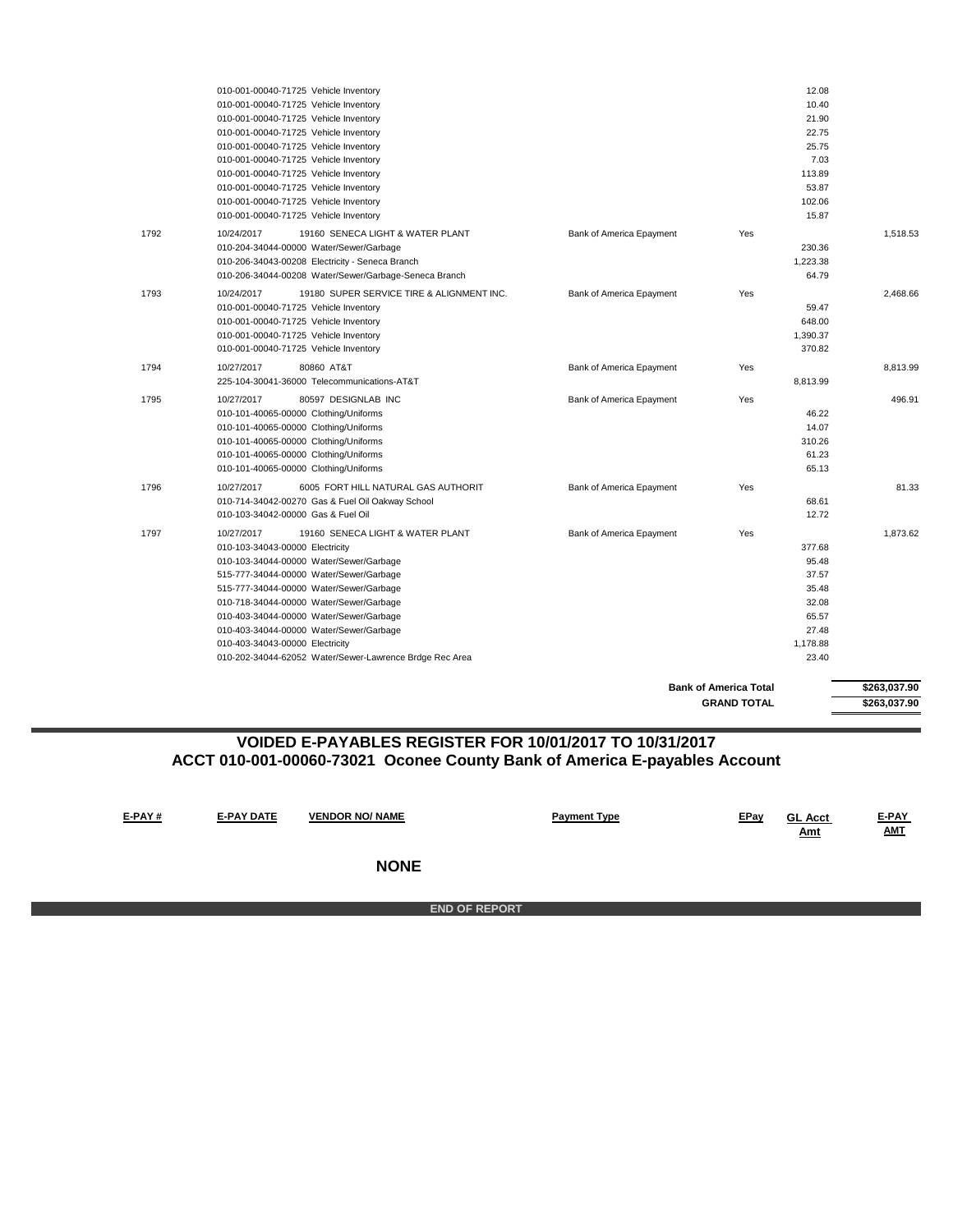| | | | | | |
|---|---|---|---|---|---|
| | 010-001-00040-71725 Vehicle Inventory | | | 12.08 | |
| | 010-001-00040-71725 Vehicle Inventory | | | 10.40 | |
| | 010-001-00040-71725 Vehicle Inventory | | | 21.90 | |
| | 010-001-00040-71725 Vehicle Inventory | | | 22.75 | |
| | 010-001-00040-71725 Vehicle Inventory | | | 25.75 | |
| | 010-001-00040-71725 Vehicle Inventory | | | 7.03 | |
| | 010-001-00040-71725 Vehicle Inventory | | | 113.89 | |
| | 010-001-00040-71725 Vehicle Inventory | | | 53.87 | |
| | 010-001-00040-71725 Vehicle Inventory | | | 102.06 | |
| | 010-001-00040-71725 Vehicle Inventory | | | 15.87 | |
| 1792 | 10/24/2017 19160 SENECA LIGHT & WATER PLANT | Bank of America Epayment | Yes | | 1,518.53 |
| | 010-204-34044-00000 Water/Sewer/Garbage | | | 230.36 | |
| | 010-206-34043-00208 Electricity - Seneca Branch | | | 1,223.38 | |
| | 010-206-34044-00208 Water/Sewer/Garbage-Seneca Branch | | | 64.79 | |
| 1793 | 10/24/2017 19180 SUPER SERVICE TIRE & ALIGNMENT INC. | Bank of America Epayment | Yes | | 2,468.66 |
| | 010-001-00040-71725 Vehicle Inventory | | | 59.47 | |
| | 010-001-00040-71725 Vehicle Inventory | | | 648.00 | |
| | 010-001-00040-71725 Vehicle Inventory | | | 1,390.37 | |
| | 010-001-00040-71725 Vehicle Inventory | | | 370.82 | |
| 1794 | 10/27/2017 80860 AT&T | Bank of America Epayment | Yes | | 8,813.99 |
| | 225-104-30041-36000 Telecommunications-AT&T | | | 8,813.99 | |
| 1795 | 10/27/2017 80597 DESIGNLAB INC | Bank of America Epayment | Yes | | 496.91 |
| | 010-101-40065-00000 Clothing/Uniforms | | | 46.22 | |
| | 010-101-40065-00000 Clothing/Uniforms | | | 14.07 | |
| | 010-101-40065-00000 Clothing/Uniforms | | | 310.26 | |
| | 010-101-40065-00000 Clothing/Uniforms | | | 61.23 | |
| | 010-101-40065-00000 Clothing/Uniforms | | | 65.13 | |
| 1796 | 10/27/2017 6005 FORT HILL NATURAL GAS AUTHORIT | Bank of America Epayment | Yes | | 81.33 |
| | 010-714-34042-00270 Gas & Fuel Oil Oakway School | | | 68.61 | |
| | 010-103-34042-00000 Gas & Fuel Oil | | | 12.72 | |
| 1797 | 10/27/2017 19160 SENECA LIGHT & WATER PLANT | Bank of America Epayment | Yes | | 1,873.62 |
| | 010-103-34043-00000 Electricity | | | 377.68 | |
| | 010-103-34044-00000 Water/Sewer/Garbage | | | 95.48 | |
| | 515-777-34044-00000 Water/Sewer/Garbage | | | 37.57 | |
| | 515-777-34044-00000 Water/Sewer/Garbage | | | 35.48 | |
| | 010-718-34044-00000 Water/Sewer/Garbage | | | 32.08 | |
| | 010-403-34044-00000 Water/Sewer/Garbage | | | 65.57 | |
| | 010-403-34044-00000 Water/Sewer/Garbage | | | 27.48 | |
| | 010-403-34043-00000 Electricity | | | 1,178.88 | |
| | 010-202-34044-62052 Water/Sewer-Lawrence Brdge Rec Area | | | 23.40 | |
| | | | **Bank of America Total** | | **$263,037.90** |
| | | | **GRAND TOTAL** | | **$263,037.90** |

## VOIDED E-PAYABLES REGISTER FOR 10/01/2017 TO 10/31/2017
## ACCT 010-001-00060-73021 Oconee County Bank of America E-payables Account

| E-PAY # | E-PAY DATE | VENDOR NO/ NAME | Payment Type | EPay | GL Acct Amt | E-PAY AMT |
|---|---|---|---|---|---|---|

**NONE**

**END OF REPORT**